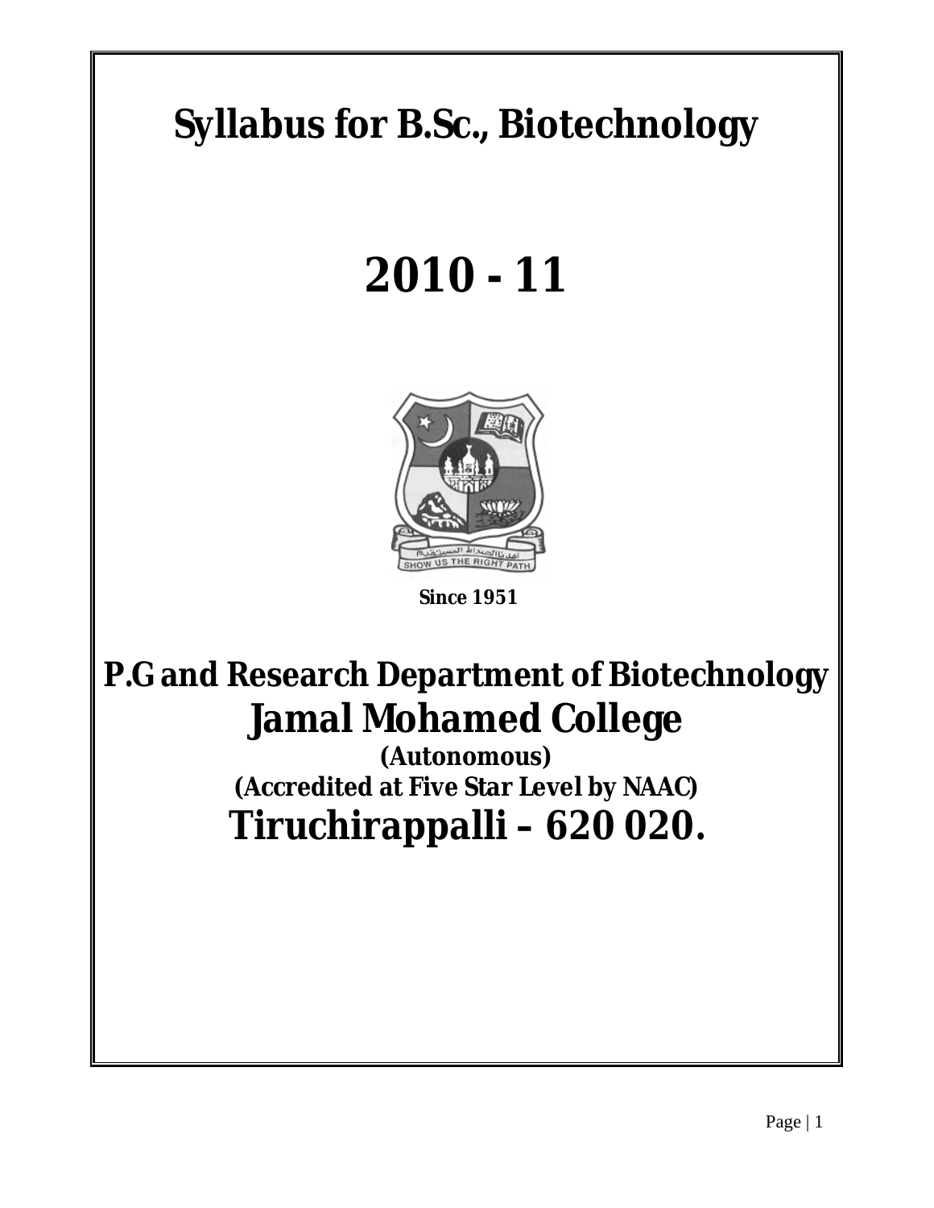# Syllabus for B.Sc., Biotechnology

# 2010 - 11

**Since 1951**

## P.G and Research Department of Biotechnology

## Jamal Mohamed College

**(Autonomous)**

***(Accredited at Five Star Level by NAAC)***

## Tiruchirappalli – 620 020.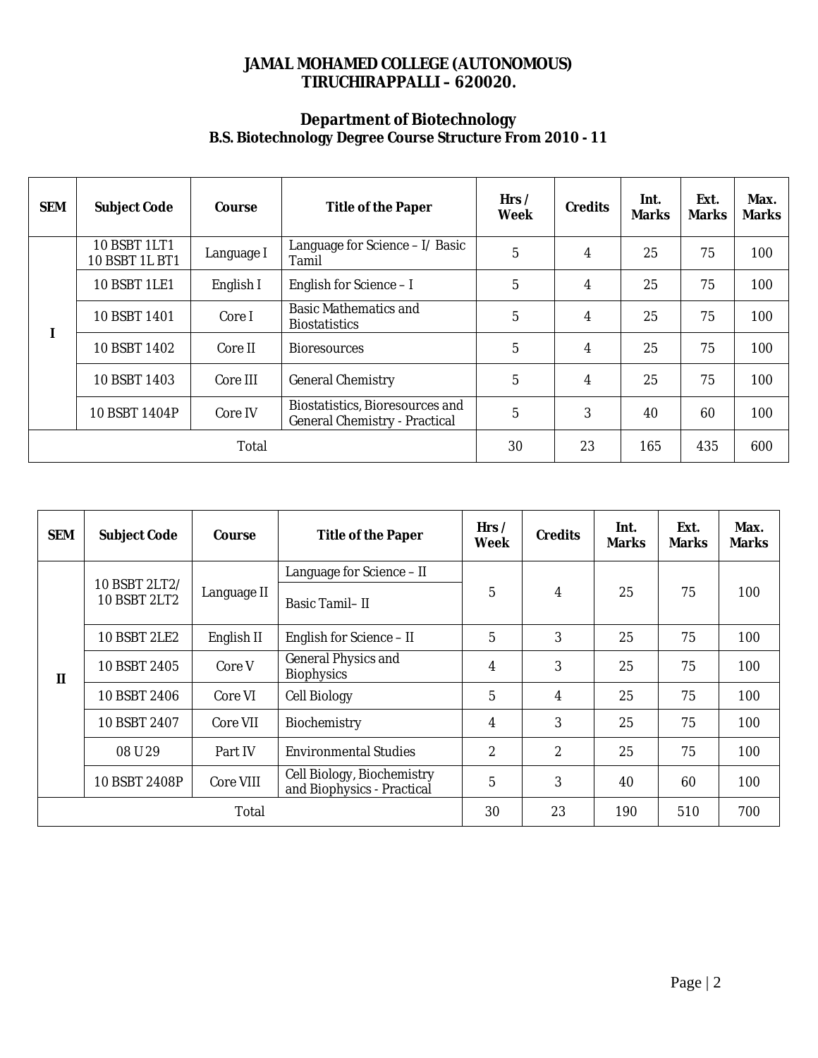# JAMAL MOHAMED COLLEGE (AUTONOMOUS)
# TIRUCHIRAPPALLI – 620020.

## Department of Biotechnology
### B.S. Biotechnology Degree Course Structure From 2010 - 11

| SEM | Subject Code | Course | Title of the Paper | Hrs / Week | Credits | Int. Marks | Ext. Marks | Max. Marks |
|---|---|---|---|---|---|---|---|---|
| I | 10 BSBT 1LT1 10 BSBT 1L BT1 | Language I | Language for Science – I/ Basic Tamil | 5 | 4 | 25 | 75 | 100 |
| | 10 BSBT 1LE1 | English I | English for Science – I | 5 | 4 | 25 | 75 | 100 |
| | 10 BSBT 1401 | Core I | Basic Mathematics and Biostatistics | 5 | 4 | 25 | 75 | 100 |
| | 10 BSBT 1402 | Core II | Bioresources | 5 | 4 | 25 | 75 | 100 |
| | 10 BSBT 1403 | Core III | General Chemistry | 5 | 4 | 25 | 75 | 100 |
| | 10 BSBT 1404P | Core IV | Biostatistics, Bioresources and General Chemistry - Practical | 5 | 3 | 40 | 60 | 100 |
| Total | | | | 30 | 23 | 165 | 435 | 600 |

| SEM | Subject Code | Course | Title of the Paper | Hrs / Week | Credits | Int. Marks | Ext. Marks | Max. Marks |
|---|---|---|---|---|---|---|---|---|
| II | 10 BSBT 2LT2/ 10 BSBT 2LT2 | Language II | Language for Science – II / Basic Tamil– II | 5 | 4 | 25 | 75 | 100 |
| | 10 BSBT 2LE2 | English II | English for Science – II | 5 | 3 | 25 | 75 | 100 |
| | 10 BSBT 2405 | Core V | General Physics and Biophysics | 4 | 3 | 25 | 75 | 100 |
| | 10 BSBT 2406 | Core VI | Cell Biology | 5 | 4 | 25 | 75 | 100 |
| | 10 BSBT 2407 | Core VII | Biochemistry | 4 | 3 | 25 | 75 | 100 |
| | 08 U 29 | Part IV | Environmental Studies | 2 | 2 | 25 | 75 | 100 |
| | 10 BSBT 2408P | Core VIII | Cell Biology, Biochemistry and Biophysics - Practical | 5 | 3 | 40 | 60 | 100 |
| Total | | | | 30 | 23 | 190 | 510 | 700 |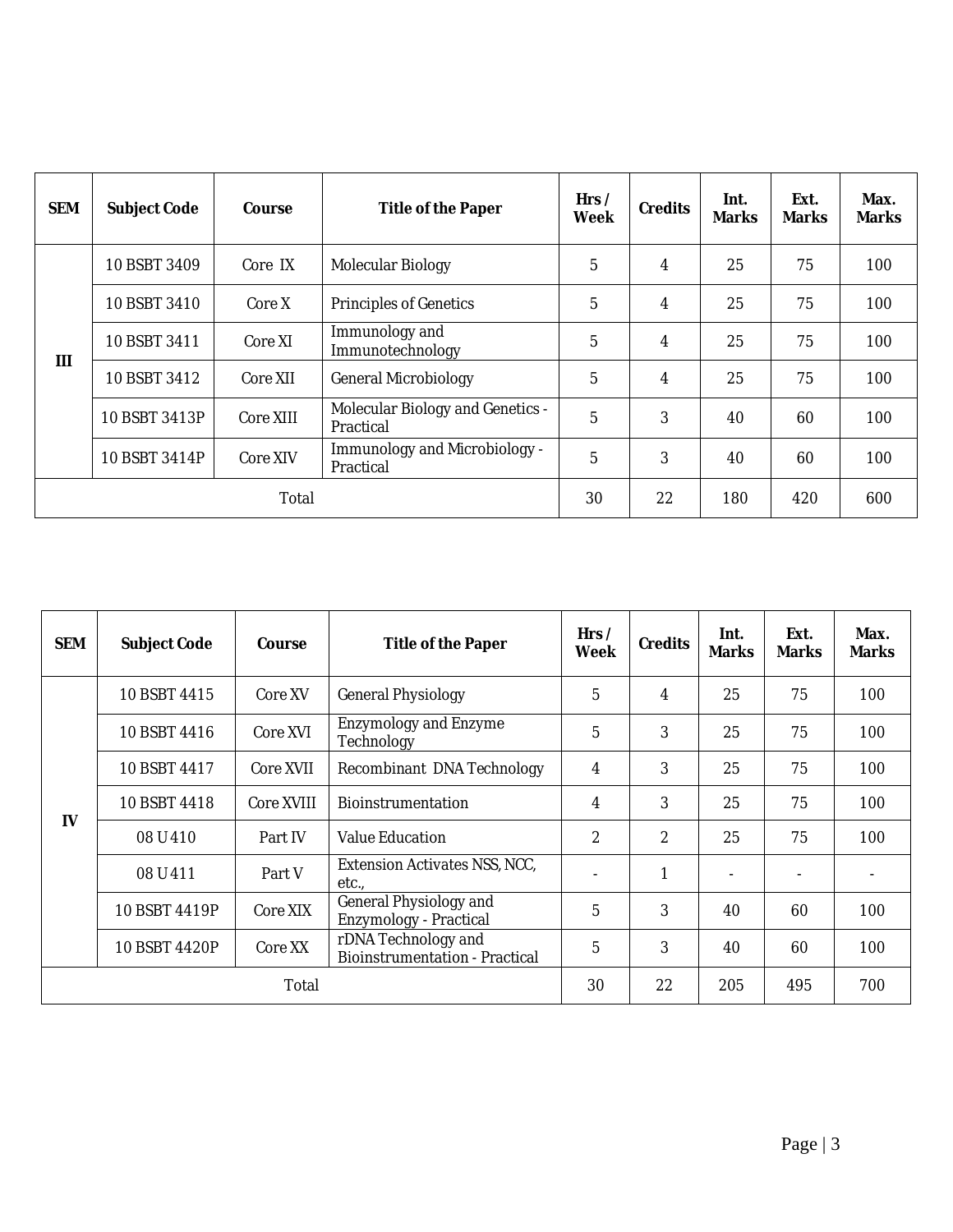| SEM | Subject Code | Course | Title of the Paper | Hrs / Week | Credits | Int. Marks | Ext. Marks | Max. Marks |
|---|---|---|---|---|---|---|---|---|
| III | 10 BSBT 3409 | Core IX | Molecular Biology | 5 | 4 | 25 | 75 | 100 |
| | 10 BSBT 3410 | Core X | Principles of Genetics | 5 | 4 | 25 | 75 | 100 |
| | 10 BSBT 3411 | Core XI | Immunology and Immunotechnology | 5 | 4 | 25 | 75 | 100 |
| | 10 BSBT 3412 | Core XII | General Microbiology | 5 | 4 | 25 | 75 | 100 |
| | 10 BSBT 3413P | Core XIII | Molecular Biology and Genetics - Practical | 5 | 3 | 40 | 60 | 100 |
| | 10 BSBT 3414P | Core XIV | Immunology and Microbiology - Practical | 5 | 3 | 40 | 60 | 100 |
| Total | | | | 30 | 22 | 180 | 420 | 600 |

| SEM | Subject Code | Course | Title of the Paper | Hrs / Week | Credits | Int. Marks | Ext. Marks | Max. Marks |
|---|---|---|---|---|---|---|---|---|
| IV | 10 BSBT 4415 | Core XV | General Physiology | 5 | 4 | 25 | 75 | 100 |
| | 10 BSBT 4416 | Core XVI | Enzymology and Enzyme Technology | 5 | 3 | 25 | 75 | 100 |
| | 10 BSBT 4417 | Core XVII | Recombinant DNA Technology | 4 | 3 | 25 | 75 | 100 |
| | 10 BSBT 4418 | Core XVIII | Bioinstrumentation | 4 | 3 | 25 | 75 | 100 |
| | 08 U 410 | Part IV | Value Education | 2 | 2 | 25 | 75 | 100 |
| | 08 U 411 | Part V | Extension Activates NSS, NCC, etc., | - | 1 | - | - | - |
| | 10 BSBT 4419P | Core XIX | General Physiology and Enzymology - Practical | 5 | 3 | 40 | 60 | 100 |
| | 10 BSBT 4420P | Core XX | rDNA Technology and Bioinstrumentation - Practical | 5 | 3 | 40 | 60 | 100 |
| Total | | | | 30 | 22 | 205 | 495 | 700 |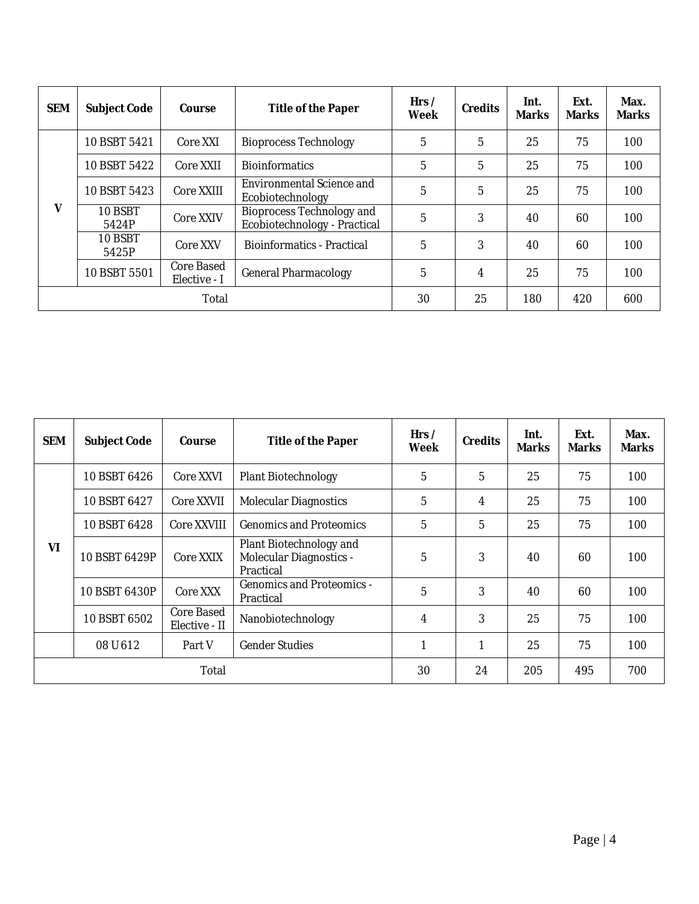| SEM | Subject Code | Course | Title of the Paper | Hrs / Week | Credits | Int. Marks | Ext. Marks | Max. Marks |
|---|---|---|---|---|---|---|---|---|
| V | 10 BSBT 5421 | Core XXI | Bioprocess Technology | 5 | 5 | 25 | 75 | 100 |
| | 10 BSBT 5422 | Core XXII | Bioinformatics | 5 | 5 | 25 | 75 | 100 |
| | 10 BSBT 5423 | Core XXIII | Environmental Science and Ecobiotechnology | 5 | 5 | 25 | 75 | 100 |
| | 10 BSBT 5424P | Core XXIV | Bioprocess Technology and Ecobiotechnology - Practical | 5 | 3 | 40 | 60 | 100 |
| | 10 BSBT 5425P | Core XXV | Bioinformatics - Practical | 5 | 3 | 40 | 60 | 100 |
| | 10 BSBT 5501 | Core Based Elective - I | General Pharmacology | 5 | 4 | 25 | 75 | 100 |
| Total | | | | 30 | 25 | 180 | 420 | 600 |

| SEM | Subject Code | Course | Title of the Paper | Hrs / Week | Credits | Int. Marks | Ext. Marks | Max. Marks |
|---|---|---|---|---|---|---|---|---|
| VI | 10 BSBT 6426 | Core XXVI | Plant Biotechnology | 5 | 5 | 25 | 75 | 100 |
| | 10 BSBT 6427 | Core XXVII | Molecular Diagnostics | 5 | 4 | 25 | 75 | 100 |
| | 10 BSBT 6428 | Core XXVIII | Genomics and Proteomics | 5 | 5 | 25 | 75 | 100 |
| | 10 BSBT 6429P | Core XXIX | Plant Biotechnology and Molecular Diagnostics - Practical | 5 | 3 | 40 | 60 | 100 |
| | 10 BSBT 6430P | Core XXX | Genomics and Proteomics - Practical | 5 | 3 | 40 | 60 | 100 |
| | 10 BSBT 6502 | Core Based Elective - II | Nanobiotechnology | 4 | 3 | 25 | 75 | 100 |
| | 08 U 612 | Part V | Gender Studies | 1 | 1 | 25 | 75 | 100 |
| Total | | | | 30 | 24 | 205 | 495 | 700 |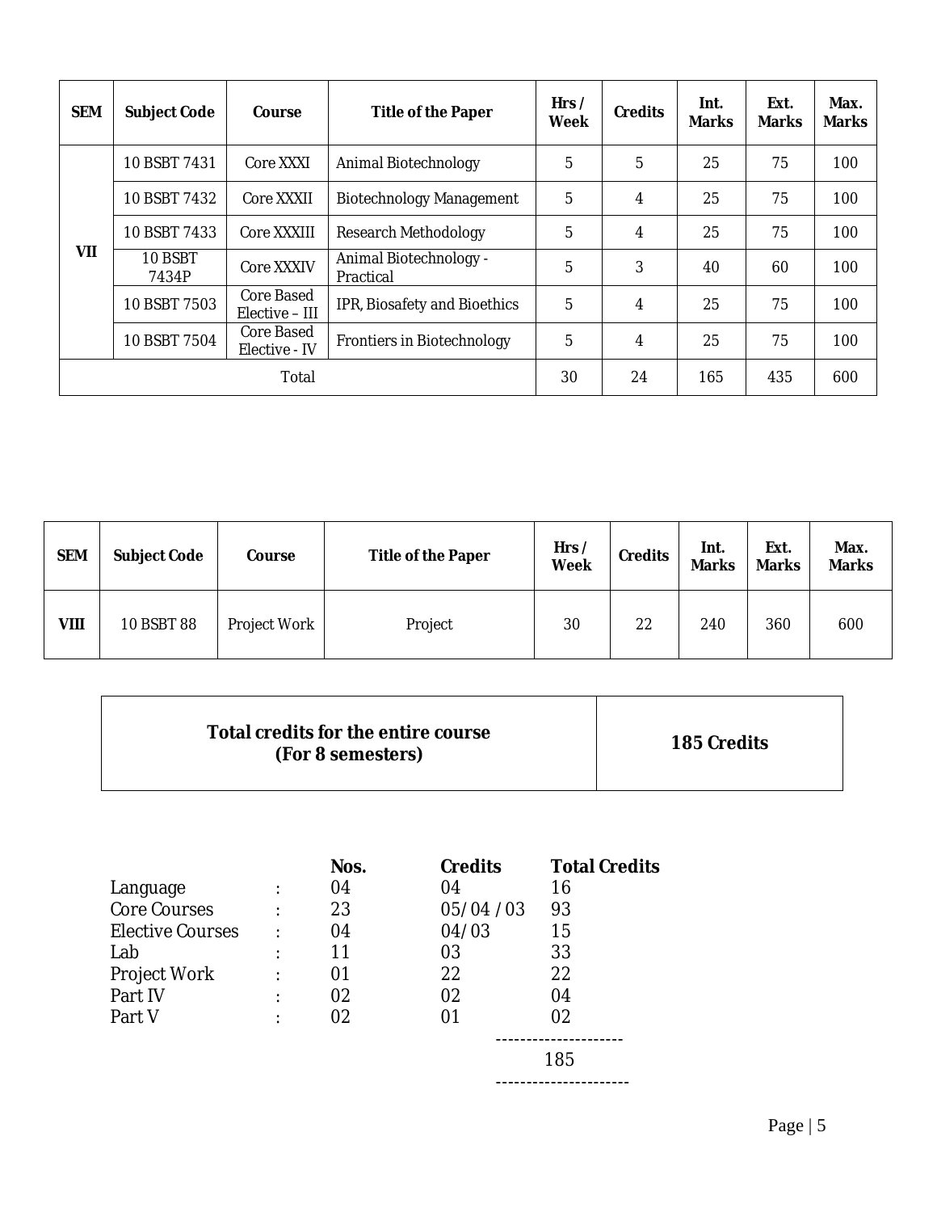| SEM | Subject Code | Course | Title of the Paper | Hrs / Week | Credits | Int. Marks | Ext. Marks | Max. Marks |
|---|---|---|---|---|---|---|---|---|
| VII | 10 BSBT 7431 | Core XXXI | Animal Biotechnology | 5 | 5 | 25 | 75 | 100 |
| | 10 BSBT 7432 | Core XXXII | Biotechnology Management | 5 | 4 | 25 | 75 | 100 |
| | 10 BSBT 7433 | Core XXXIII | Research Methodology | 5 | 4 | 25 | 75 | 100 |
| | 10 BSBT 7434P | Core XXXIV | Animal Biotechnology - Practical | 5 | 3 | 40 | 60 | 100 |
| | 10 BSBT 7503 | Core Based Elective – III | IPR, Biosafety and Bioethics | 5 | 4 | 25 | 75 | 100 |
| | 10 BSBT 7504 | Core Based Elective - IV | Frontiers in Biotechnology | 5 | 4 | 25 | 75 | 100 |
| Total | | | | 30 | 24 | 165 | 435 | 600 |

| SEM | Subject Code | Course | Title of the Paper | Hrs / Week | Credits | Int. Marks | Ext. Marks | Max. Marks |
|---|---|---|---|---|---|---|---|---|
| VIII | 10 BSBT 88 | Project Work | Project | 30 | 22 | 240 | 360 | 600 |

| Total credits for the entire course (For 8 semesters) | 185 Credits |
|---|---|

| | | Nos. | Credits | Total Credits |
|---|---|---|---|---|
| Language | : | 04 | 04 | 16 |
| Core Courses | : | 23 | 05/ 04 / 03 | 93 |
| Elective Courses | : | 04 | 04/ 03 | 15 |
| Lab | : | 11 | 03 | 33 |
| Project Work | : | 01 | 22 | 22 |
| Part IV | : | 02 | 02 | 04 |
| Part V | : | 02 | 01 | 02 |
| | | | | 185 |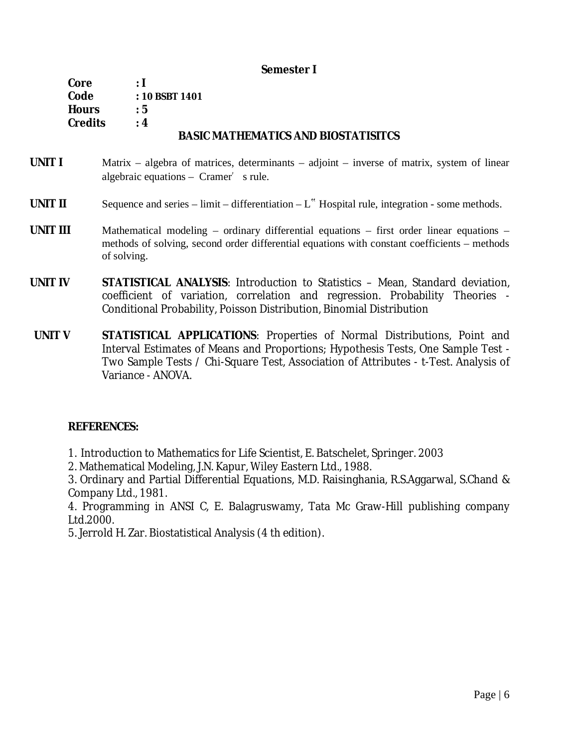**Semester I**

**Core** : **I**
**Code** : **10 BSBT 1401**
**Hours** : **5**
**Credits** : **4**

## BASIC MATHEMATICS AND BIOSTATISITCS

**UNIT I** Matrix – algebra of matrices, determinants – adjoint – inverse of matrix, system of linear algebraic equations – Cramer' s rule.

**UNIT II** Sequence and series – limit – differentiation – L" Hospital rule, integration - some methods.

**UNIT III** Mathematical modeling – ordinary differential equations – first order linear equations – methods of solving, second order differential equations with constant coefficients – methods of solving.

**UNIT IV** **STATISTICAL ANALYSIS**: Introduction to Statistics – Mean, Standard deviation, coefficient of variation, correlation and regression. Probability Theories - Conditional Probability, Poisson Distribution, Binomial Distribution

**UNIT V** **STATISTICAL APPLICATIONS**: Properties of Normal Distributions, Point and Interval Estimates of Means and Proportions; Hypothesis Tests, One Sample Test - Two Sample Tests / Chi-Square Test, Association of Attributes - t-Test. Analysis of Variance - ANOVA.

**REFERENCES:**

1. Introduction to Mathematics for Life Scientist, E. Batschelet, Springer. 2003
2. Mathematical Modeling, J.N. Kapur, Wiley Eastern Ltd., 1988.
3. Ordinary and Partial Differential Equations, M.D. Raisinghania, R.S.Aggarwal, S.Chand & Company Ltd., 1981.
4. Programming in ANSI C, E. Balagruswamy, Tata Mc Graw-Hill publishing company Ltd.2000.
5. Jerrold H. Zar. Biostatistical Analysis (4 th edition).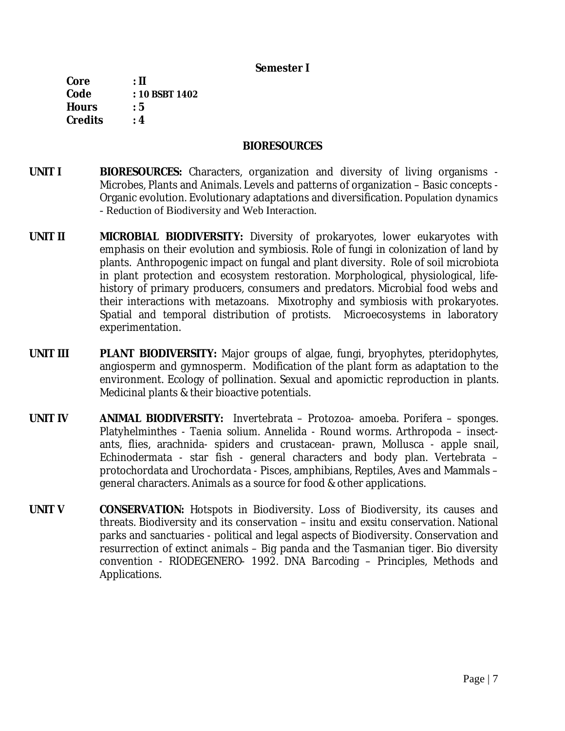**Semester I**

**Core** : **II**
**Code** : **10 BSBT 1402**
**Hours** : **5**
**Credits** : **4**

## BIORESOURCES

**UNIT I** **BIORESOURCES:** Characters, organization and diversity of living organisms - Microbes, Plants and Animals. Levels and patterns of organization – Basic concepts - Organic evolution. Evolutionary adaptations and diversification. Population dynamics - Reduction of Biodiversity and Web Interaction.

**UNIT II** **MICROBIAL BIODIVERSITY:** Diversity of prokaryotes, lower eukaryotes with emphasis on their evolution and symbiosis. Role of fungi in colonization of land by plants. Anthropogenic impact on fungal and plant diversity. Role of soil microbiota in plant protection and ecosystem restoration. Morphological, physiological, life-history of primary producers, consumers and predators. Microbial food webs and their interactions with metazoans. Mixotrophy and symbiosis with prokaryotes. Spatial and temporal distribution of protists. Microecosystems in laboratory experimentation.

**UNIT III** **PLANT BIODIVERSITY:** Major groups of algae, fungi, bryophytes, pteridophytes, angiosperm and gymnosperm. Modification of the plant form as adaptation to the environment. Ecology of pollination. Sexual and apomictic reproduction in plants. Medicinal plants & their bioactive potentials.

**UNIT IV** **ANIMAL BIODIVERSITY:** Invertebrata – Protozoa- amoeba. Porifera – sponges. Platyhelminthes - *Taenia solium*. Annelida - Round worms. Arthropoda – insect- ants, flies, arachnida- spiders and crustacean- prawn, Mollusca - apple snail, Echinodermata - star fish - general characters and body plan. Vertebrata – protochordata and Urochordata - Pisces, amphibians, Reptiles, Aves and Mammals – general characters. Animals as a source for food & other applications.

**UNIT V** **CONSERVATION:** Hotspots in Biodiversity. Loss of Biodiversity, its causes and threats. Biodiversity and its conservation – insitu and exsitu conservation. National parks and sanctuaries - political and legal aspects of Biodiversity. Conservation and resurrection of extinct animals – Big panda and the Tasmanian tiger. Bio diversity convention - RIODEGENERO- 1992. DNA Barcoding – Principles, Methods and Applications.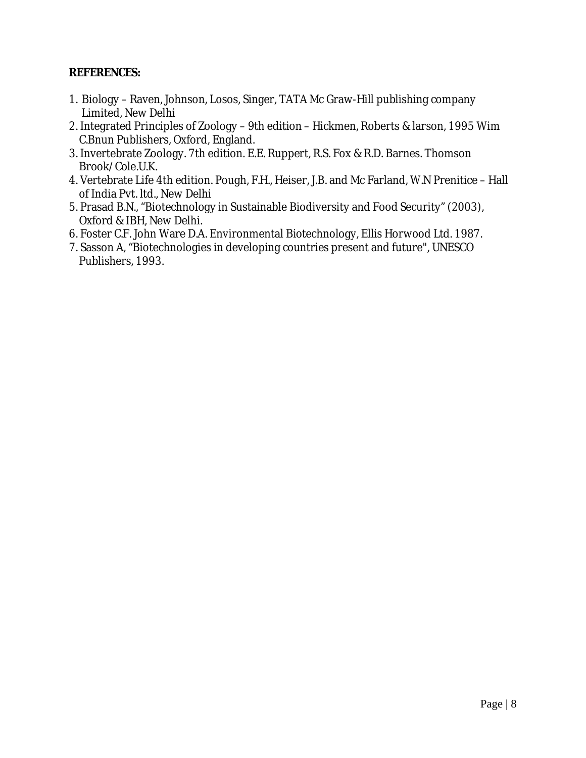**REFERENCES:**

1. Biology – Raven, Johnson, Losos, Singer, TATA Mc Graw-Hill publishing company Limited, New Delhi
2. Integrated Principles of Zoology – 9th edition – Hickmen, Roberts & larson, 1995 Wim C.Bnun Publishers, Oxford, England.
3. Invertebrate Zoology. 7th edition. E.E. Ruppert, R.S. Fox & R.D. Barnes. Thomson Brook/Cole.U.K.
4. Vertebrate Life 4th edition. Pough, F.H., Heiser, J.B. and Mc Farland, W.N Prenitice – Hall of India Pvt. ltd., New Delhi
5. Prasad B.N., "Biotechnology in Sustainable Biodiversity and Food Security" (2003), Oxford & IBH, New Delhi.
6. Foster C.F. John Ware D.A. Environmental Biotechnology, Ellis Horwood Ltd. 1987.
7. Sasson A, "Biotechnologies in developing countries present and future", UNESCO Publishers, 1993.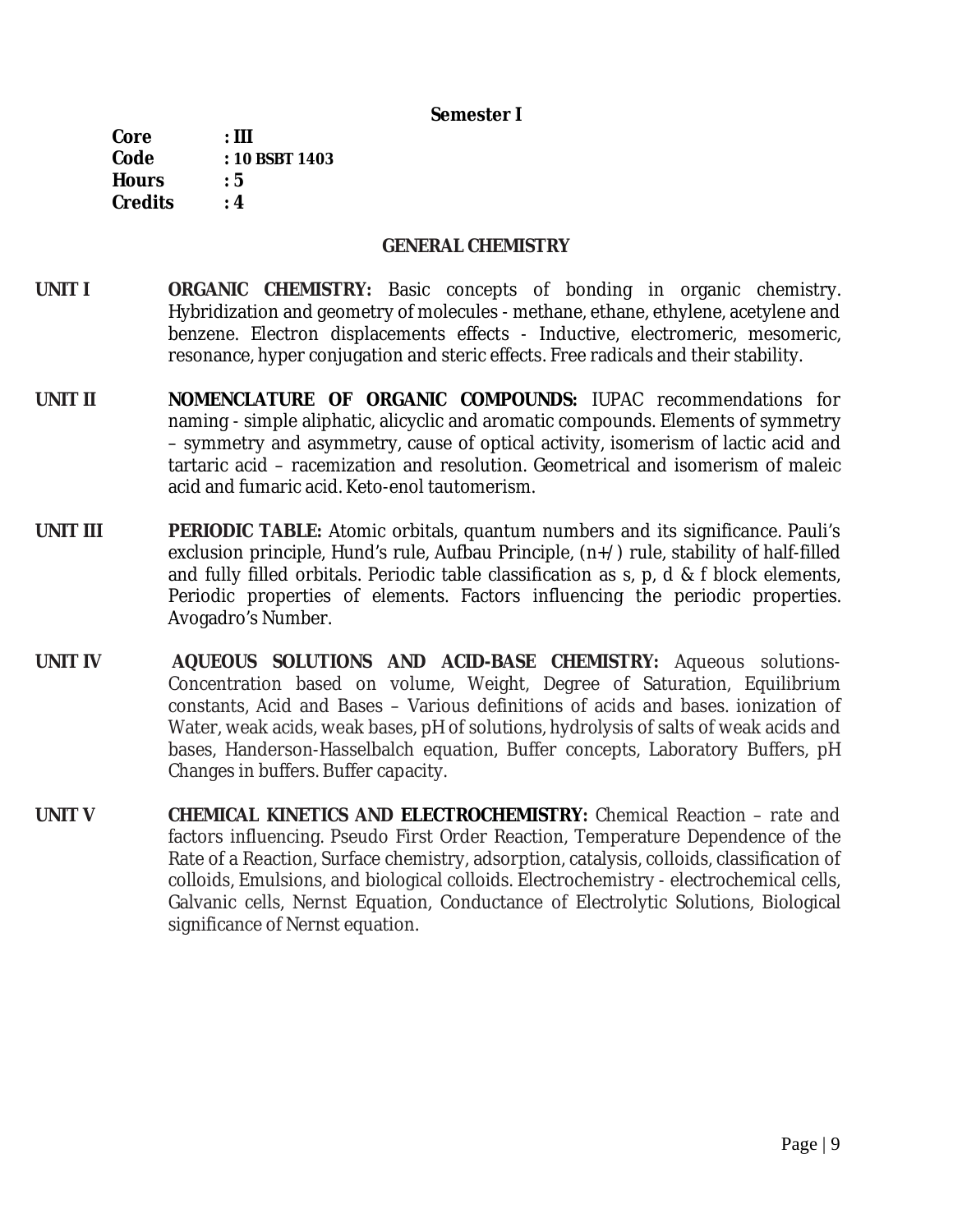**Semester I**

**Core** : **III**
**Code** : **10 BSBT 1403**
**Hours** : **5**
**Credits** : **4**

## GENERAL CHEMISTRY

**UNIT I** **ORGANIC CHEMISTRY:** Basic concepts of bonding in organic chemistry. Hybridization and geometry of molecules - methane, ethane, ethylene, acetylene and benzene. Electron displacements effects - Inductive, electromeric, mesomeric, resonance, hyper conjugation and steric effects. Free radicals and their stability.

**UNIT II** **NOMENCLATURE OF ORGANIC COMPOUNDS:** IUPAC recommendations for naming - simple aliphatic, alicyclic and aromatic compounds. Elements of symmetry – symmetry and asymmetry, cause of optical activity, isomerism of lactic acid and tartaric acid – racemization and resolution. Geometrical and isomerism of maleic acid and fumaric acid. Keto-enol tautomerism.

**UNIT III** **PERIODIC TABLE:** Atomic orbitals, quantum numbers and its significance. Pauli's exclusion principle, Hund's rule, Aufbau Principle, (n+/) rule, stability of half-filled and fully filled orbitals. Periodic table classification as s, p, d & f block elements, Periodic properties of elements. Factors influencing the periodic properties. Avogadro's Number.

**UNIT IV** **AQUEOUS SOLUTIONS AND ACID-BASE CHEMISTRY:** Aqueous solutions-Concentration based on volume, Weight, Degree of Saturation, Equilibrium constants, Acid and Bases – Various definitions of acids and bases. ionization of Water, weak acids, weak bases, pH of solutions, hydrolysis of salts of weak acids and bases, Handerson-Hasselbalch equation, Buffer concepts, Laboratory Buffers, pH Changes in buffers. Buffer capacity.

**UNIT V** **CHEMICAL KINETICS AND ELECTROCHEMISTRY:** Chemical Reaction – rate and factors influencing. Pseudo First Order Reaction, Temperature Dependence of the Rate of a Reaction, Surface chemistry, adsorption, catalysis, colloids, classification of colloids, Emulsions, and biological colloids. Electrochemistry - electrochemical cells, Galvanic cells, Nernst Equation, Conductance of Electrolytic Solutions, Biological significance of Nernst equation.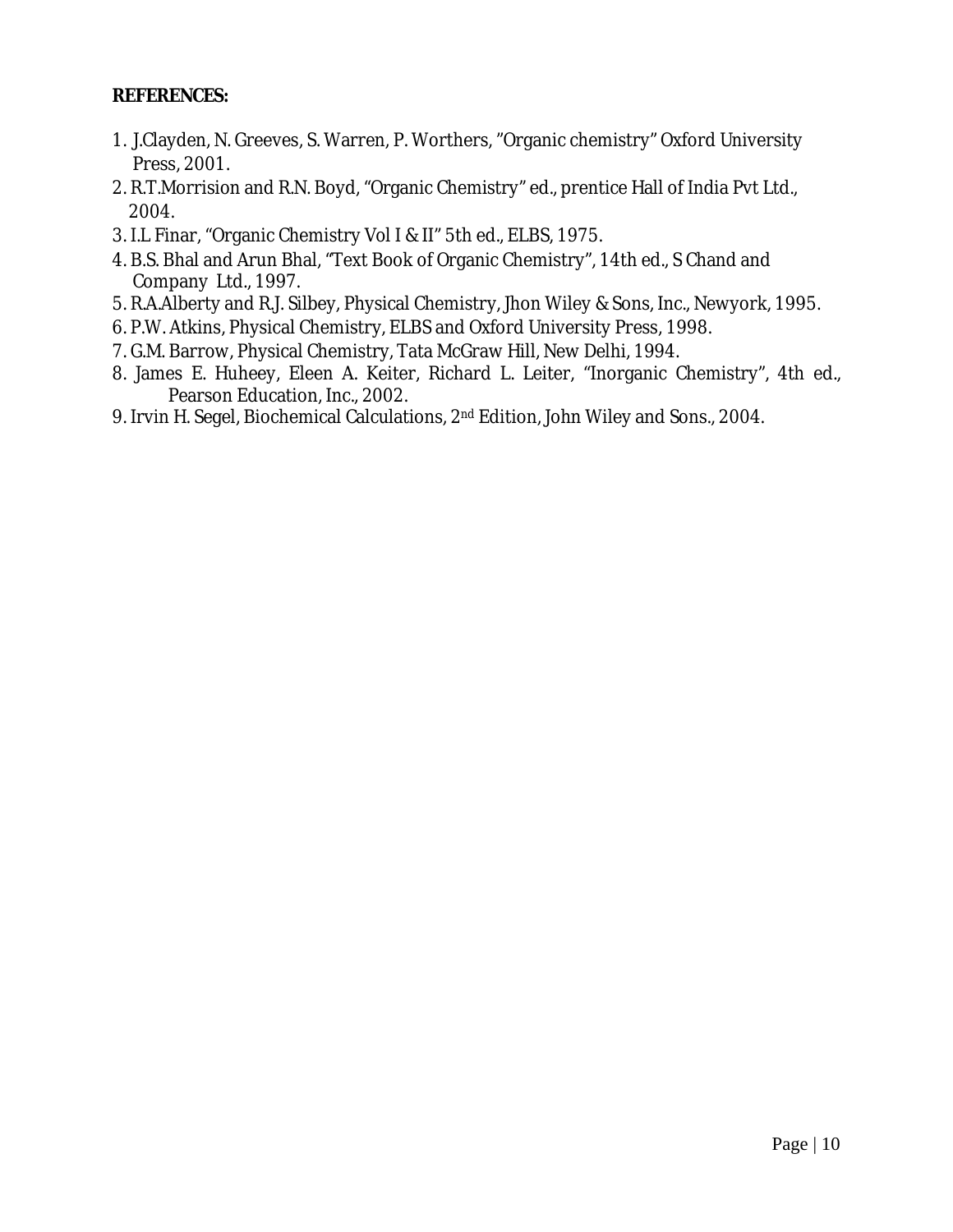**REFERENCES:**

1. J.Clayden, N. Greeves, S. Warren, P. Worthers, "Organic chemistry" Oxford University Press, 2001.
2. R.T.Morrision and R.N. Boyd, "Organic Chemistry" ed., prentice Hall of India Pvt Ltd., 2004.
3. I.L Finar, "Organic Chemistry Vol I & II" 5th ed., ELBS, 1975.
4. B.S. Bhal and Arun Bhal, "Text Book of Organic Chemistry", 14th ed., S Chand and Company Ltd., 1997.
5. R.A.Alberty and R.J. Silbey, Physical Chemistry, Jhon Wiley & Sons, Inc., Newyork, 1995.
6. P.W. Atkins, Physical Chemistry, ELBS and Oxford University Press, 1998.
7. G.M. Barrow, Physical Chemistry, Tata McGraw Hill, New Delhi, 1994.
8. James E. Huheey, Eleen A. Keiter, Richard L. Leiter, "Inorganic Chemistry", 4th ed., Pearson Education, Inc., 2002.
9. Irvin H. Segel, Biochemical Calculations, 2nd Edition, John Wiley and Sons., 2004.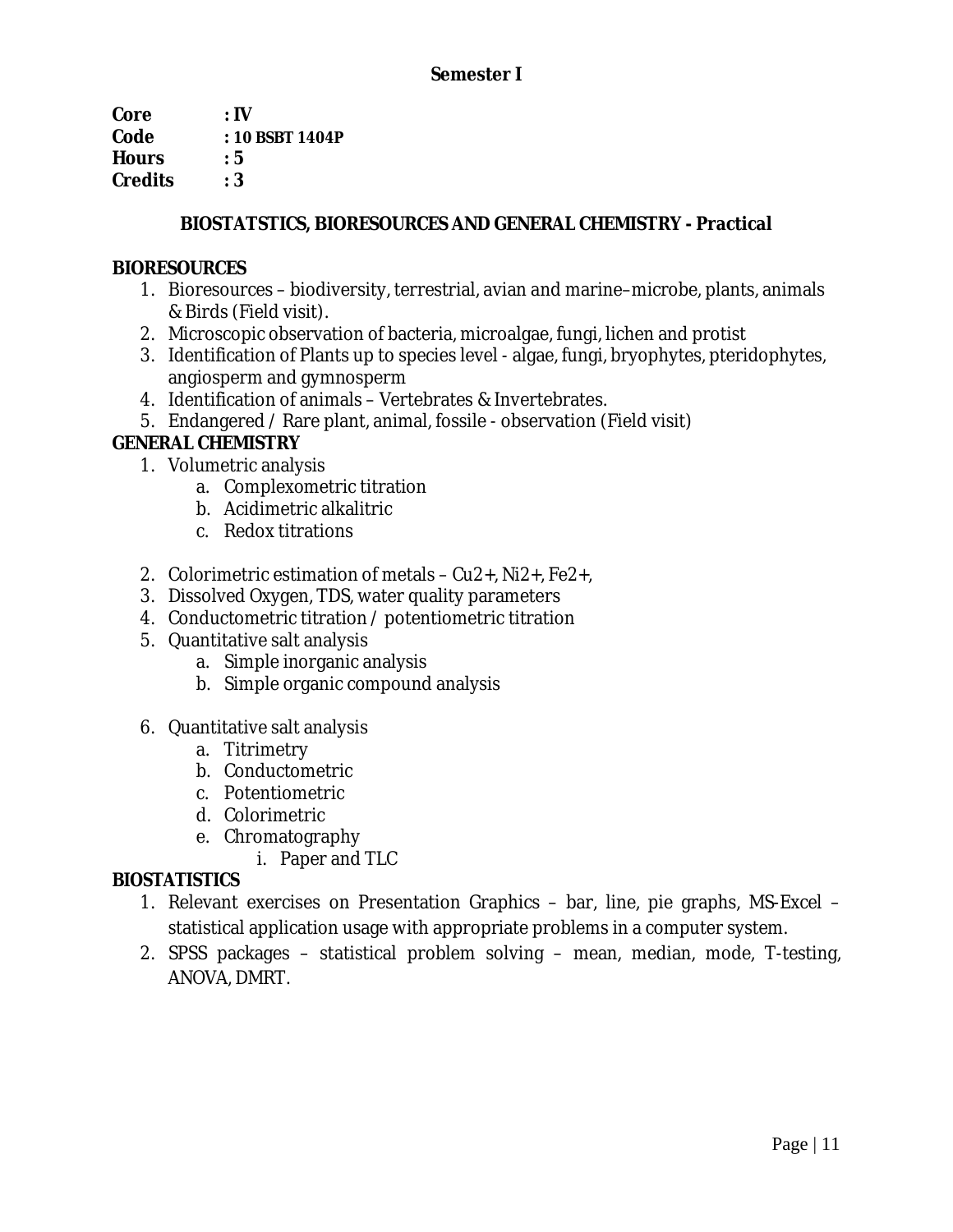**Semester I**

**Core : IV**
**Code : 10 BSBT 1404P**
**Hours : 5**
**Credits : 3**

## BIOSTATSTICS, BIORESOURCES AND GENERAL CHEMISTRY - Practical

**BIORESOURCES**

1. Bioresources – biodiversity, terrestrial, avian and marine–microbe, plants, animals & Birds (Field visit).
2. Microscopic observation of bacteria, microalgae, fungi, lichen and protist
3. Identification of Plants up to species level - algae, fungi, bryophytes, pteridophytes, angiosperm and gymnosperm
4. Identification of animals – Vertebrates & Invertebrates.
5. Endangered / Rare plant, animal, fossile - observation (Field visit)

**GENERAL CHEMISTRY**

1. Volumetric analysis
   a. Complexometric titration
   b. Acidimetric alkalitric
   c. Redox titrations

2. Colorimetric estimation of metals – $Cu^{2+}$, $Ni^{2+}$, $Fe^{2+}$,
3. Dissolved Oxygen, TDS, water quality parameters
4. Conductometric titration / potentiometric titration
5. Quantitative salt analysis
   a. Simple inorganic analysis
   b. Simple organic compound analysis

6. Quantitative salt analysis
   a. Titrimetry
   b. Conductometric
   c. Potentiometric
   d. Colorimetric
   e. Chromatography
      i. Paper and TLC

**BIOSTATISTICS**

1. Relevant exercises on Presentation Graphics – bar, line, pie graphs, MS-Excel – statistical application usage with appropriate problems in a computer system.
2. SPSS packages – statistical problem solving – mean, median, mode, T-testing, ANOVA, DMRT.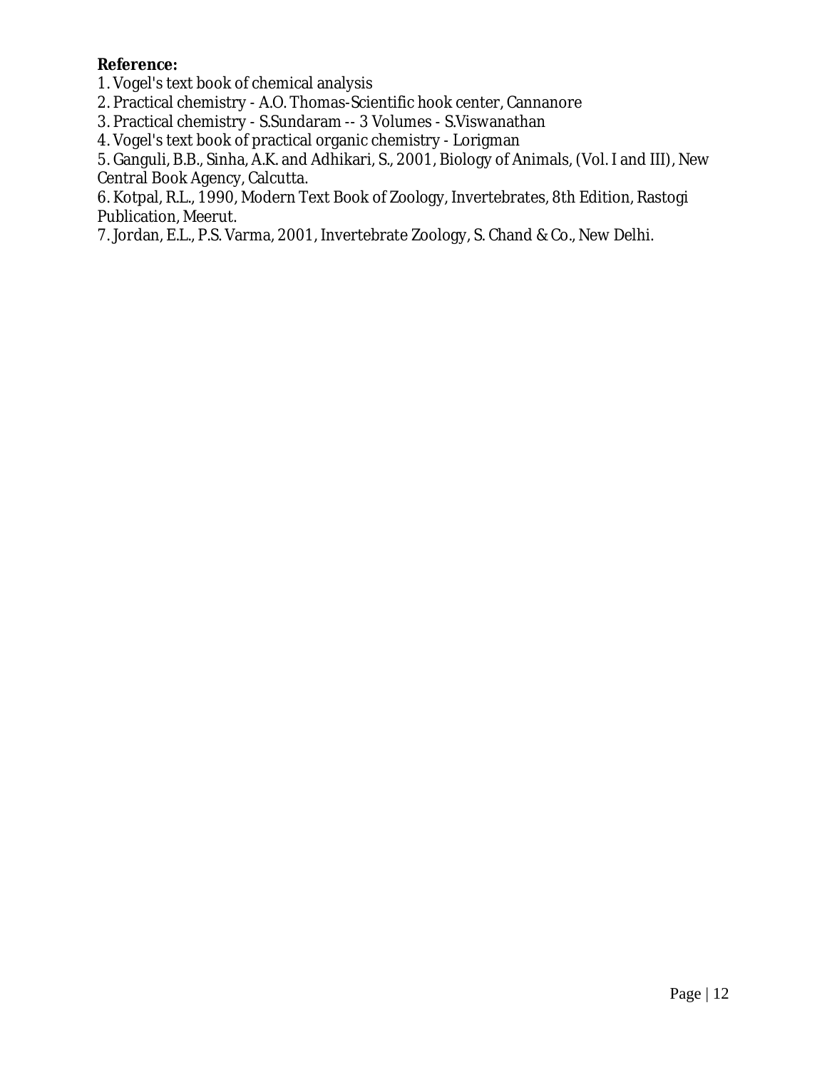**Reference:**

1. Vogel's text book of chemical analysis
2. Practical chemistry - A.O. Thomas-Scientific hook center, Cannanore
3. Practical chemistry - S.Sundaram -- 3 Volumes - S.Viswanathan
4. Vogel's text book of practical organic chemistry - Lorigman
5. Ganguli, B.B., Sinha, A.K. and Adhikari, S., 2001, Biology of Animals, (Vol. I and III), New Central Book Agency, Calcutta.
6. Kotpal, R.L., 1990, Modern Text Book of Zoology, Invertebrates, 8th Edition, Rastogi Publication, Meerut.
7. Jordan, E.L., P.S. Varma, 2001, Invertebrate Zoology, S. Chand & Co., New Delhi.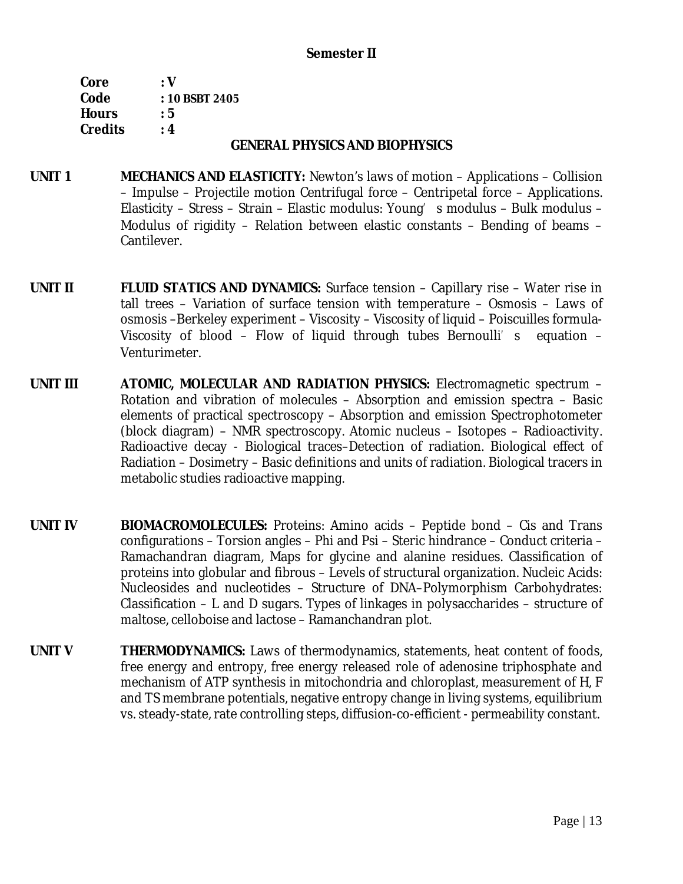**Semester II**

**Core** : **V**
**Code** : **10 BSBT 2405**
**Hours** : **5**
**Credits** : **4**

## GENERAL PHYSICS AND BIOPHYSICS

**UNIT 1** **MECHANICS AND ELASTICITY:** Newton's laws of motion – Applications – Collision – Impulse – Projectile motion Centrifugal force – Centripetal force – Applications. Elasticity – Stress – Strain – Elastic modulus: Young's modulus – Bulk modulus – Modulus of rigidity – Relation between elastic constants – Bending of beams – Cantilever.

**UNIT II** **FLUID STATICS AND DYNAMICS:** Surface tension – Capillary rise – Water rise in tall trees – Variation of surface tension with temperature – Osmosis – Laws of osmosis –Berkeley experiment – Viscosity – Viscosity of liquid – Poiscuilles formula- Viscosity of blood – Flow of liquid through tubes Bernoulli's equation – Venturimeter.

**UNIT III** **ATOMIC, MOLECULAR AND RADIATION PHYSICS:** Electromagnetic spectrum – Rotation and vibration of molecules – Absorption and emission spectra – Basic elements of practical spectroscopy – Absorption and emission Spectrophotometer (block diagram) – NMR spectroscopy. Atomic nucleus – Isotopes – Radioactivity. Radioactive decay - Biological traces–Detection of radiation. Biological effect of Radiation – Dosimetry – Basic definitions and units of radiation. Biological tracers in metabolic studies radioactive mapping.

**UNIT IV** **BIOMACROMOLECULES:** Proteins: Amino acids – Peptide bond – Cis and Trans configurations – Torsion angles – Phi and Psi – Steric hindrance – Conduct criteria – Ramachandran diagram, Maps for glycine and alanine residues. Classification of proteins into globular and fibrous – Levels of structural organization. Nucleic Acids: Nucleosides and nucleotides – Structure of DNA–Polymorphism Carbohydrates: Classification – L and D sugars. Types of linkages in polysaccharides – structure of maltose, celloboise and lactose – Ramanchandran plot.

**UNIT V** **THERMODYNAMICS:** Laws of thermodynamics, statements, heat content of foods, free energy and entropy, free energy released role of adenosine triphosphate and mechanism of ATP synthesis in mitochondria and chloroplast, measurement of H, F and TS membrane potentials, negative entropy change in living systems, equilibrium vs. steady-state, rate controlling steps, diffusion-co-efficient - permeability constant.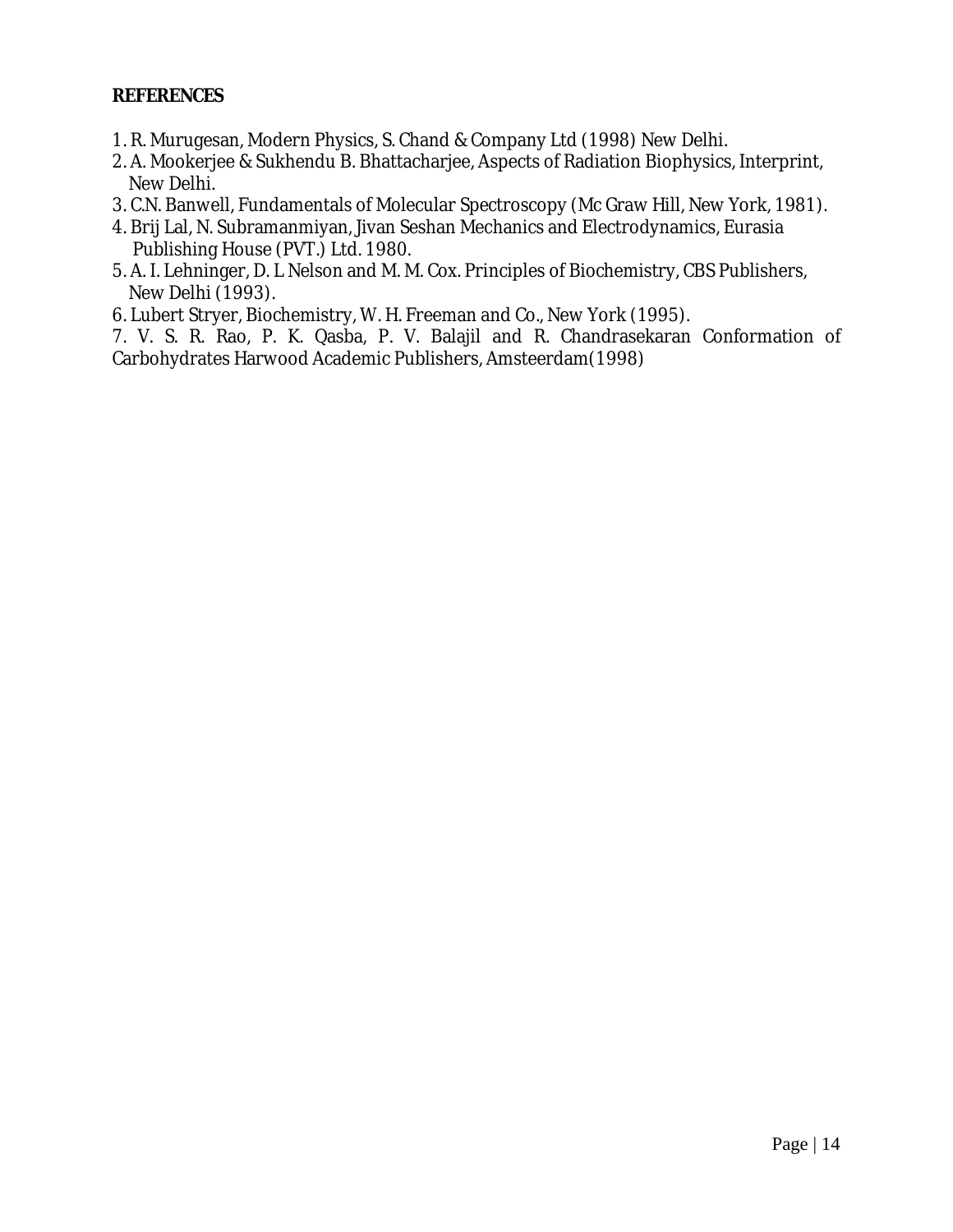**REFERENCES**

1. R. Murugesan, Modern Physics, S. Chand & Company Ltd (1998) New Delhi.
2. A. Mookerjee & Sukhendu B. Bhattacharjee, Aspects of Radiation Biophysics, Interprint, New Delhi.
3. C.N. Banwell, Fundamentals of Molecular Spectroscopy (Mc Graw Hill, New York, 1981).
4. Brij Lal, N. Subramanmiyan, Jivan Seshan Mechanics and Electrodynamics, Eurasia Publishing House (PVT.) Ltd. 1980.
5. A. I. Lehninger, D. L Nelson and M. M. Cox. Principles of Biochemistry, CBS Publishers, New Delhi (1993).
6. Lubert Stryer, Biochemistry, W. H. Freeman and Co., New York (1995).
7. V. S. R. Rao, P. K. Qasba, P. V. Balajil and R. Chandrasekaran Conformation of Carbohydrates Harwood Academic Publishers, Amsteerdam(1998)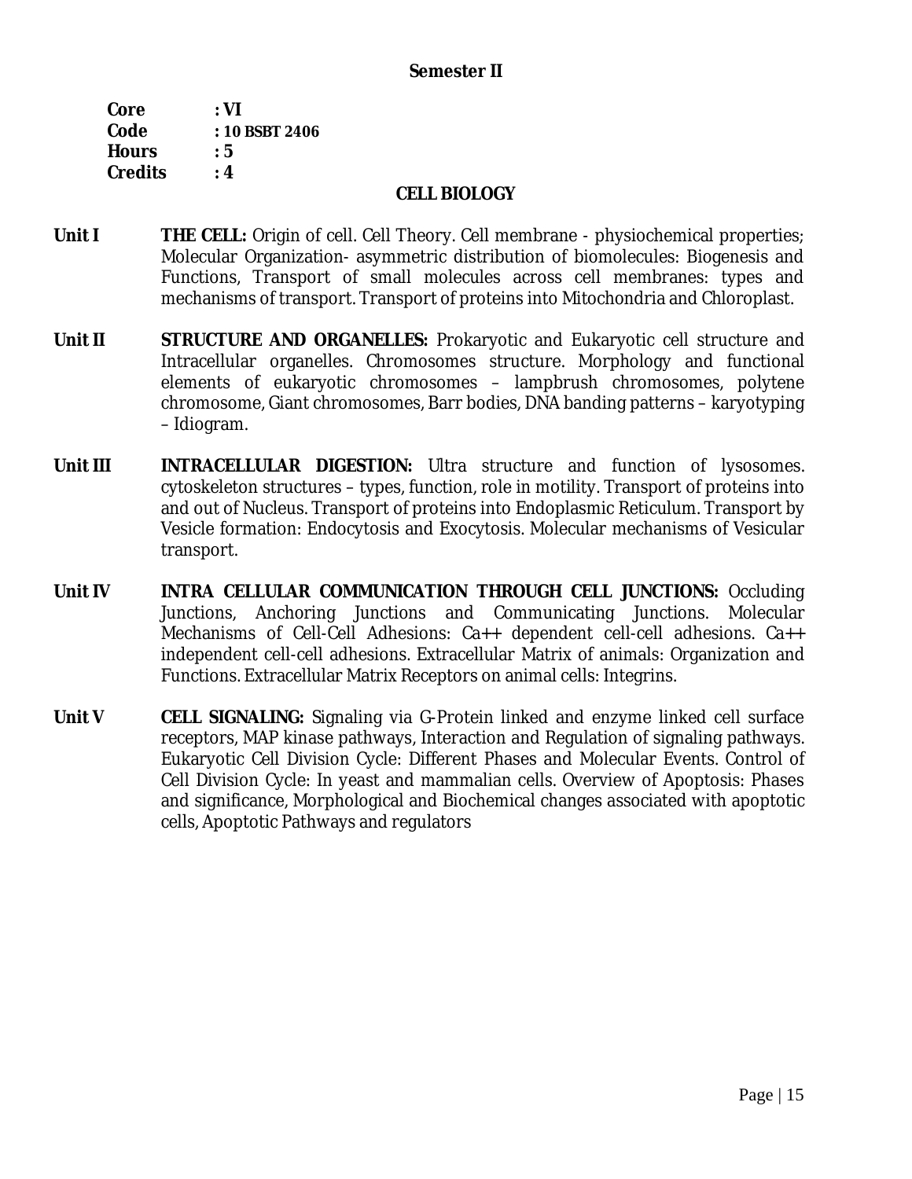**Semester II**

**Core : VI**
**Code : 10 BSBT 2406**
**Hours : 5**
**Credits : 4**

## CELL BIOLOGY

**Unit I** **THE CELL:** Origin of cell. Cell Theory. Cell membrane - physiochemical properties; Molecular Organization- asymmetric distribution of biomolecules: Biogenesis and Functions, Transport of small molecules across cell membranes: types and mechanisms of transport. Transport of proteins into Mitochondria and Chloroplast.

**Unit II** **STRUCTURE AND ORGANELLES:** Prokaryotic and Eukaryotic cell structure and Intracellular organelles. Chromosomes structure. Morphology and functional elements of eukaryotic chromosomes – lampbrush chromosomes, polytene chromosome, Giant chromosomes, Barr bodies, DNA banding patterns – karyotyping – Idiogram.

**Unit III** **INTRACELLULAR DIGESTION:** Ultra structure and function of lysosomes. cytoskeleton structures – types, function, role in motility. Transport of proteins into and out of Nucleus. Transport of proteins into Endoplasmic Reticulum. Transport by Vesicle formation: Endocytosis and Exocytosis. Molecular mechanisms of Vesicular transport.

**Unit IV** **INTRA CELLULAR COMMUNICATION THROUGH CELL JUNCTIONS:** Occluding Junctions, Anchoring Junctions and Communicating Junctions. Molecular Mechanisms of Cell-Cell Adhesions: Ca++ dependent cell-cell adhesions. Ca++ independent cell-cell adhesions. Extracellular Matrix of animals: Organization and Functions. Extracellular Matrix Receptors on animal cells: Integrins.

**Unit V** **CELL SIGNALING:** Signaling via G-Protein linked and enzyme linked cell surface receptors, MAP kinase pathways, Interaction and Regulation of signaling pathways. Eukaryotic Cell Division Cycle: Different Phases and Molecular Events. Control of Cell Division Cycle: In yeast and mammalian cells. Overview of Apoptosis: Phases and significance, Morphological and Biochemical changes associated with apoptotic cells, Apoptotic Pathways and regulators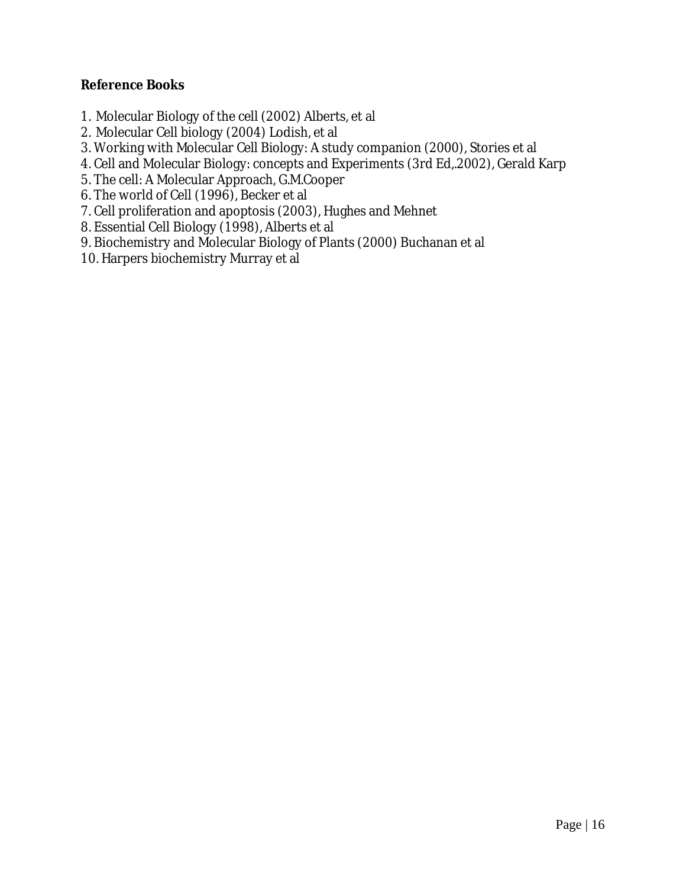**Reference Books**

1. Molecular Biology of the cell (2002) Alberts, et al
2. Molecular Cell biology (2004) Lodish, et al
3. Working with Molecular Cell Biology: A study companion (2000), Stories et al
4. Cell and Molecular Biology: concepts and Experiments (3rd Ed,.2002), Gerald Karp
5. The cell: A Molecular Approach, G.M.Cooper
6. The world of Cell (1996), Becker et al
7. Cell proliferation and apoptosis (2003), Hughes and Mehnet
8. Essential Cell Biology (1998), Alberts et al
9. Biochemistry and Molecular Biology of Plants (2000) Buchanan et al
10. Harpers biochemistry Murray et al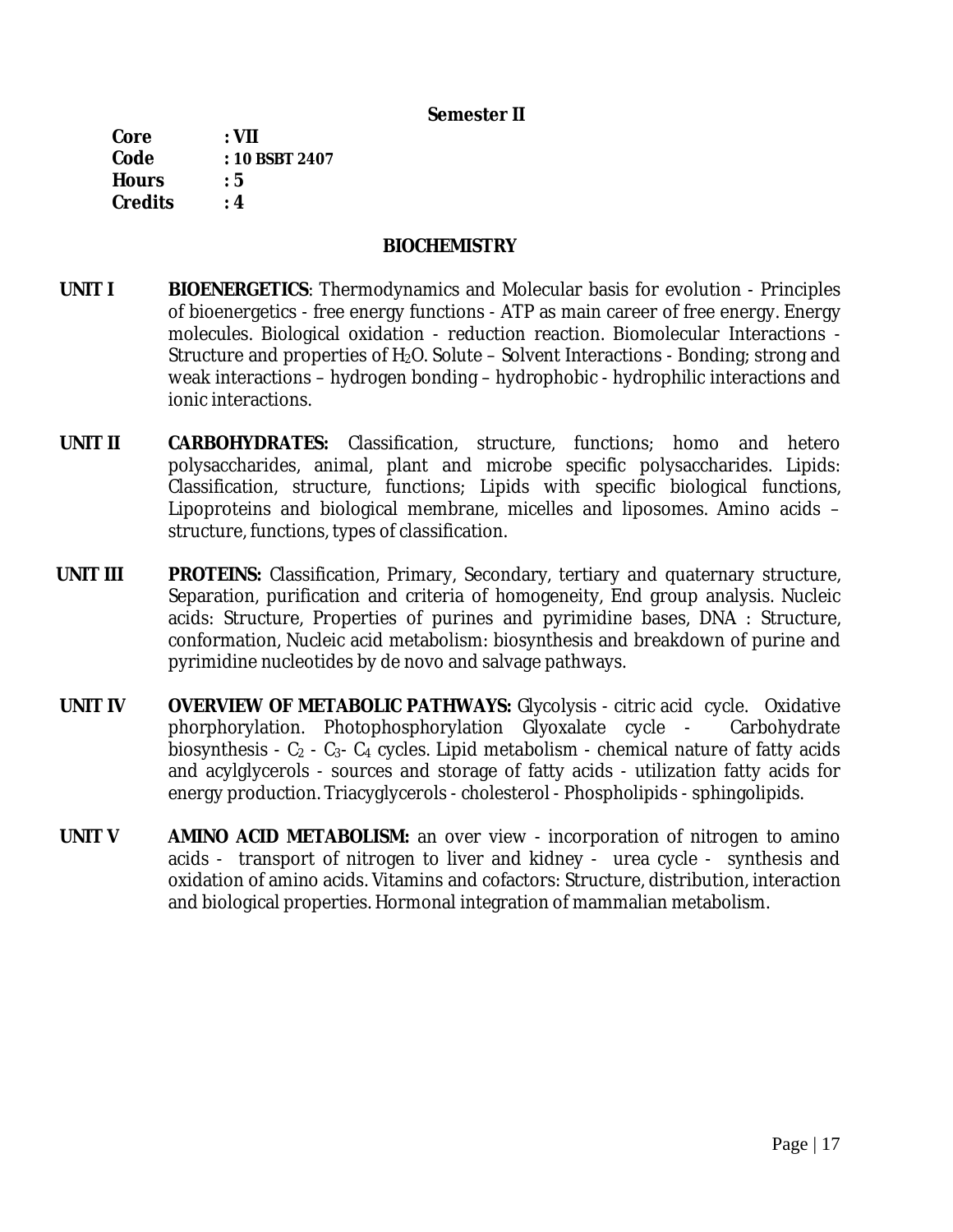**Semester II**

**Core** : **VII**
**Code** : **10 BSBT 2407**
**Hours** : **5**
**Credits** : **4**

## BIOCHEMISTRY

**UNIT I** **BIOENERGETICS**: Thermodynamics and Molecular basis for evolution - Principles of bioenergetics - free energy functions - ATP as main career of free energy. Energy molecules. Biological oxidation - reduction reaction. Biomolecular Interactions - Structure and properties of $H_2O$. Solute – Solvent Interactions - Bonding; strong and weak interactions – hydrogen bonding – hydrophobic - hydrophilic interactions and ionic interactions.

**UNIT II** **CARBOHYDRATES:** Classification, structure, functions; homo and hetero polysaccharides, animal, plant and microbe specific polysaccharides. Lipids: Classification, structure, functions; Lipids with specific biological functions, Lipoproteins and biological membrane, micelles and liposomes. Amino acids – structure, functions, types of classification.

**UNIT III** **PROTEINS:** Classification, Primary, Secondary, tertiary and quaternary structure, Separation, purification and criteria of homogeneity, End group analysis. Nucleic acids: Structure, Properties of purines and pyrimidine bases, DNA : Structure, conformation, Nucleic acid metabolism: biosynthesis and breakdown of purine and pyrimidine nucleotides by de novo and salvage pathways.

**UNIT IV** **OVERVIEW OF METABOLIC PATHWAYS:** Glycolysis - citric acid cycle. Oxidative phorphorylation. Photophosphorylation Glyoxalate cycle - Carbohydrate biosynthesis - $C_2$ - $C_3$- $C_4$ cycles. Lipid metabolism - chemical nature of fatty acids and acylglycerols - sources and storage of fatty acids - utilization fatty acids for energy production. Triacyglycerols - cholesterol - Phospholipids - sphingolipids.

**UNIT V** **AMINO ACID METABOLISM:** an over view - incorporation of nitrogen to amino acids - transport of nitrogen to liver and kidney - urea cycle - synthesis and oxidation of amino acids. Vitamins and cofactors: Structure, distribution, interaction and biological properties. Hormonal integration of mammalian metabolism.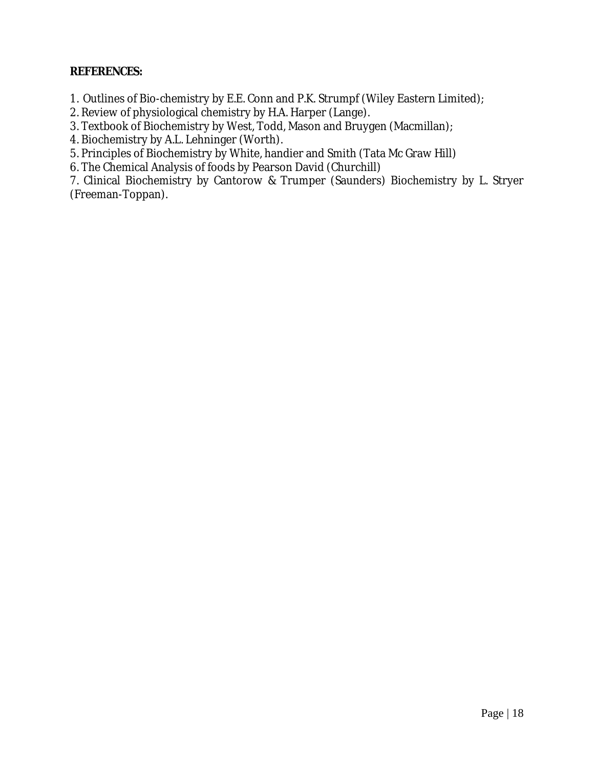**REFERENCES:**

1. Outlines of Bio-chemistry by E.E. Conn and P.K. Strumpf (Wiley Eastern Limited);
2. Review of physiological chemistry by H.A. Harper (Lange).
3. Textbook of Biochemistry by West, Todd, Mason and Bruygen (Macmillan);
4. Biochemistry by A.L. Lehninger (Worth).
5. Principles of Biochemistry by White, handier and Smith (Tata Mc Graw Hill)
6. The Chemical Analysis of foods by Pearson David (Churchill)
7. Clinical Biochemistry by Cantorow & Trumper (Saunders) Biochemistry by L. Stryer (Freeman-Toppan).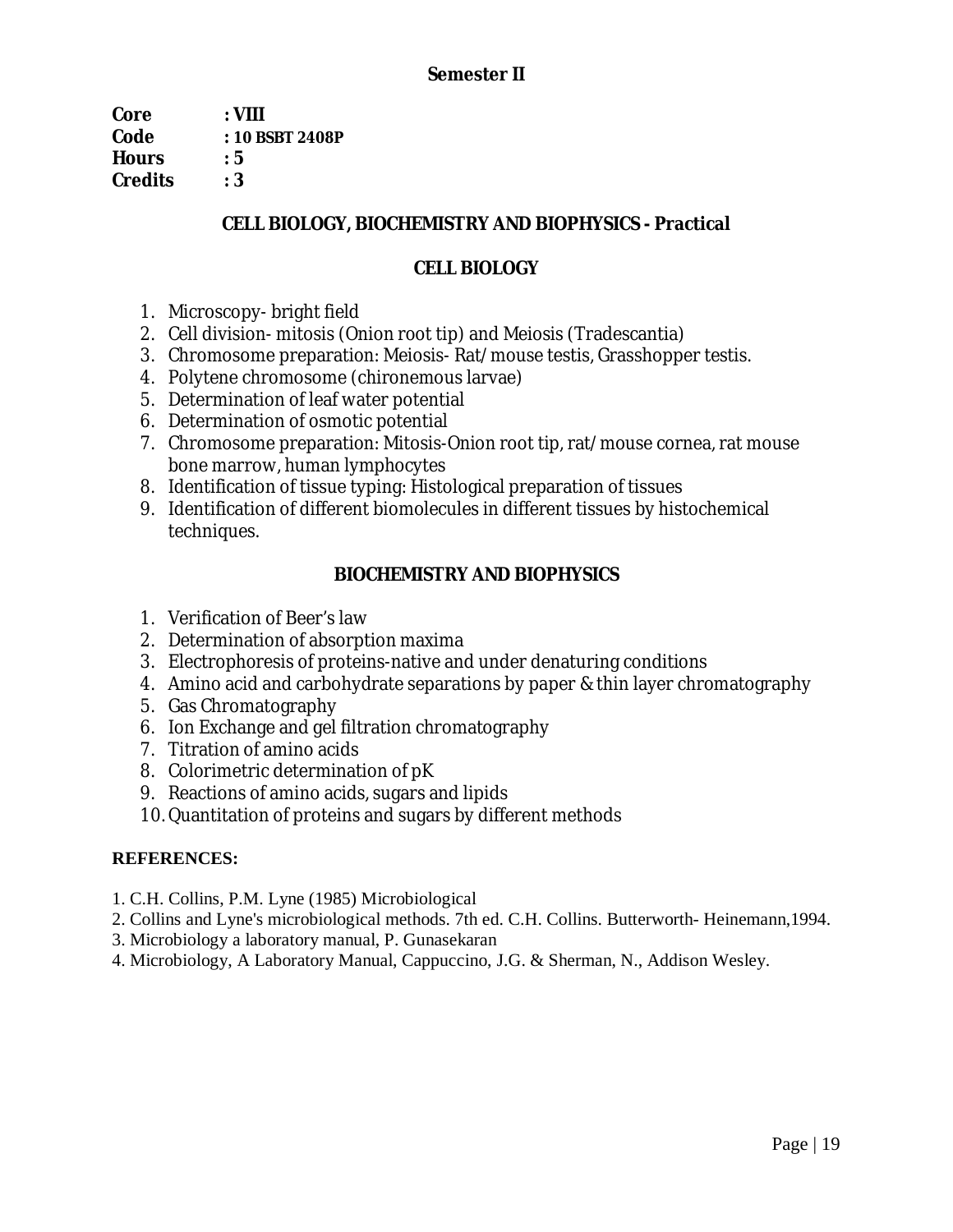**Semester II**

**Core : VIII**
**Code : 10 BSBT 2408P**
**Hours : 5**
**Credits : 3**

## CELL BIOLOGY, BIOCHEMISTRY AND BIOPHYSICS - Practical

### CELL BIOLOGY

1. Microscopy- bright field
2. Cell division- mitosis (Onion root tip) and Meiosis (Tradescantia)
3. Chromosome preparation: Meiosis- Rat/mouse testis, Grasshopper testis.
4. Polytene chromosome (chironemous larvae)
5. Determination of leaf water potential
6. Determination of osmotic potential
7. Chromosome preparation: Mitosis-Onion root tip, rat/mouse cornea, rat mouse bone marrow, human lymphocytes
8. Identification of tissue typing: Histological preparation of tissues
9. Identification of different biomolecules in different tissues by histochemical techniques.

### BIOCHEMISTRY AND BIOPHYSICS

1. Verification of Beer's law
2. Determination of absorption maxima
3. Electrophoresis of proteins-native and under denaturing conditions
4. Amino acid and carbohydrate separations by paper & thin layer chromatography
5. Gas Chromatography
6. Ion Exchange and gel filtration chromatography
7. Titration of amino acids
8. Colorimetric determination of pK
9. Reactions of amino acids, sugars and lipids
10. Quantitation of proteins and sugars by different methods

**REFERENCES:**

1. C.H. Collins, P.M. Lyne (1985) Microbiological
2. Collins and Lyne's microbiological methods. 7th ed. C.H. Collins. Butterworth- Heinemann,1994.
3. Microbiology a laboratory manual, P. Gunasekaran
4. Microbiology, A Laboratory Manual, Cappuccino, J.G. & Sherman, N., Addison Wesley.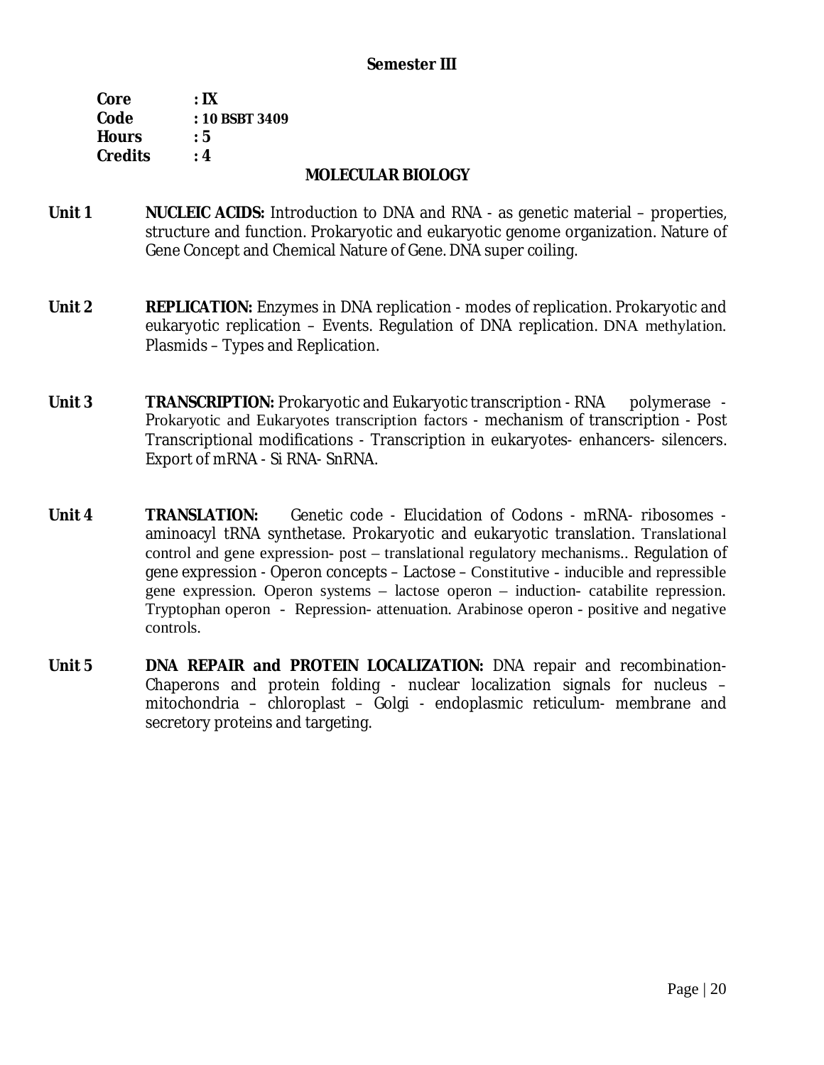## Semester III

**Core** : **IX**
**Code** : **10 BSBT 3409**
**Hours** : **5**
**Credits** : **4**

## MOLECULAR BIOLOGY

**Unit 1** **NUCLEIC ACIDS:** Introduction to DNA and RNA - as genetic material – properties, structure and function. Prokaryotic and eukaryotic genome organization. Nature of Gene Concept and Chemical Nature of Gene. DNA super coiling.

**Unit 2** **REPLICATION:** Enzymes in DNA replication - modes of replication. Prokaryotic and eukaryotic replication – Events. Regulation of DNA replication. DNA methylation. Plasmids – Types and Replication.

**Unit 3** **TRANSCRIPTION:** Prokaryotic and Eukaryotic transcription - RNA polymerase - Prokaryotic and Eukaryotes transcription factors - mechanism of transcription - Post Transcriptional modifications - Transcription in eukaryotes- enhancers- silencers. Export of mRNA - Si RNA- SnRNA.

**Unit 4** **TRANSLATION:** Genetic code - Elucidation of Codons - mRNA- ribosomes - aminoacyl tRNA synthetase. Prokaryotic and eukaryotic translation. Translational control and gene expression- post – translational regulatory mechanisms.. Regulation of gene expression - Operon concepts – Lactose – Constitutive - inducible and repressible gene expression. Operon systems – lactose operon – induction- catabilite repression. Tryptophan operon - Repression- attenuation. Arabinose operon - positive and negative controls.

**Unit 5** **DNA REPAIR and PROTEIN LOCALIZATION:** DNA repair and recombination- Chaperons and protein folding - nuclear localization signals for nucleus – mitochondria – chloroplast – Golgi - endoplasmic reticulum- membrane and secretory proteins and targeting.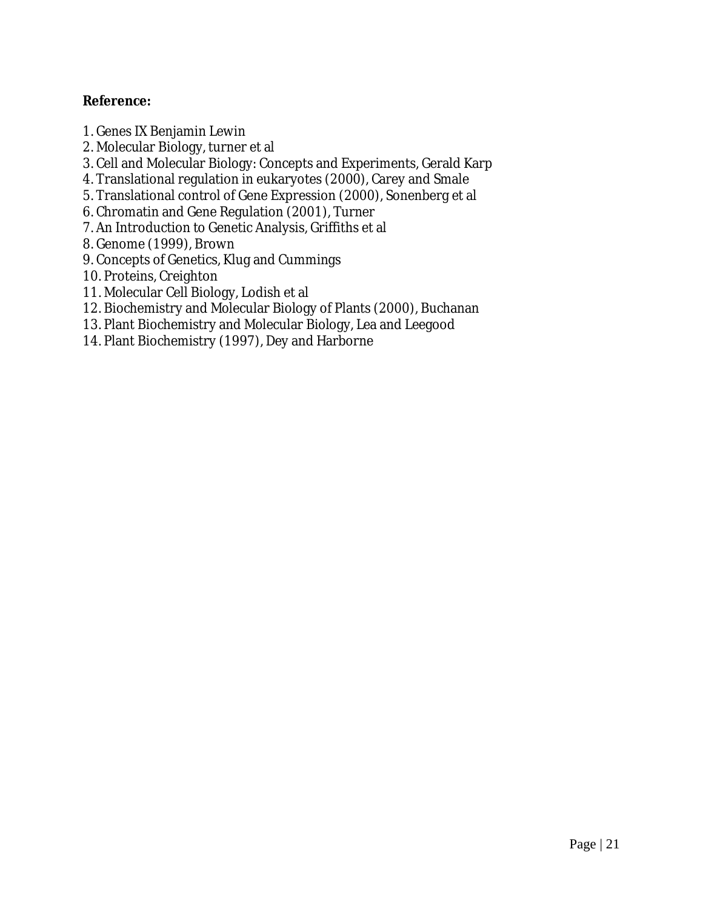**Reference:**

1. Genes IX Benjamin Lewin
2. Molecular Biology, turner et al
3. Cell and Molecular Biology: Concepts and Experiments, Gerald Karp
4. Translational regulation in eukaryotes (2000), Carey and Smale
5. Translational control of Gene Expression (2000), Sonenberg et al
6. Chromatin and Gene Regulation (2001), Turner
7. An Introduction to Genetic Analysis, Griffiths et al
8. Genome (1999), Brown
9. Concepts of Genetics, Klug and Cummings
10. Proteins, Creighton
11. Molecular Cell Biology, Lodish et al
12. Biochemistry and Molecular Biology of Plants (2000), Buchanan
13. Plant Biochemistry and Molecular Biology, Lea and Leegood
14. Plant Biochemistry (1997), Dey and Harborne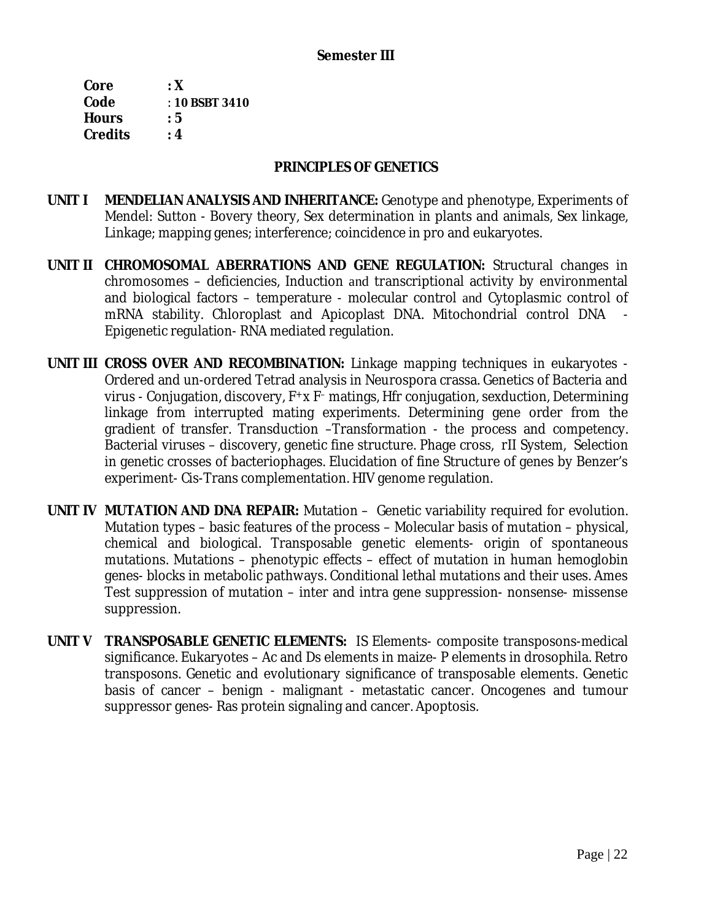**Semester III**

**Core** : **X**
**Code** : **10 BSBT 3410**
**Hours** : **5**
**Credits** : **4**

## PRINCIPLES OF GENETICS

**UNIT I MENDELIAN ANALYSIS AND INHERITANCE:** Genotype and phenotype, Experiments of Mendel: Sutton - Bovery theory, Sex determination in plants and animals, Sex linkage, Linkage; mapping genes; interference; coincidence in pro and eukaryotes.

**UNIT II CHROMOSOMAL ABERRATIONS AND GENE REGULATION:** Structural changes in chromosomes – deficiencies, Induction and transcriptional activity by environmental and biological factors – temperature - molecular control and Cytoplasmic control of mRNA stability. Chloroplast and Apicoplast DNA. Mitochondrial control DNA - Epigenetic regulation- RNA mediated regulation.

**UNIT III CROSS OVER AND RECOMBINATION:** Linkage mapping techniques in eukaryotes - Ordered and un-ordered Tetrad analysis in Neurospora crassa. Genetics of Bacteria and virus - Conjugation, discovery, $F^+$x $F^-$ matings, Hfr conjugation, sexduction, Determining linkage from interrupted mating experiments. Determining gene order from the gradient of transfer. Transduction –Transformation - the process and competency. Bacterial viruses – discovery, genetic fine structure. Phage cross, rII System, Selection in genetic crosses of bacteriophages. Elucidation of fine Structure of genes by Benzer's experiment- Cis-Trans complementation. HIV genome regulation.

**UNIT IV MUTATION AND DNA REPAIR:** Mutation – Genetic variability required for evolution. Mutation types – basic features of the process – Molecular basis of mutation – physical, chemical and biological. Transposable genetic elements- origin of spontaneous mutations. Mutations – phenotypic effects – effect of mutation in human hemoglobin genes- blocks in metabolic pathways. Conditional lethal mutations and their uses. Ames Test suppression of mutation – inter and intra gene suppression- nonsense- missense suppression.

**UNIT V TRANSPOSABLE GENETIC ELEMENTS:** IS Elements- composite transposons-medical significance. Eukaryotes – Ac and Ds elements in maize- P elements in drosophila. Retro transposons. Genetic and evolutionary significance of transposable elements. Genetic basis of cancer – benign - malignant - metastatic cancer. Oncogenes and tumour suppressor genes- Ras protein signaling and cancer. Apoptosis.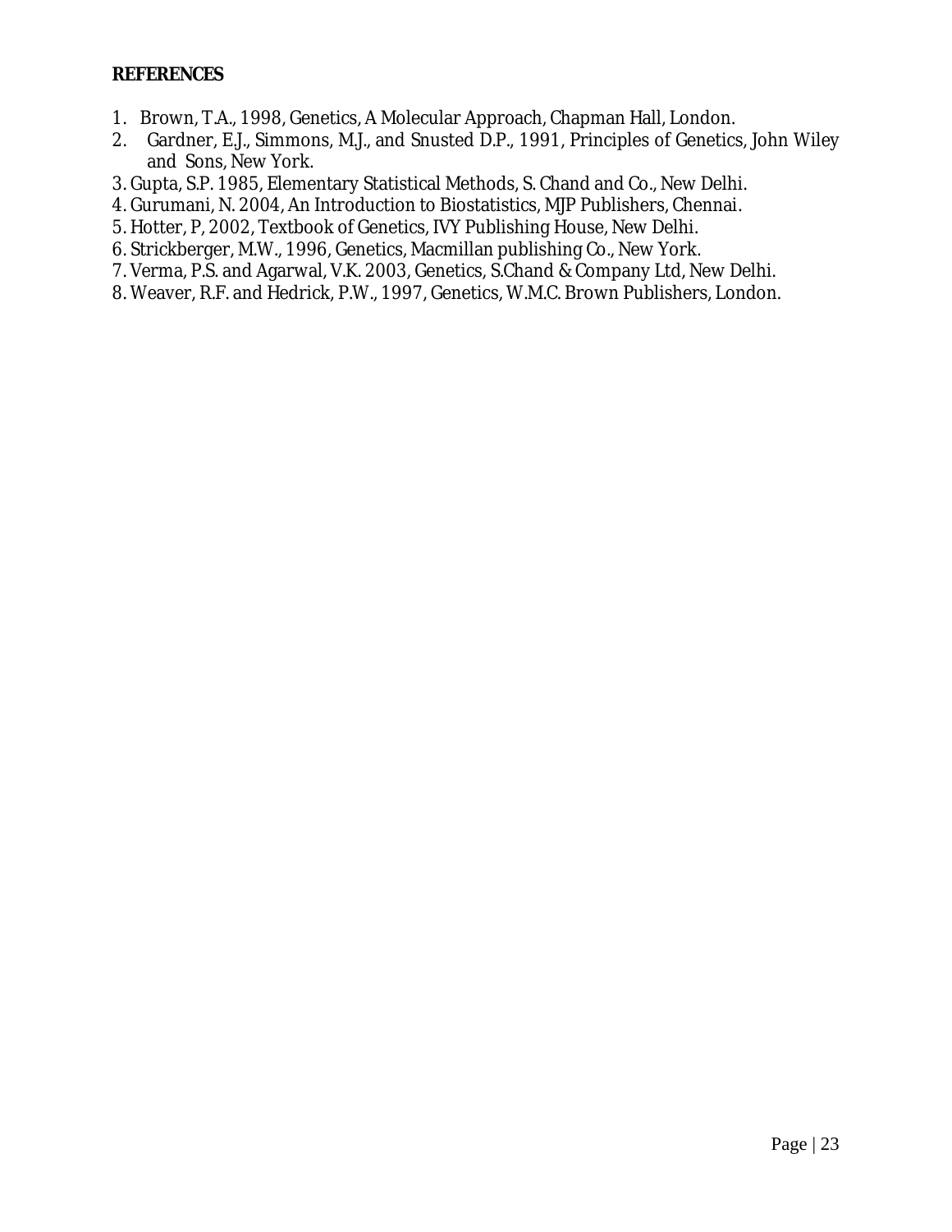**REFERENCES**

1. Brown, T.A., 1998, Genetics, A Molecular Approach, Chapman Hall, London.
2. Gardner, E.J., Simmons, M.J., and Snusted D.P., 1991, Principles of Genetics, John Wiley and Sons, New York.
3. Gupta, S.P. 1985, Elementary Statistical Methods, S. Chand and Co., New Delhi.
4. Gurumani, N. 2004, An Introduction to Biostatistics, MJP Publishers, Chennai.
5. Hotter, P, 2002, Textbook of Genetics, IVY Publishing House, New Delhi.
6. Strickberger, M.W., 1996, Genetics, Macmillan publishing Co., New York.
7. Verma, P.S. and Agarwal, V.K. 2003, Genetics, S.Chand & Company Ltd, New Delhi.
8. Weaver, R.F. and Hedrick, P.W., 1997, Genetics, W.M.C. Brown Publishers, London.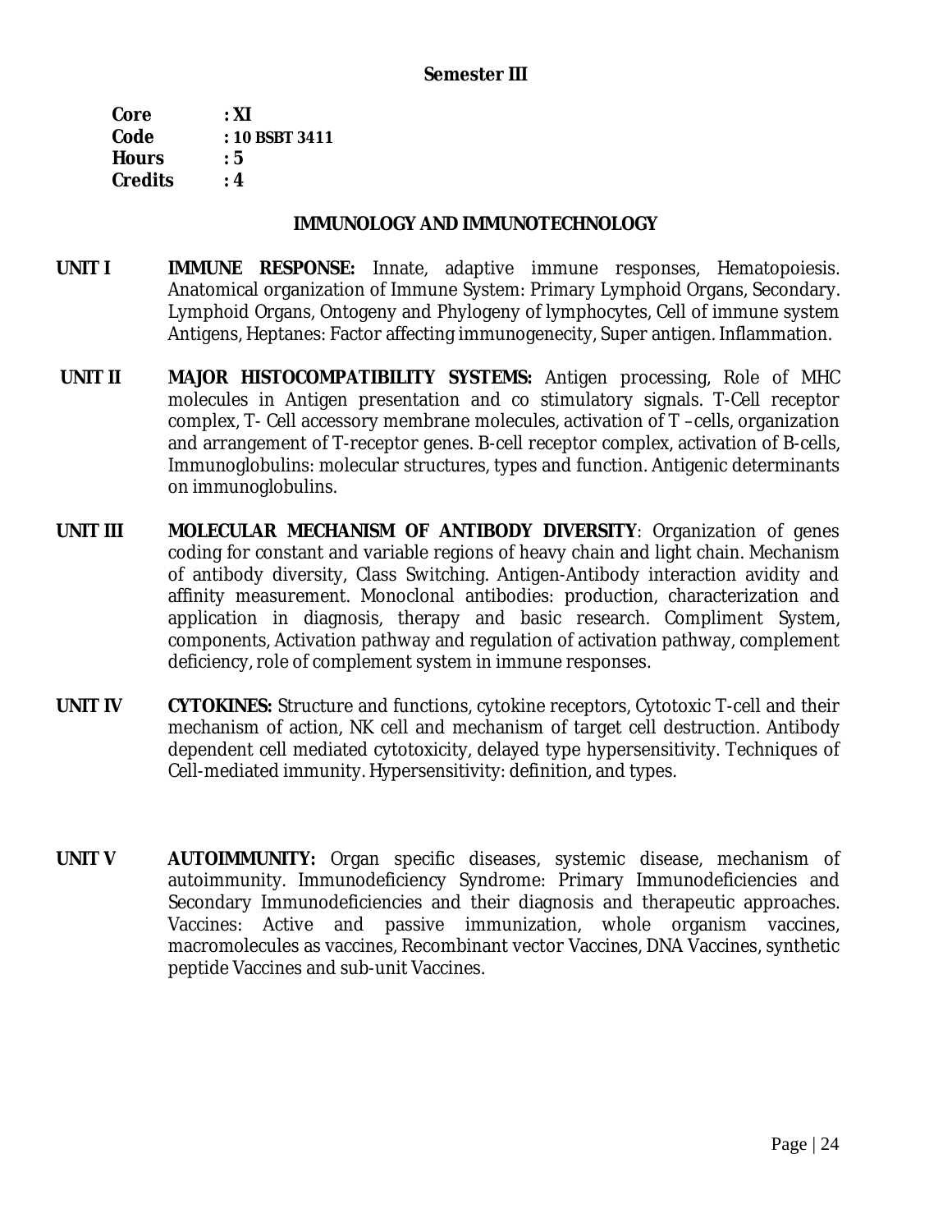**Semester III**

**Core : XI**
**Code : 10 BSBT 3411**
**Hours : 5**
**Credits : 4**

## IMMUNOLOGY AND IMMUNOTECHNOLOGY

**UNIT I** **IMMUNE RESPONSE:** Innate, adaptive immune responses, Hematopoiesis. Anatomical organization of Immune System: Primary Lymphoid Organs, Secondary. Lymphoid Organs, Ontogeny and Phylogeny of lymphocytes, Cell of immune system Antigens, Heptanes: Factor affecting immunogenecity, Super antigen. Inflammation.

**UNIT II** **MAJOR HISTOCOMPATIBILITY SYSTEMS:** Antigen processing, Role of MHC molecules in Antigen presentation and co stimulatory signals. T-Cell receptor complex, T- Cell accessory membrane molecules, activation of T –cells, organization and arrangement of T-receptor genes. B-cell receptor complex, activation of B-cells, Immunoglobulins: molecular structures, types and function. Antigenic determinants on immunoglobulins.

**UNIT III** **MOLECULAR MECHANISM OF ANTIBODY DIVERSITY**: Organization of genes coding for constant and variable regions of heavy chain and light chain. Mechanism of antibody diversity, Class Switching. Antigen-Antibody interaction avidity and affinity measurement. Monoclonal antibodies: production, characterization and application in diagnosis, therapy and basic research. Compliment System, components, Activation pathway and regulation of activation pathway, complement deficiency, role of complement system in immune responses.

**UNIT IV** **CYTOKINES:** Structure and functions, cytokine receptors, Cytotoxic T-cell and their mechanism of action, NK cell and mechanism of target cell destruction. Antibody dependent cell mediated cytotoxicity, delayed type hypersensitivity. Techniques of Cell-mediated immunity. Hypersensitivity: definition, and types.

**UNIT V** **AUTOIMMUNITY:** Organ specific diseases, systemic disease, mechanism of autoimmunity. Immunodeficiency Syndrome: Primary Immunodeficiencies and Secondary Immunodeficiencies and their diagnosis and therapeutic approaches. Vaccines: Active and passive immunization, whole organism vaccines, macromolecules as vaccines, Recombinant vector Vaccines, DNA Vaccines, synthetic peptide Vaccines and sub-unit Vaccines.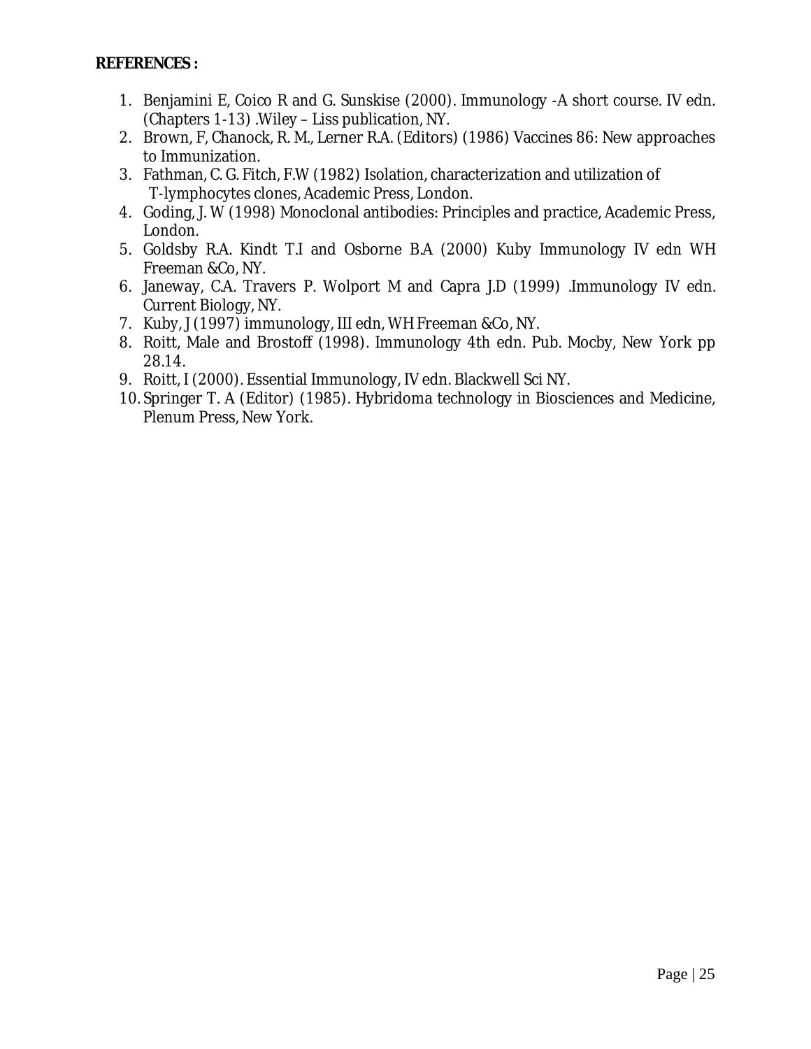**REFERENCES :**

1. Benjamini E, Coico R and G. Sunskise (2000). Immunology -A short course. IV edn. (Chapters 1-13) .Wiley – Liss publication, NY.
2. Brown, F, Chanock, R. M., Lerner R.A. (Editors) (1986) Vaccines 86: New approaches to Immunization.
3. Fathman, C. G. Fitch, F.W (1982) Isolation, characterization and utilization of T-lymphocytes clones, Academic Press, London.
4. Goding, J. W (1998) Monoclonal antibodies: Principles and practice, Academic Press, London.
5. Goldsby R.A. Kindt T.I and Osborne B.A (2000) Kuby Immunology IV edn WH Freeman &Co, NY.
6. Janeway, C.A. Travers P. Wolport M and Capra J.D (1999) .Immunology IV edn. Current Biology, NY.
7. Kuby, J (1997) immunology, III edn, WH Freeman &Co, NY.
8. Roitt, Male and Brostoff (1998). Immunology 4th edn. Pub. Mocby, New York pp 28.14.
9. Roitt, I (2000). Essential Immunology, IV edn. Blackwell Sci NY.
10. Springer T. A (Editor) (1985). Hybridoma technology in Biosciences and Medicine, Plenum Press, New York.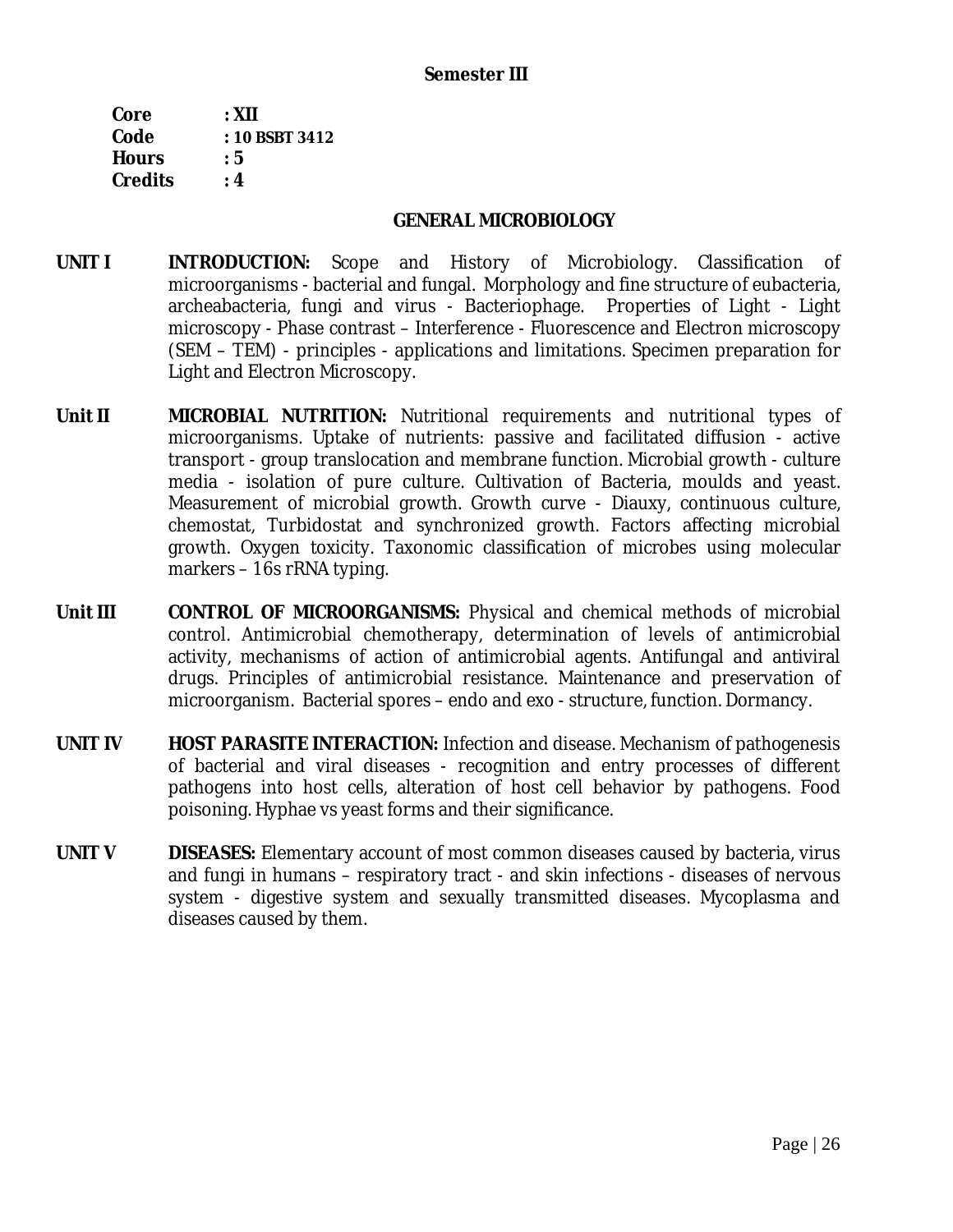**Semester III**

**Core** : **XII**
**Code** : **10 BSBT 3412**
**Hours** : **5**
**Credits** : **4**

## GENERAL MICROBIOLOGY

**UNIT I** **INTRODUCTION:** Scope and History of Microbiology. Classification of microorganisms - bacterial and fungal. Morphology and fine structure of eubacteria, archeabacteria, fungi and virus - Bacteriophage. Properties of Light - Light microscopy - Phase contrast – Interference - Fluorescence and Electron microscopy (SEM – TEM) - principles - applications and limitations. Specimen preparation for Light and Electron Microscopy.

**Unit II** **MICROBIAL NUTRITION:** Nutritional requirements and nutritional types of microorganisms. Uptake of nutrients: passive and facilitated diffusion - active transport - group translocation and membrane function. Microbial growth - culture media - isolation of pure culture. Cultivation of Bacteria, moulds and yeast. Measurement of microbial growth. Growth curve - Diauxy, continuous culture, chemostat, Turbidostat and synchronized growth. Factors affecting microbial growth. Oxygen toxicity. Taxonomic classification of microbes using molecular markers – 16s rRNA typing.

**Unit III** **CONTROL OF MICROORGANISMS:** Physical and chemical methods of microbial control. Antimicrobial chemotherapy, determination of levels of antimicrobial activity, mechanisms of action of antimicrobial agents. Antifungal and antiviral drugs. Principles of antimicrobial resistance. Maintenance and preservation of microorganism. Bacterial spores – endo and exo - structure, function. Dormancy.

**UNIT IV** **HOST PARASITE INTERACTION:** Infection and disease. Mechanism of pathogenesis of bacterial and viral diseases - recognition and entry processes of different pathogens into host cells, alteration of host cell behavior by pathogens. Food poisoning. Hyphae vs yeast forms and their significance.

**UNIT V** **DISEASES:** Elementary account of most common diseases caused by bacteria, virus and fungi in humans – respiratory tract - and skin infections - diseases of nervous system - digestive system and sexually transmitted diseases. Mycoplasma and diseases caused by them.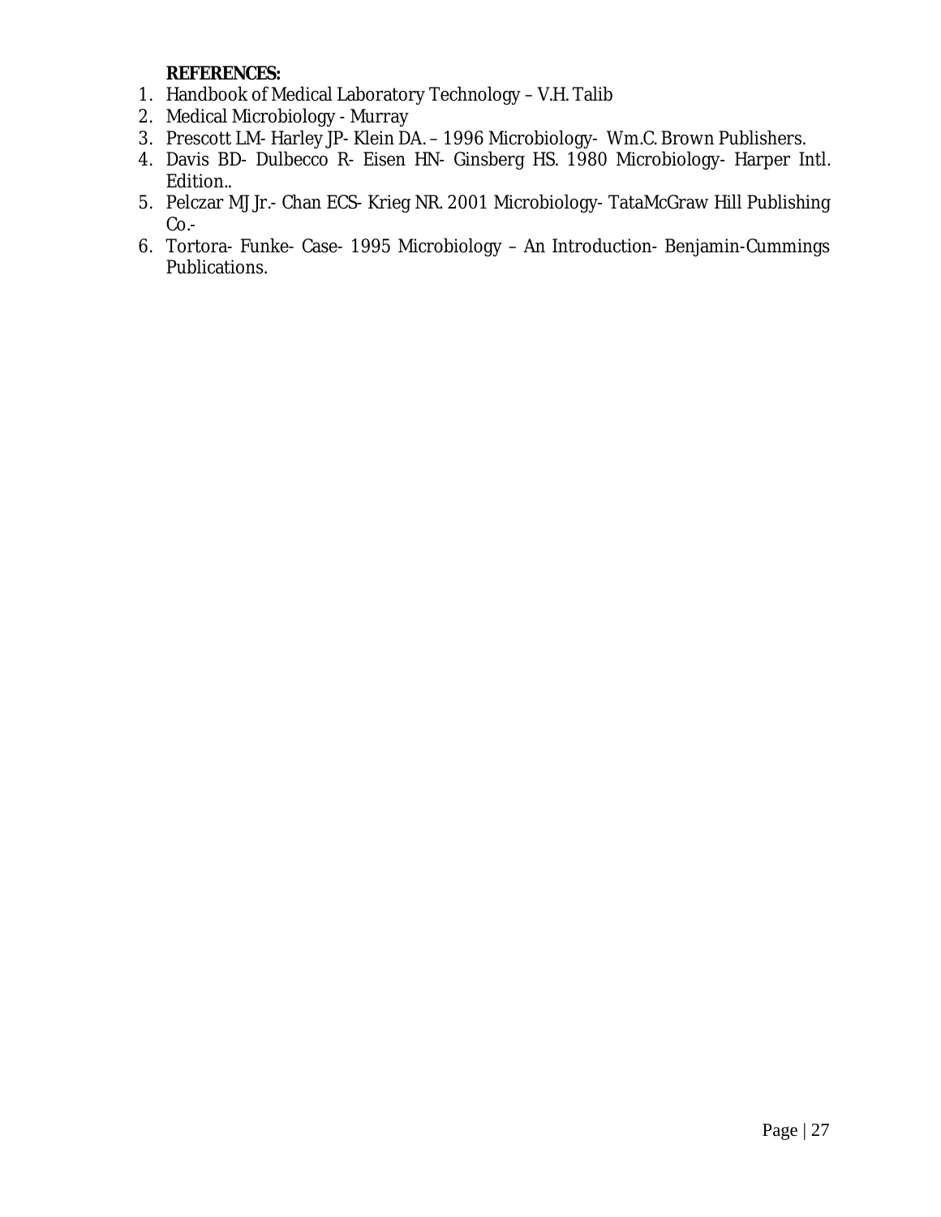**REFERENCES:**

1. Handbook of Medical Laboratory Technology – V.H. Talib
2. Medical Microbiology - Murray
3. Prescott LM- Harley JP- Klein DA. – 1996 Microbiology- Wm.C. Brown Publishers.
4. Davis BD- Dulbecco R- Eisen HN- Ginsberg HS. 1980 Microbiology- Harper Intl. Edition..
5. Pelczar MJ Jr.- Chan ECS- Krieg NR. 2001 Microbiology- TataMcGraw Hill Publishing Co.-
6. Tortora- Funke- Case- 1995 Microbiology – An Introduction- Benjamin-Cummings Publications.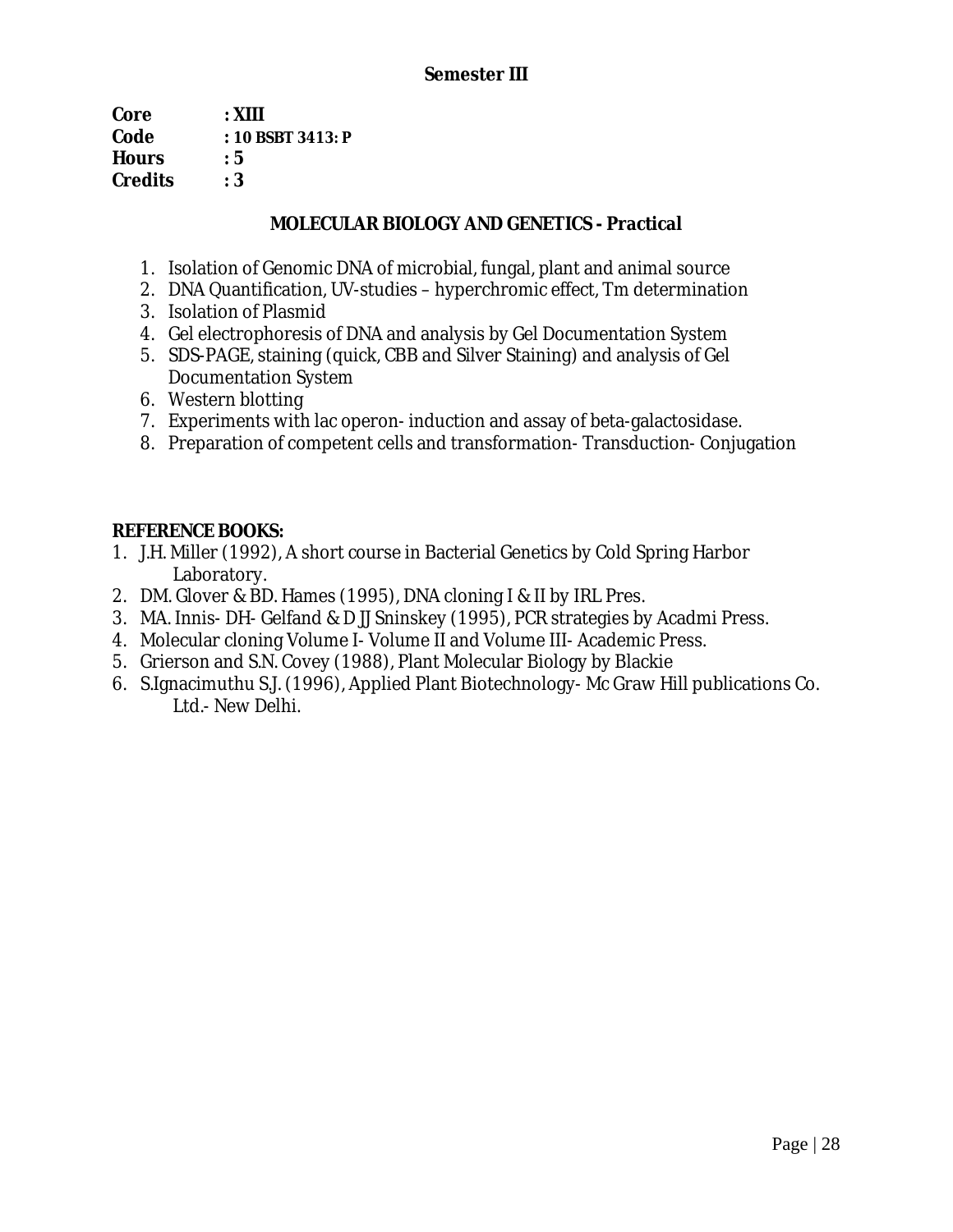**Semester III**

**Core** : **XIII**
**Code** : **10 BSBT 3413: P**
**Hours** : **5**
**Credits** : **3**

## MOLECULAR BIOLOGY AND GENETICS - Practical

1. Isolation of Genomic DNA of microbial, fungal, plant and animal source
2. DNA Quantification, UV-studies – hyperchromic effect, Tm determination
3. Isolation of Plasmid
4. Gel electrophoresis of DNA and analysis by Gel Documentation System
5. SDS-PAGE, staining (quick, CBB and Silver Staining) and analysis of Gel Documentation System
6. Western blotting
7. Experiments with lac operon- induction and assay of beta-galactosidase.
8. Preparation of competent cells and transformation- Transduction- Conjugation

**REFERENCE BOOKS:**

1. J.H. Miller (1992), A short course in Bacterial Genetics by Cold Spring Harbor Laboratory.
2. DM. Glover & BD. Hames (1995), DNA cloning I & II by IRL Pres.
3. MA. Innis- DH- Gelfand & D JJ Sninskey (1995), PCR strategies by Acadmi Press.
4. Molecular cloning Volume I- Volume II and Volume III- Academic Press.
5. Grierson and S.N. Covey (1988), Plant Molecular Biology by Blackie
6. S.Ignacimuthu S.J. (1996), Applied Plant Biotechnology- Mc Graw Hill publications Co. Ltd.- New Delhi.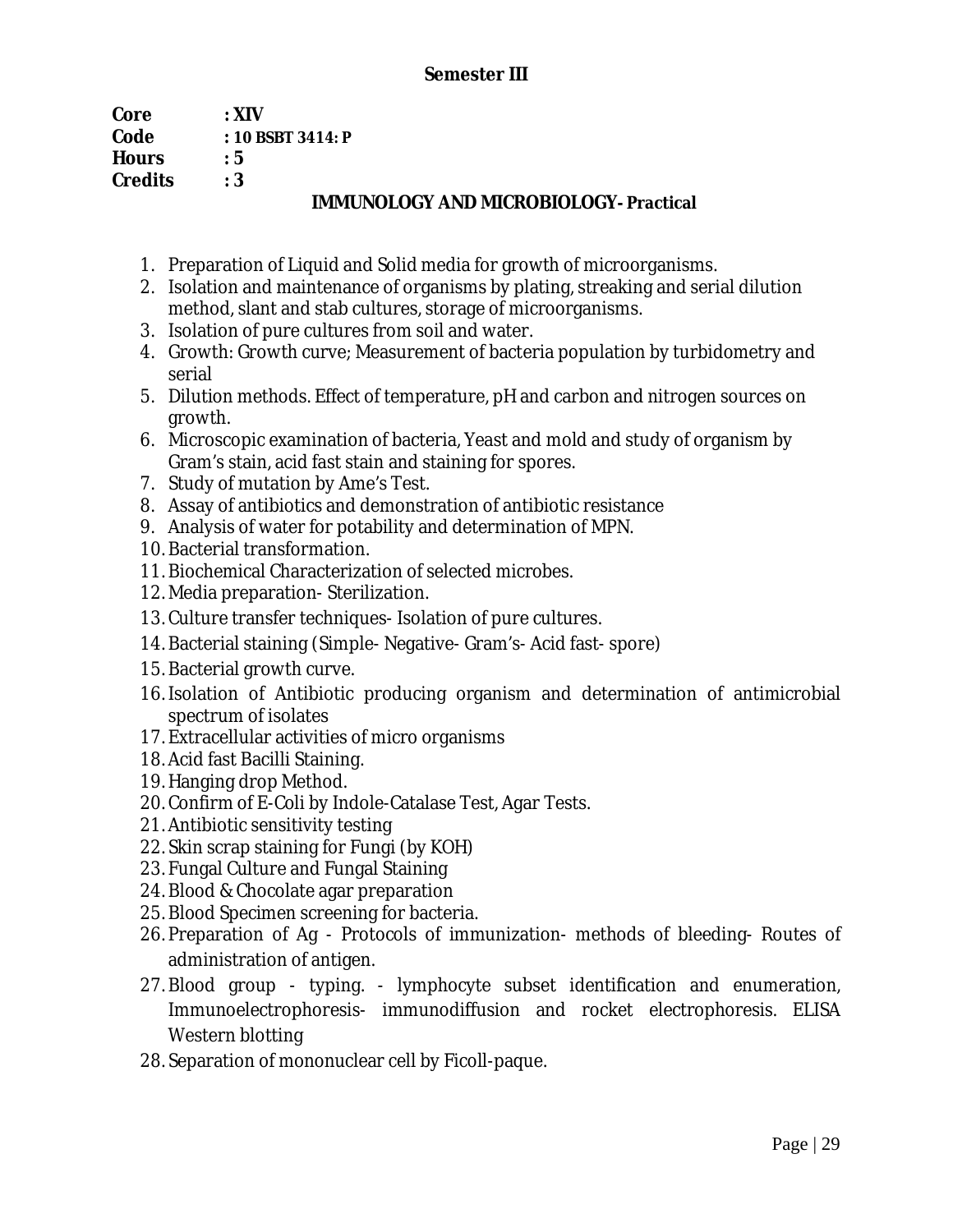## Semester III

**Core** : **XIV**
**Code** : **10 BSBT 3414: P**
**Hours** : **5**
**Credits** : **3**

### IMMUNOLOGY AND MICROBIOLOGY- Practical

1. Preparation of Liquid and Solid media for growth of microorganisms.
2. Isolation and maintenance of organisms by plating, streaking and serial dilution method, slant and stab cultures, storage of microorganisms.
3. Isolation of pure cultures from soil and water.
4. Growth: Growth curve; Measurement of bacteria population by turbidometry and serial
5. Dilution methods. Effect of temperature, pH and carbon and nitrogen sources on growth.
6. Microscopic examination of bacteria, Yeast and mold and study of organism by Gram's stain, acid fast stain and staining for spores.
7. Study of mutation by Ame's Test.
8. Assay of antibiotics and demonstration of antibiotic resistance
9. Analysis of water for potability and determination of MPN.
10. Bacterial transformation.
11. Biochemical Characterization of selected microbes.
12. Media preparation- Sterilization.
13. Culture transfer techniques- Isolation of pure cultures.
14. Bacterial staining (Simple- Negative- Gram's- Acid fast- spore)
15. Bacterial growth curve.
16. Isolation of Antibiotic producing organism and determination of antimicrobial spectrum of isolates
17. Extracellular activities of micro organisms
18. Acid fast Bacilli Staining.
19. Hanging drop Method.
20. Confirm of E-Coli by Indole-Catalase Test, Agar Tests.
21. Antibiotic sensitivity testing
22. Skin scrap staining for Fungi (by KOH)
23. Fungal Culture and Fungal Staining
24. Blood & Chocolate agar preparation
25. Blood Specimen screening for bacteria.
26. Preparation of Ag - Protocols of immunization- methods of bleeding- Routes of administration of antigen.
27. Blood group - typing. - lymphocyte subset identification and enumeration, Immunoelectrophoresis- immunodiffusion and rocket electrophoresis. ELISA Western blotting
28. Separation of mononuclear cell by Ficoll-paque.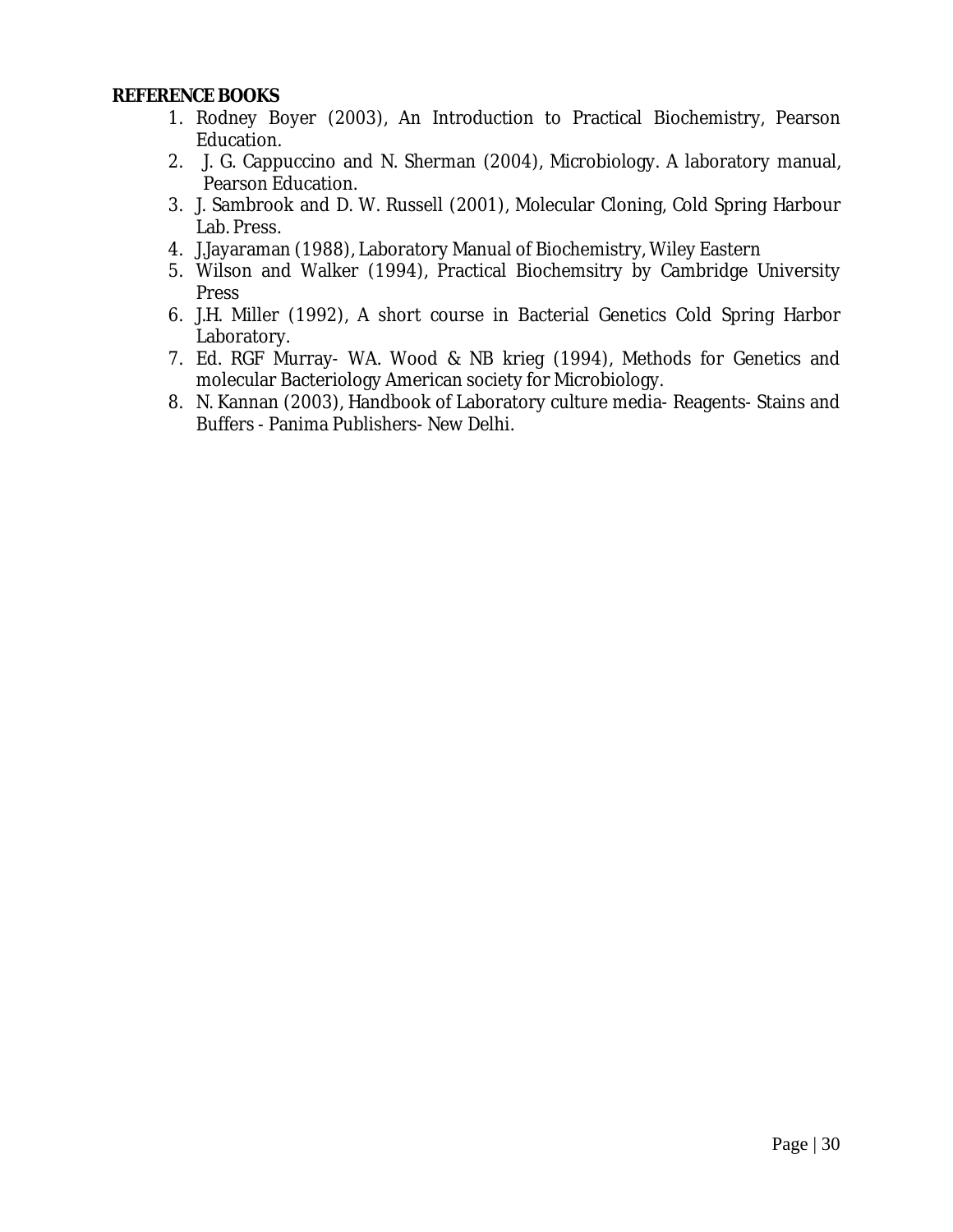**REFERENCE BOOKS**

1. Rodney Boyer (2003), An Introduction to Practical Biochemistry, Pearson Education.
2. J. G. Cappuccino and N. Sherman (2004), Microbiology. A laboratory manual, Pearson Education.
3. J. Sambrook and D. W. Russell (2001), Molecular Cloning, Cold Spring Harbour Lab. Press.
4. J.Jayaraman (1988), Laboratory Manual of Biochemistry, Wiley Eastern
5. Wilson and Walker (1994), Practical Biochemsitry by Cambridge University Press
6. J.H. Miller (1992), A short course in Bacterial Genetics Cold Spring Harbor Laboratory.
7. Ed. RGF Murray- WA. Wood & NB krieg (1994), Methods for Genetics and molecular Bacteriology American society for Microbiology.
8. N. Kannan (2003), Handbook of Laboratory culture media- Reagents- Stains and Buffers - Panima Publishers- New Delhi.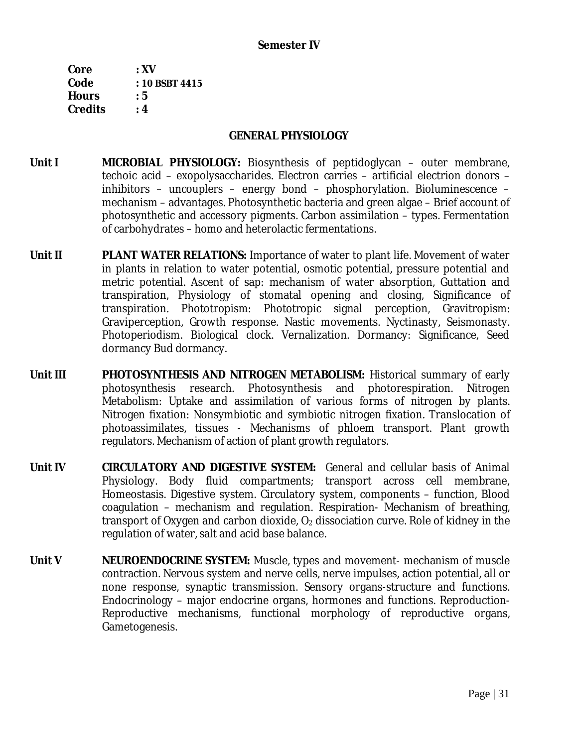## Semester IV

**Core** : **XV**
**Code** : **10 BSBT 4415**
**Hours** : **5**
**Credits** : **4**

## GENERAL PHYSIOLOGY

**Unit I** **MICROBIAL PHYSIOLOGY:** Biosynthesis of peptidoglycan – outer membrane, techoic acid – exopolysaccharides. Electron carries – artificial electrion donors – inhibitors – uncouplers – energy bond – phosphorylation. Bioluminescence – mechanism – advantages. Photosynthetic bacteria and green algae – Brief account of photosynthetic and accessory pigments. Carbon assimilation – types. Fermentation of carbohydrates – homo and heterolactic fermentations.

**Unit II** **PLANT WATER RELATIONS:** Importance of water to plant life. Movement of water in plants in relation to water potential, osmotic potential, pressure potential and metric potential. Ascent of sap: mechanism of water absorption, Guttation and transpiration, Physiology of stomatal opening and closing, Significance of transpiration. Phototropism: Phototropic signal perception, Gravitropism: Graviperception, Growth response. Nastic movements. Nyctinasty, Seismonasty. Photoperiodism. Biological clock. Vernalization. Dormancy: Significance, Seed dormancy Bud dormancy.

**Unit III** **PHOTOSYNTHESIS AND NITROGEN METABOLISM:** Historical summary of early photosynthesis research. Photosynthesis and photorespiration. Nitrogen Metabolism: Uptake and assimilation of various forms of nitrogen by plants. Nitrogen fixation: Nonsymbiotic and symbiotic nitrogen fixation. Translocation of photoassimilates, tissues - Mechanisms of phloem transport. Plant growth regulators. Mechanism of action of plant growth regulators.

**Unit IV** **CIRCULATORY AND DIGESTIVE SYSTEM:** General and cellular basis of Animal Physiology. Body fluid compartments; transport across cell membrane, Homeostasis. Digestive system. Circulatory system, components – function, Blood coagulation – mechanism and regulation. Respiration- Mechanism of breathing, transport of Oxygen and carbon dioxide, $O_2$ dissociation curve. Role of kidney in the regulation of water, salt and acid base balance.

**Unit V** **NEUROENDOCRINE SYSTEM:** Muscle, types and movement- mechanism of muscle contraction. Nervous system and nerve cells, nerve impulses, action potential, all or none response, synaptic transmission. Sensory organs-structure and functions. Endocrinology – major endocrine organs, hormones and functions. Reproduction- Reproductive mechanisms, functional morphology of reproductive organs, Gametogenesis.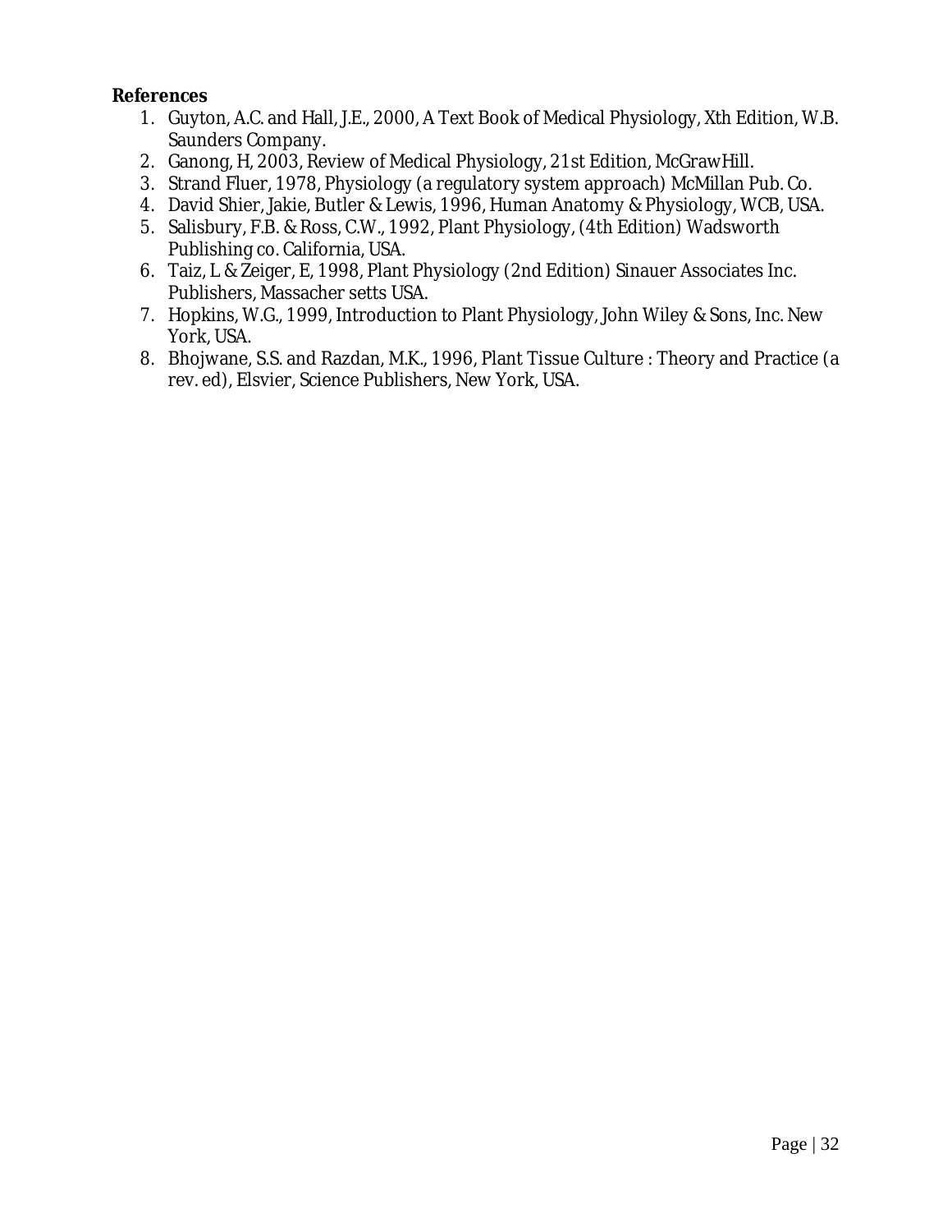**References**

1. Guyton, A.C. and Hall, J.E., 2000, A Text Book of Medical Physiology, Xth Edition, W.B. Saunders Company.
2. Ganong, H, 2003, Review of Medical Physiology, 21st Edition, McGrawHill.
3. Strand Fluer, 1978, Physiology (a regulatory system approach) McMillan Pub. Co.
4. David Shier, Jakie, Butler & Lewis, 1996, Human Anatomy & Physiology, WCB, USA.
5. Salisbury, F.B. & Ross, C.W., 1992, Plant Physiology, (4th Edition) Wadsworth Publishing co. California, USA.
6. Taiz, L & Zeiger, E, 1998, Plant Physiology (2nd Edition) Sinauer Associates Inc. Publishers, Massacher setts USA.
7. Hopkins, W.G., 1999, Introduction to Plant Physiology, John Wiley & Sons, Inc. New York, USA.
8. Bhojwane, S.S. and Razdan, M.K., 1996, Plant Tissue Culture : Theory and Practice (a rev. ed), Elsvier, Science Publishers, New York, USA.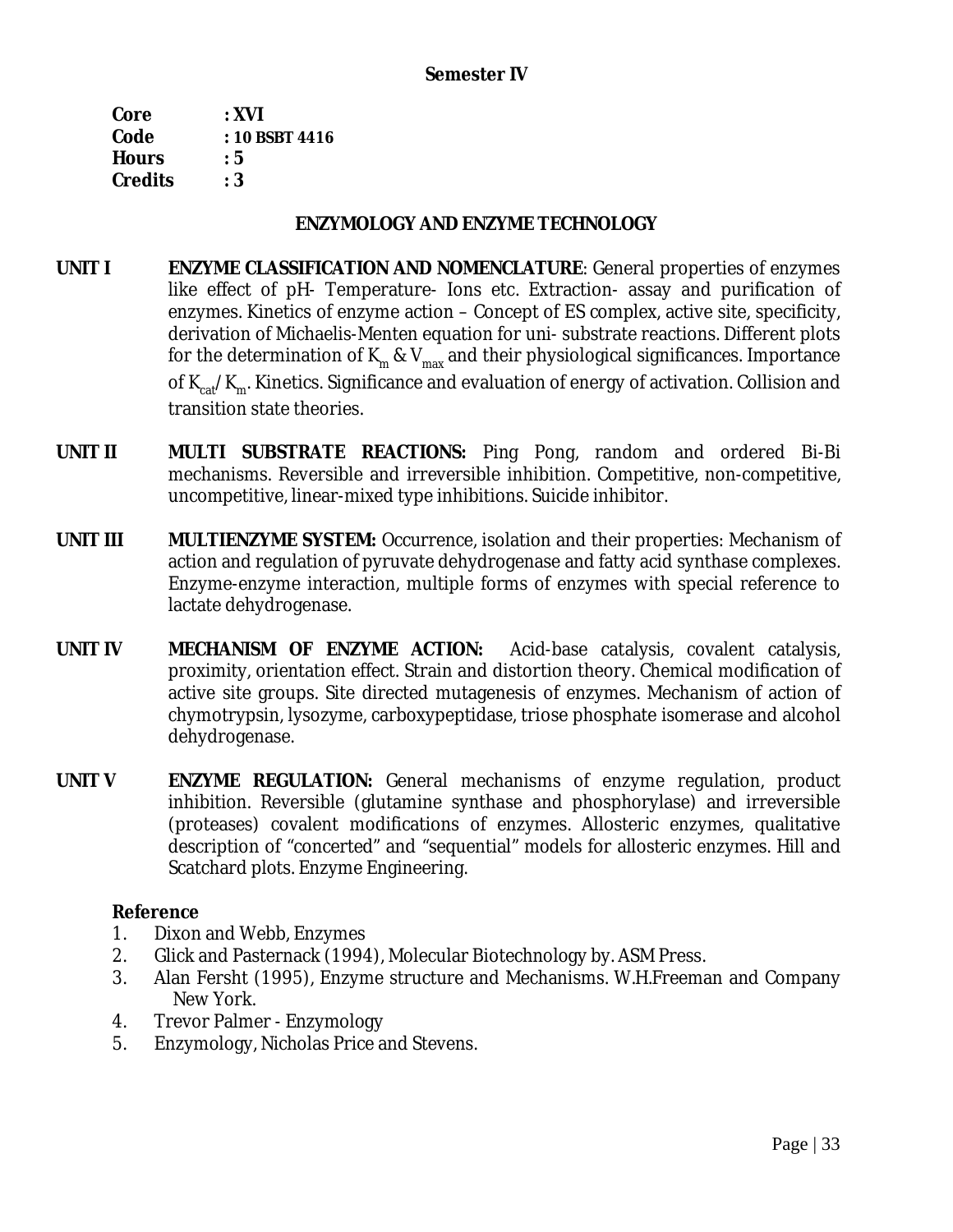## Semester IV

**Core** : **XVI**
**Code** : **10 BSBT 4416**
**Hours** : **5**
**Credits** : **3**

### ENZYMOLOGY AND ENZYME TECHNOLOGY

**UNIT I** **ENZYME CLASSIFICATION AND NOMENCLATURE**: General properties of enzymes like effect of pH- Temperature- Ions etc. Extraction- assay and purification of enzymes. Kinetics of enzyme action – Concept of ES complex, active site, specificity, derivation of Michaelis-Menten equation for uni- substrate reactions. Different plots for the determination of $K_m$ & $V_{max}$ and their physiological significances. Importance of $K_{cat}$/ $K_m$. Kinetics. Significance and evaluation of energy of activation. Collision and transition state theories.

**UNIT II** **MULTI SUBSTRATE REACTIONS:** Ping Pong, random and ordered Bi-Bi mechanisms. Reversible and irreversible inhibition. Competitive, non-competitive, uncompetitive, linear-mixed type inhibitions. Suicide inhibitor.

**UNIT III** **MULTIENZYME SYSTEM:** Occurrence, isolation and their properties: Mechanism of action and regulation of pyruvate dehydrogenase and fatty acid synthase complexes. Enzyme-enzyme interaction, multiple forms of enzymes with special reference to lactate dehydrogenase.

**UNIT IV** **MECHANISM OF ENZYME ACTION:** Acid-base catalysis, covalent catalysis, proximity, orientation effect. Strain and distortion theory. Chemical modification of active site groups. Site directed mutagenesis of enzymes. Mechanism of action of chymotrypsin, lysozyme, carboxypeptidase, triose phosphate isomerase and alcohol dehydrogenase.

**UNIT V** **ENZYME REGULATION:** General mechanisms of enzyme regulation, product inhibition. Reversible (glutamine synthase and phosphorylase) and irreversible (proteases) covalent modifications of enzymes. Allosteric enzymes, qualitative description of "concerted" and "sequential" models for allosteric enzymes. Hill and Scatchard plots. Enzyme Engineering.

**Reference**

1. Dixon and Webb, Enzymes
2. Glick and Pasternack (1994), Molecular Biotechnology by. ASM Press.
3. Alan Fersht (1995), Enzyme structure and Mechanisms. W.H.Freeman and Company New York.
4. Trevor Palmer - Enzymology
5. Enzymology, Nicholas Price and Stevens.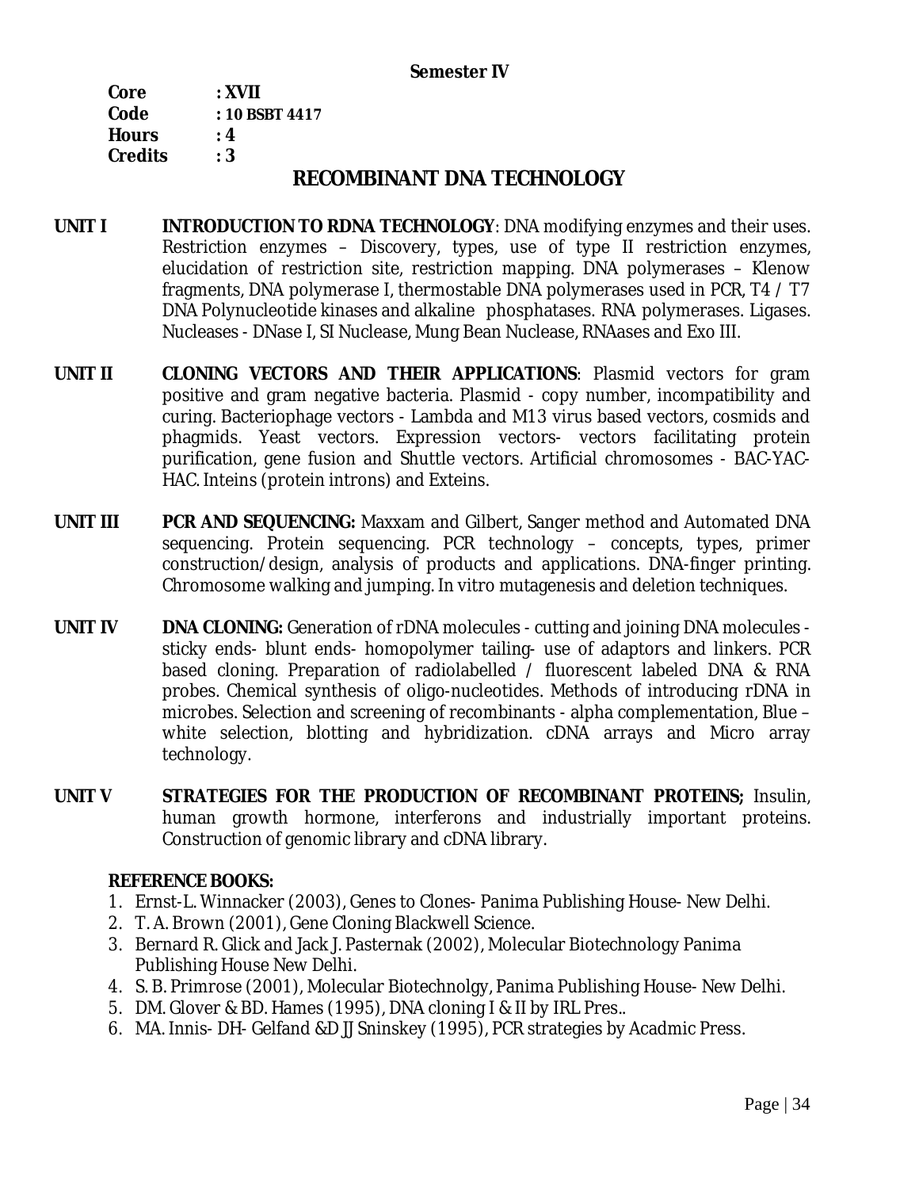**Semester IV**

**Core** **: XVII**
**Code** **: 10 BSBT 4417**
**Hours** **: 4**
**Credits** **: 3**

# RECOMBINANT DNA TECHNOLOGY

**UNIT I** **INTRODUCTION TO RDNA TECHNOLOGY**: DNA modifying enzymes and their uses. Restriction enzymes – Discovery, types, use of type II restriction enzymes, elucidation of restriction site, restriction mapping. DNA polymerases – Klenow fragments, DNA polymerase I, thermostable DNA polymerases used in PCR, T4 / T7 DNA Polynucleotide kinases and alkaline phosphatases. RNA polymerases. Ligases. Nucleases - DNase I, SI Nuclease, Mung Bean Nuclease, RNAases and Exo III.

**UNIT II** **CLONING VECTORS AND THEIR APPLICATIONS**: Plasmid vectors for gram positive and gram negative bacteria. Plasmid - copy number, incompatibility and curing. Bacteriophage vectors - Lambda and M13 virus based vectors, cosmids and phagmids. Yeast vectors. Expression vectors- vectors facilitating protein purification, gene fusion and Shuttle vectors. Artificial chromosomes - BAC-YAC-HAC. Inteins (protein introns) and Exteins.

**UNIT III** **PCR AND SEQUENCING:** Maxxam and Gilbert, Sanger method and Automated DNA sequencing. Protein sequencing. PCR technology – concepts, types, primer construction/design, analysis of products and applications. DNA-finger printing. Chromosome walking and jumping. In vitro mutagenesis and deletion techniques.

**UNIT IV** **DNA CLONING:** Generation of rDNA molecules - cutting and joining DNA molecules - sticky ends- blunt ends- homopolymer tailing- use of adaptors and linkers. PCR based cloning. Preparation of radiolabelled / fluorescent labeled DNA & RNA probes. Chemical synthesis of oligo-nucleotides. Methods of introducing rDNA in microbes. Selection and screening of recombinants - alpha complementation, Blue – white selection, blotting and hybridization. cDNA arrays and Micro array technology.

**UNIT V** **STRATEGIES FOR THE PRODUCTION OF RECOMBINANT PROTEINS;** Insulin, human growth hormone, interferons and industrially important proteins. Construction of genomic library and cDNA library.

**REFERENCE BOOKS:**

1. Ernst-L. Winnacker (2003), Genes to Clones- Panima Publishing House- New Delhi.
2. T. A. Brown (2001), Gene Cloning Blackwell Science.
3. Bernard R. Glick and Jack J. Pasternak (2002), Molecular Biotechnology Panima Publishing House New Delhi.
4. S. B. Primrose (2001), Molecular Biotechnolgy, Panima Publishing House- New Delhi.
5. DM. Glover & BD. Hames (1995), DNA cloning I & II by IRL Pres..
6. MA. Innis- DH- Gelfand &D JJ Sninskey (1995), PCR strategies by Acadmic Press.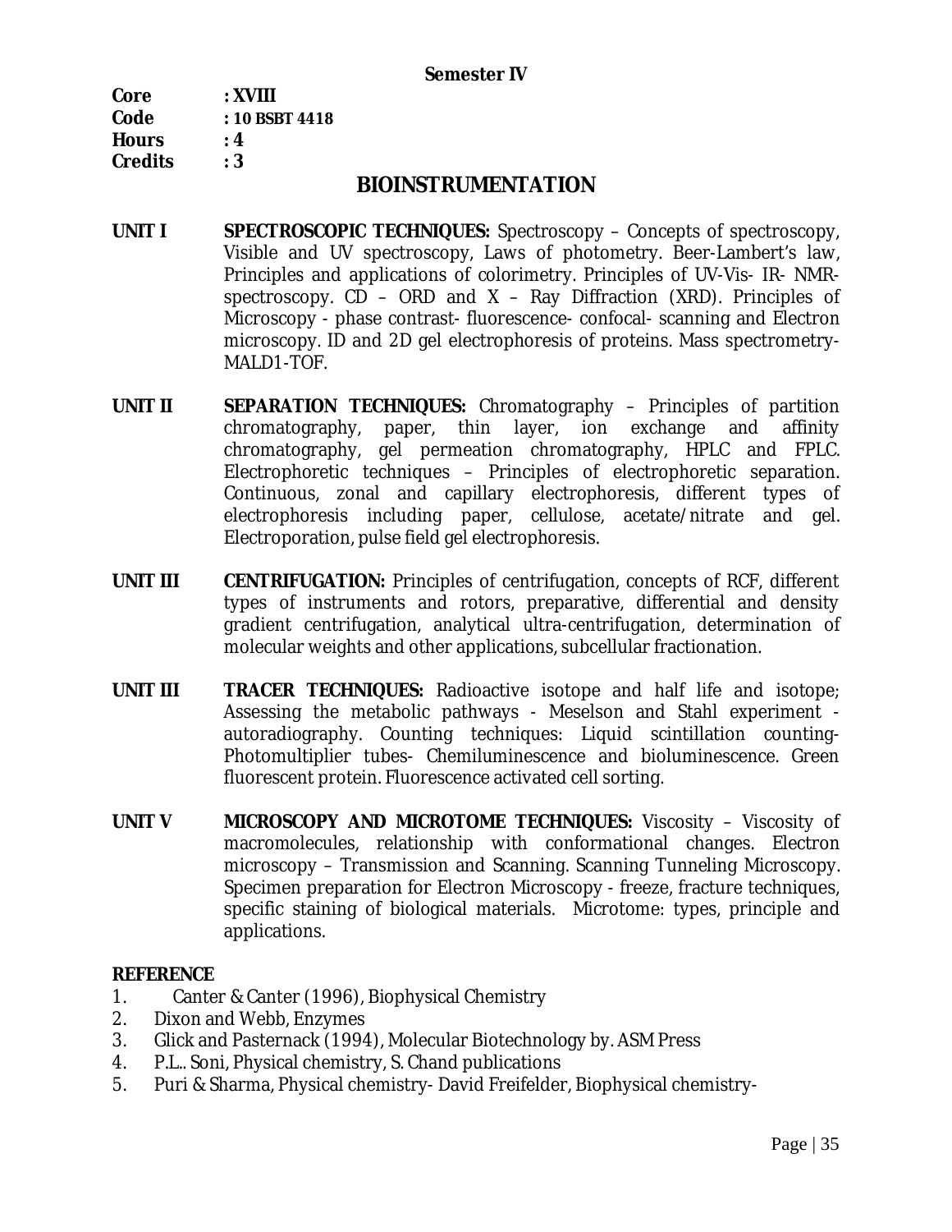**Semester IV**

**Core : XVIII**
**Code : 10 BSBT 4418**
**Hours : 4**
**Credits : 3**

# BIOINSTRUMENTATION

**UNIT I** **SPECTROSCOPIC TECHNIQUES:** Spectroscopy – Concepts of spectroscopy, Visible and UV spectroscopy, Laws of photometry. Beer-Lambert's law, Principles and applications of colorimetry. Principles of UV-Vis- IR- NMR- spectroscopy. CD – ORD and X – Ray Diffraction (XRD). Principles of Microscopy - phase contrast- fluorescence- confocal- scanning and Electron microscopy. ID and 2D gel electrophoresis of proteins. Mass spectrometry- MALD1-TOF.

**UNIT II** **SEPARATION TECHNIQUES:** Chromatography – Principles of partition chromatography, paper, thin layer, ion exchange and affinity chromatography, gel permeation chromatography, HPLC and FPLC. Electrophoretic techniques – Principles of electrophoretic separation. Continuous, zonal and capillary electrophoresis, different types of electrophoresis including paper, cellulose, acetate/nitrate and gel. Electroporation, pulse field gel electrophoresis.

**UNIT III** **CENTRIFUGATION:** Principles of centrifugation, concepts of RCF, different types of instruments and rotors, preparative, differential and density gradient centrifugation, analytical ultra-centrifugation, determination of molecular weights and other applications, subcellular fractionation.

**UNIT III** **TRACER TECHNIQUES:** Radioactive isotope and half life and isotope; Assessing the metabolic pathways - Meselson and Stahl experiment - autoradiography. Counting techniques: Liquid scintillation counting- Photomultiplier tubes- Chemiluminescence and bioluminescence. Green fluorescent protein. Fluorescence activated cell sorting.

**UNIT V** **MICROSCOPY AND MICROTOME TECHNIQUES:** Viscosity – Viscosity of macromolecules, relationship with conformational changes. Electron microscopy – Transmission and Scanning. Scanning Tunneling Microscopy. Specimen preparation for Electron Microscopy - freeze, fracture techniques, specific staining of biological materials. Microtome: types, principle and applications.

**REFERENCE**

1. Canter & Canter (1996), Biophysical Chemistry
2. Dixon and Webb, Enzymes
3. Glick and Pasternack (1994), Molecular Biotechnology by. ASM Press
4. P.L.. Soni, Physical chemistry, S. Chand publications
5. Puri & Sharma, Physical chemistry- David Freifelder, Biophysical chemistry-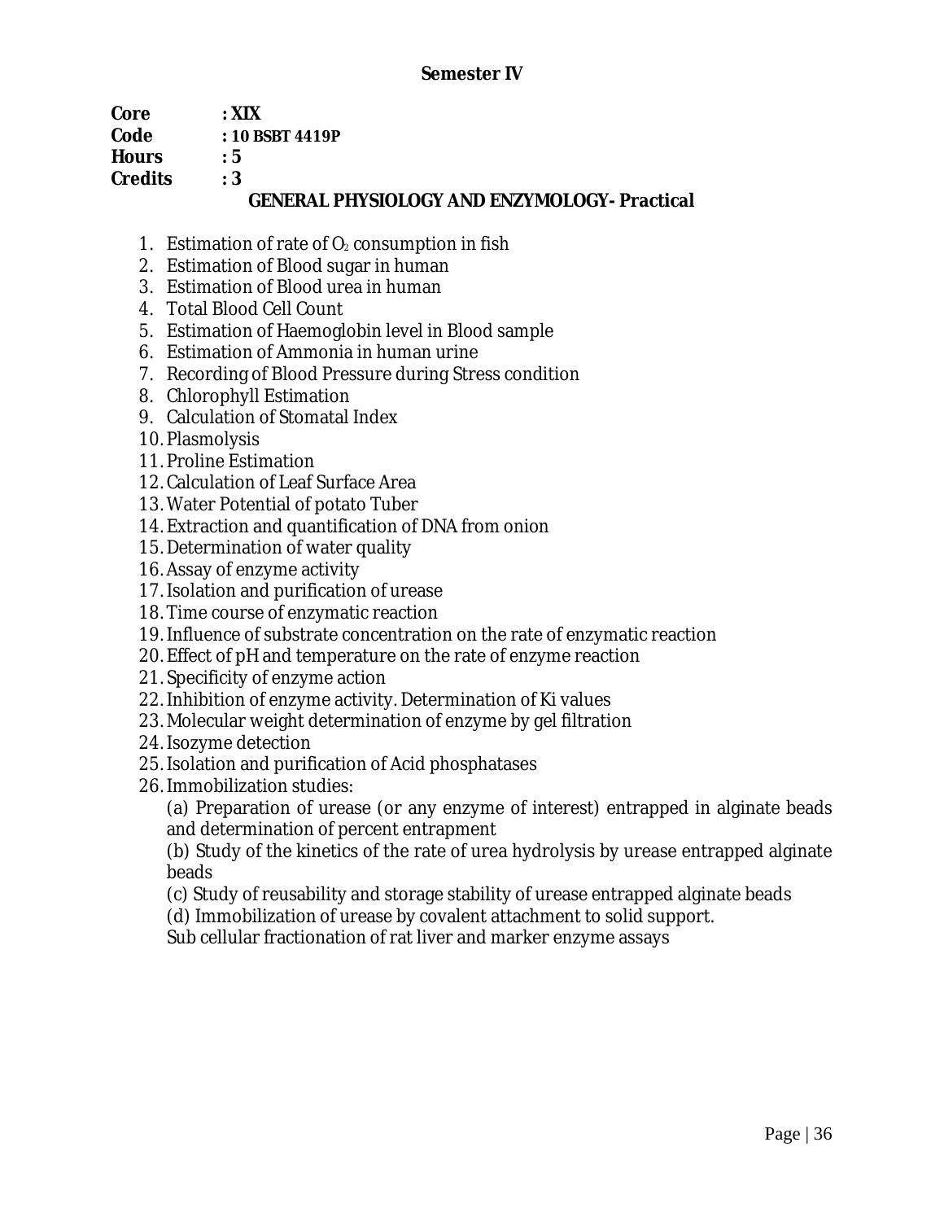**Semester IV**

**Core : XIX**
**Code : 10 BSBT 4419P**
**Hours : 5**
**Credits : 3**

## GENERAL PHYSIOLOGY AND ENZYMOLOGY- Practical

1. Estimation of rate of $O_2$ consumption in fish
2. Estimation of Blood sugar in human
3. Estimation of Blood urea in human
4. Total Blood Cell Count
5. Estimation of Haemoglobin level in Blood sample
6. Estimation of Ammonia in human urine
7. Recording of Blood Pressure during Stress condition
8. Chlorophyll Estimation
9. Calculation of Stomatal Index
10. Plasmolysis
11. Proline Estimation
12. Calculation of Leaf Surface Area
13. Water Potential of potato Tuber
14. Extraction and quantification of DNA from onion
15. Determination of water quality
16. Assay of enzyme activity
17. Isolation and purification of urease
18. Time course of enzymatic reaction
19. Influence of substrate concentration on the rate of enzymatic reaction
20. Effect of pH and temperature on the rate of enzyme reaction
21. Specificity of enzyme action
22. Inhibition of enzyme activity. Determination of Ki values
23. Molecular weight determination of enzyme by gel filtration
24. Isozyme detection
25. Isolation and purification of Acid phosphatases
26. Immobilization studies:

    (a) Preparation of urease (or any enzyme of interest) entrapped in alginate beads and determination of percent entrapment

    (b) Study of the kinetics of the rate of urea hydrolysis by urease entrapped alginate beads

    (c) Study of reusability and storage stability of urease entrapped alginate beads

    (d) Immobilization of urease by covalent attachment to solid support.

    Sub cellular fractionation of rat liver and marker enzyme assays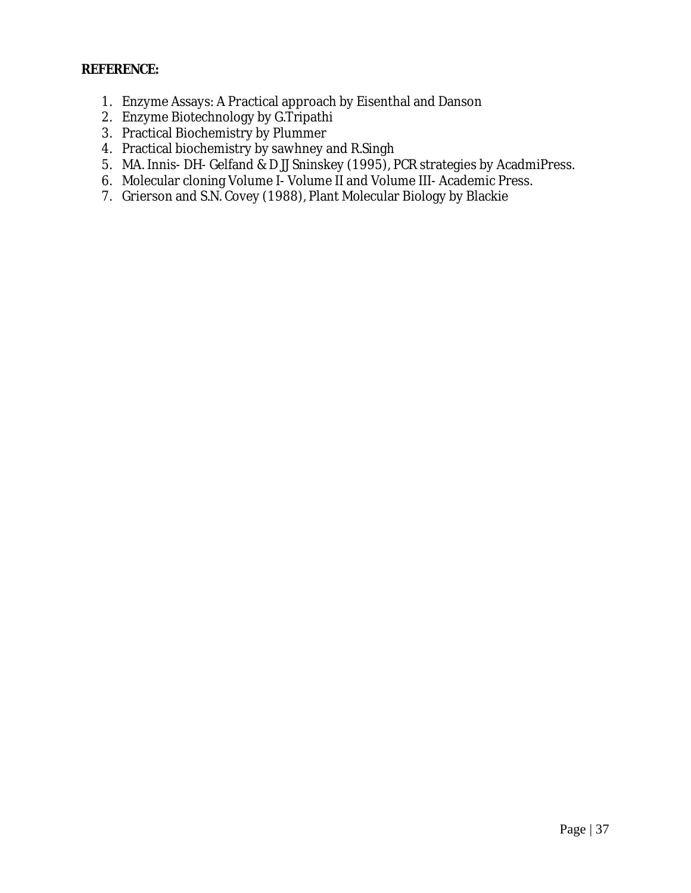**REFERENCE:**

1. Enzyme Assays: A Practical approach by Eisenthal and Danson
2. Enzyme Biotechnology by G.Tripathi
3. Practical Biochemistry by Plummer
4. Practical biochemistry by sawhney and R.Singh
5. MA. Innis- DH- Gelfand & D JJ Sninskey (1995), PCR strategies by AcadmiPress.
6. Molecular cloning Volume I- Volume II and Volume III- Academic Press.
7. Grierson and S.N. Covey (1988), Plant Molecular Biology by Blackie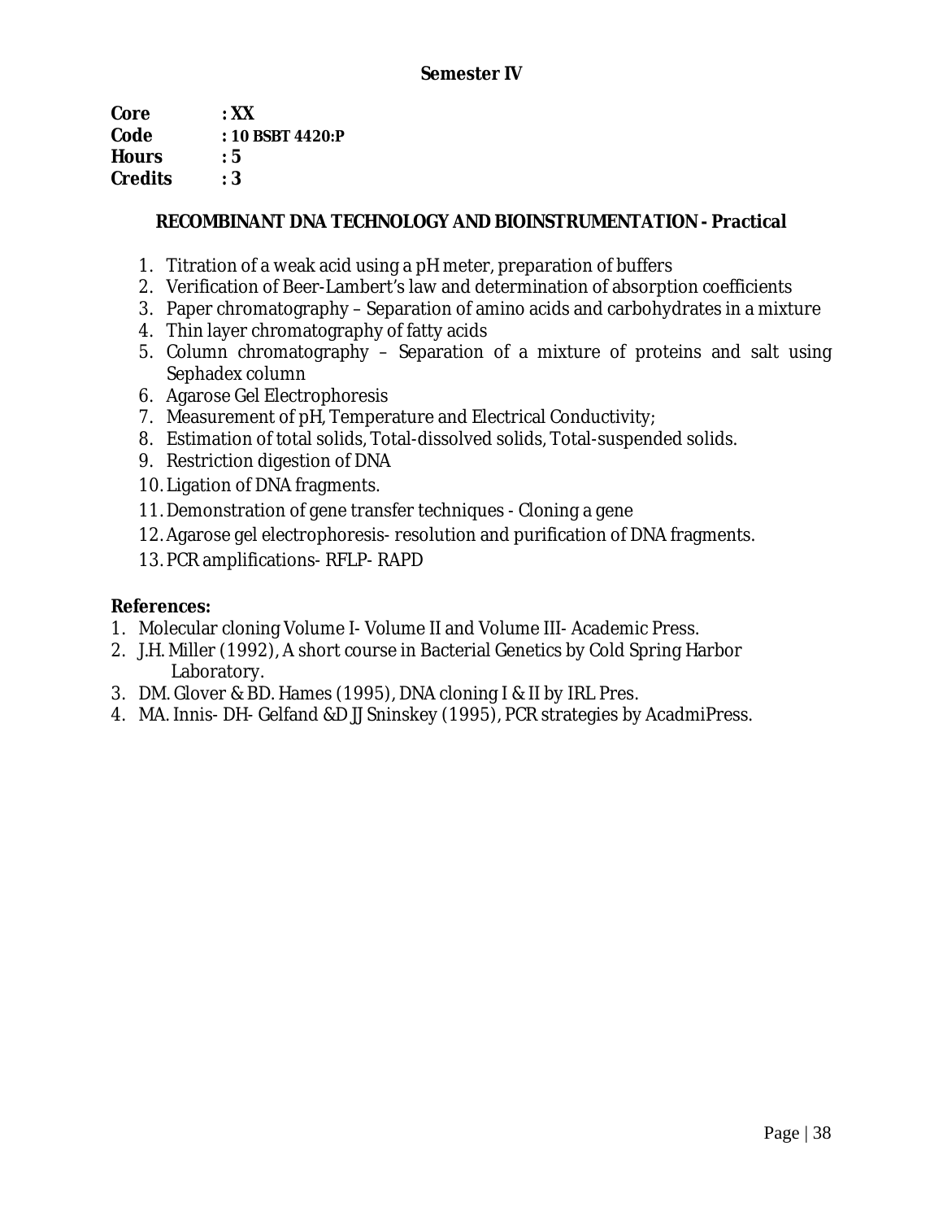## Semester IV

**Core** : **XX**
**Code** : **10 BSBT 4420:P**
**Hours** : **5**
**Credits** : **3**

### RECOMBINANT DNA TECHNOLOGY AND BIOINSTRUMENTATION - Practical

1. Titration of a weak acid using a pH meter, preparation of buffers
2. Verification of Beer-Lambert's law and determination of absorption coefficients
3. Paper chromatography – Separation of amino acids and carbohydrates in a mixture
4. Thin layer chromatography of fatty acids
5. Column chromatography – Separation of a mixture of proteins and salt using Sephadex column
6. Agarose Gel Electrophoresis
7. Measurement of pH, Temperature and Electrical Conductivity;
8. Estimation of total solids, Total-dissolved solids, Total-suspended solids.
9. Restriction digestion of DNA
10. Ligation of DNA fragments.
11. Demonstration of gene transfer techniques - Cloning a gene
12. Agarose gel electrophoresis- resolution and purification of DNA fragments.
13. PCR amplifications- RFLP- RAPD

**References:**

1. Molecular cloning Volume I- Volume II and Volume III- Academic Press.
2. J.H. Miller (1992), A short course in Bacterial Genetics by Cold Spring Harbor Laboratory.
3. DM. Glover & BD. Hames (1995), DNA cloning I & II by IRL Pres.
4. MA. Innis- DH- Gelfand &D JJ Sninskey (1995), PCR strategies by AcadmiPress.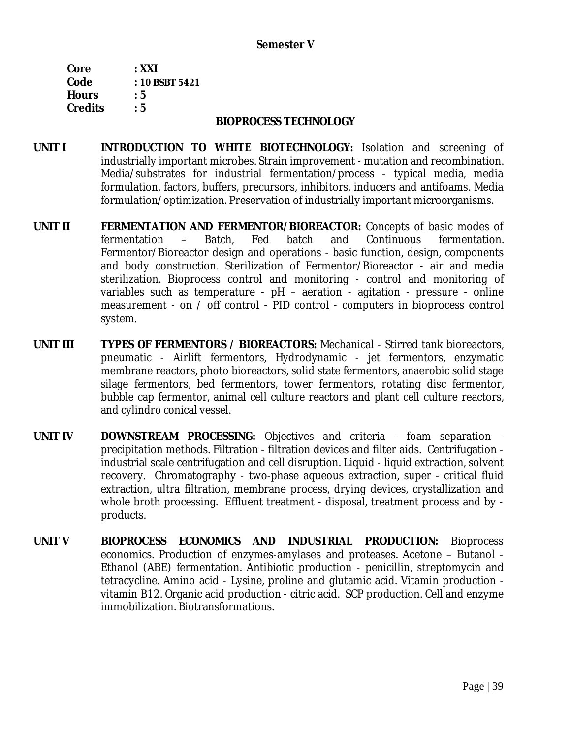## Semester V

**Core** : **XXI**
**Code** : **10 BSBT 5421**
**Hours** : **5**
**Credits** : **5**

### BIOPROCESS TECHNOLOGY

**UNIT I** **INTRODUCTION TO WHITE BIOTECHNOLOGY:** Isolation and screening of industrially important microbes. Strain improvement - mutation and recombination. Media/substrates for industrial fermentation/process - typical media, media formulation, factors, buffers, precursors, inhibitors, inducers and antifoams. Media formulation/optimization. Preservation of industrially important microorganisms.

**UNIT II** **FERMENTATION AND FERMENTOR/BIOREACTOR:** Concepts of basic modes of fermentation – Batch, Fed batch and Continuous fermentation. Fermentor/Bioreactor design and operations - basic function, design, components and body construction. Sterilization of Fermentor/Bioreactor - air and media sterilization. Bioprocess control and monitoring - control and monitoring of variables such as temperature - pH – aeration - agitation - pressure - online measurement - on / off control - PID control - computers in bioprocess control system.

**UNIT III** **TYPES OF FERMENTORS / BIOREACTORS:** Mechanical - Stirred tank bioreactors, pneumatic - Airlift fermentors, Hydrodynamic - jet fermentors, enzymatic membrane reactors, photo bioreactors, solid state fermentors, anaerobic solid stage silage fermentors, bed fermentors, tower fermentors, rotating disc fermentor, bubble cap fermentor, animal cell culture reactors and plant cell culture reactors, and cylindro conical vessel.

**UNIT IV** **DOWNSTREAM PROCESSING:** Objectives and criteria - foam separation - precipitation methods. Filtration - filtration devices and filter aids. Centrifugation - industrial scale centrifugation and cell disruption. Liquid - liquid extraction, solvent recovery. Chromatography - two-phase aqueous extraction, super - critical fluid extraction, ultra filtration, membrane process, drying devices, crystallization and whole broth processing. Effluent treatment - disposal, treatment process and by - products.

**UNIT V** **BIOPROCESS ECONOMICS AND INDUSTRIAL PRODUCTION:** Bioprocess economics. Production of enzymes-amylases and proteases. Acetone – Butanol - Ethanol (ABE) fermentation. Antibiotic production - penicillin, streptomycin and tetracycline. Amino acid - Lysine, proline and glutamic acid. Vitamin production - vitamin B12. Organic acid production - citric acid. SCP production. Cell and enzyme immobilization. Biotransformations.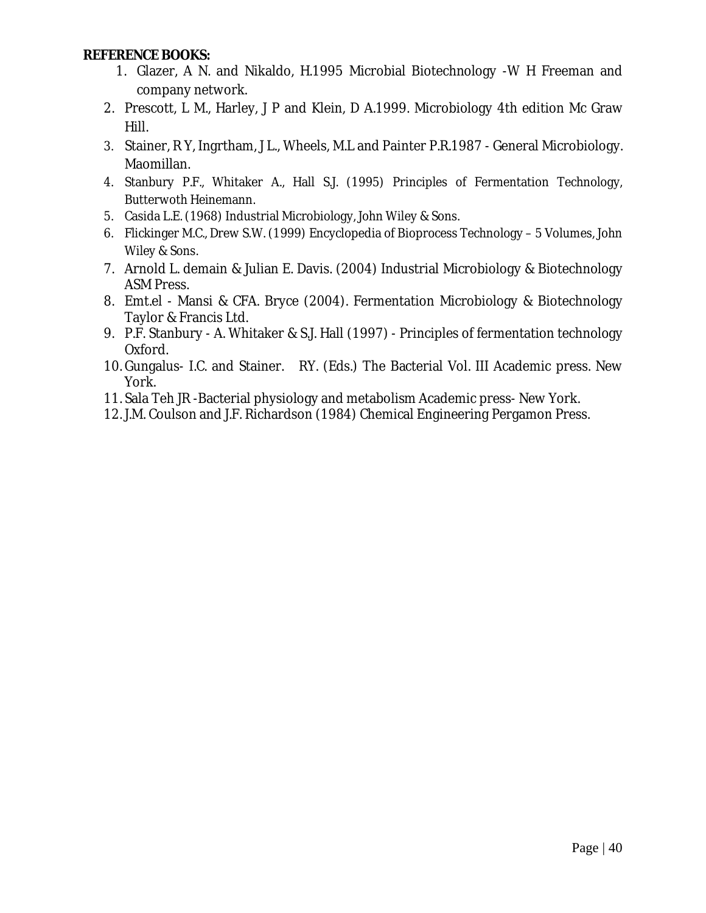**REFERENCE BOOKS:**

1. Glazer, A N. and Nikaldo, H.1995 Microbial Biotechnology -W H Freeman and company network.
2. Prescott, L M., Harley, J P and Klein, D A.1999. Microbiology 4th edition Mc Graw Hill.
3. Stainer, R Y, Ingrtham, J L., Wheels, M.L and Painter P.R.1987 - General Microbiology. Maomillan.
4. Stanbury P.F., Whitaker A., Hall S.J. (1995) Principles of Fermentation Technology, Butterwoth Heinemann.
5. Casida L.E. (1968) Industrial Microbiology, John Wiley & Sons.
6. Flickinger M.C., Drew S.W. (1999) Encyclopedia of Bioprocess Technology – 5 Volumes, John Wiley & Sons.
7. Arnold L. demain & Julian E. Davis. (2004) Industrial Microbiology & Biotechnology ASM Press.
8. Emt.el - Mansi & CFA. Bryce (2004). Fermentation Microbiology & Biotechnology Taylor & Francis Ltd.
9. P.F. Stanbury - A. Whitaker & S.J. Hall (1997) - Principles of fermentation technology Oxford.
10. Gungalus- I.C. and Stainer. RY. (Eds.) The Bacterial Vol. III Academic press. New York.
11. Sala Teh JR -Bacterial physiology and metabolism Academic press- New York.
12. J.M. Coulson and J.F. Richardson (1984) Chemical Engineering Pergamon Press.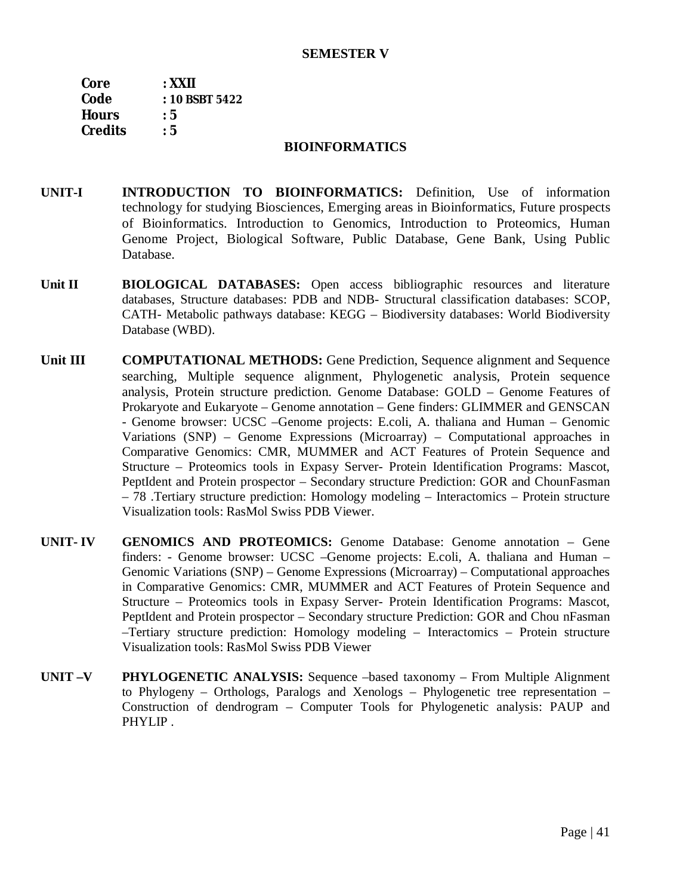## SEMESTER V

**Core : XXII**
**Code : 10 BSBT 5422**
**Hours : 5**
**Credits : 5**

## BIOINFORMATICS

**UNIT-I** **INTRODUCTION TO BIOINFORMATICS:** Definition, Use of information technology for studying Biosciences, Emerging areas in Bioinformatics, Future prospects of Bioinformatics. Introduction to Genomics, Introduction to Proteomics, Human Genome Project, Biological Software, Public Database, Gene Bank, Using Public Database.

**Unit II** **BIOLOGICAL DATABASES:** Open access bibliographic resources and literature databases, Structure databases: PDB and NDB- Structural classification databases: SCOP, CATH- Metabolic pathways database: KEGG – Biodiversity databases: World Biodiversity Database (WBD).

**Unit III** **COMPUTATIONAL METHODS:** Gene Prediction, Sequence alignment and Sequence searching, Multiple sequence alignment, Phylogenetic analysis, Protein sequence analysis, Protein structure prediction. Genome Database: GOLD – Genome Features of Prokaryote and Eukaryote – Genome annotation – Gene finders: GLIMMER and GENSCAN - Genome browser: UCSC –Genome projects: E.coli, A. thaliana and Human – Genomic Variations (SNP) – Genome Expressions (Microarray) – Computational approaches in Comparative Genomics: CMR, MUMMER and ACT Features of Protein Sequence and Structure – Proteomics tools in Expasy Server- Protein Identification Programs: Mascot, PeptIdent and Protein prospector – Secondary structure Prediction: GOR and ChounFasman – 78 .Tertiary structure prediction: Homology modeling – Interactomics – Protein structure Visualization tools: RasMol Swiss PDB Viewer.

**UNIT- IV** **GENOMICS AND PROTEOMICS:** Genome Database: Genome annotation – Gene finders: - Genome browser: UCSC –Genome projects: E.coli, A. thaliana and Human – Genomic Variations (SNP) – Genome Expressions (Microarray) – Computational approaches in Comparative Genomics: CMR, MUMMER and ACT Features of Protein Sequence and Structure – Proteomics tools in Expasy Server- Protein Identification Programs: Mascot, PeptIdent and Protein prospector – Secondary structure Prediction: GOR and Chou nFasman –Tertiary structure prediction: Homology modeling – Interactomics – Protein structure Visualization tools: RasMol Swiss PDB Viewer

**UNIT –V** **PHYLOGENETIC ANALYSIS:** Sequence –based taxonomy – From Multiple Alignment to Phylogeny – Orthologs, Paralogs and Xenologs – Phylogenetic tree representation – Construction of dendrogram – Computer Tools for Phylogenetic analysis: PAUP and PHYLIP .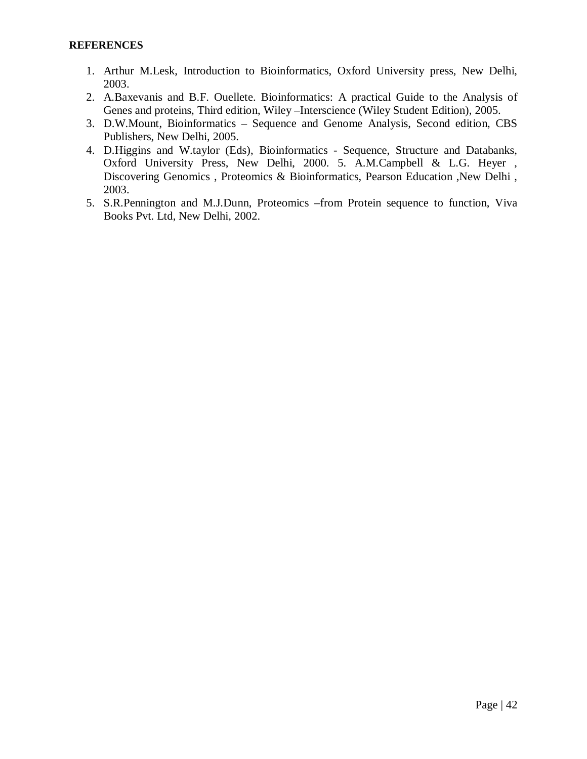**REFERENCES**

1. Arthur M.Lesk, Introduction to Bioinformatics, Oxford University press, New Delhi, 2003.
2. A.Baxevanis and B.F. Ouellete. Bioinformatics: A practical Guide to the Analysis of Genes and proteins, Third edition, Wiley –Interscience (Wiley Student Edition), 2005.
3. D.W.Mount, Bioinformatics – Sequence and Genome Analysis, Second edition, CBS Publishers, New Delhi, 2005.
4. D.Higgins and W.taylor (Eds), Bioinformatics - Sequence, Structure and Databanks, Oxford University Press, New Delhi, 2000. 5. A.M.Campbell & L.G. Heyer , Discovering Genomics , Proteomics & Bioinformatics, Pearson Education ,New Delhi , 2003.
5. S.R.Pennington and M.J.Dunn, Proteomics –from Protein sequence to function, Viva Books Pvt. Ltd, New Delhi, 2002.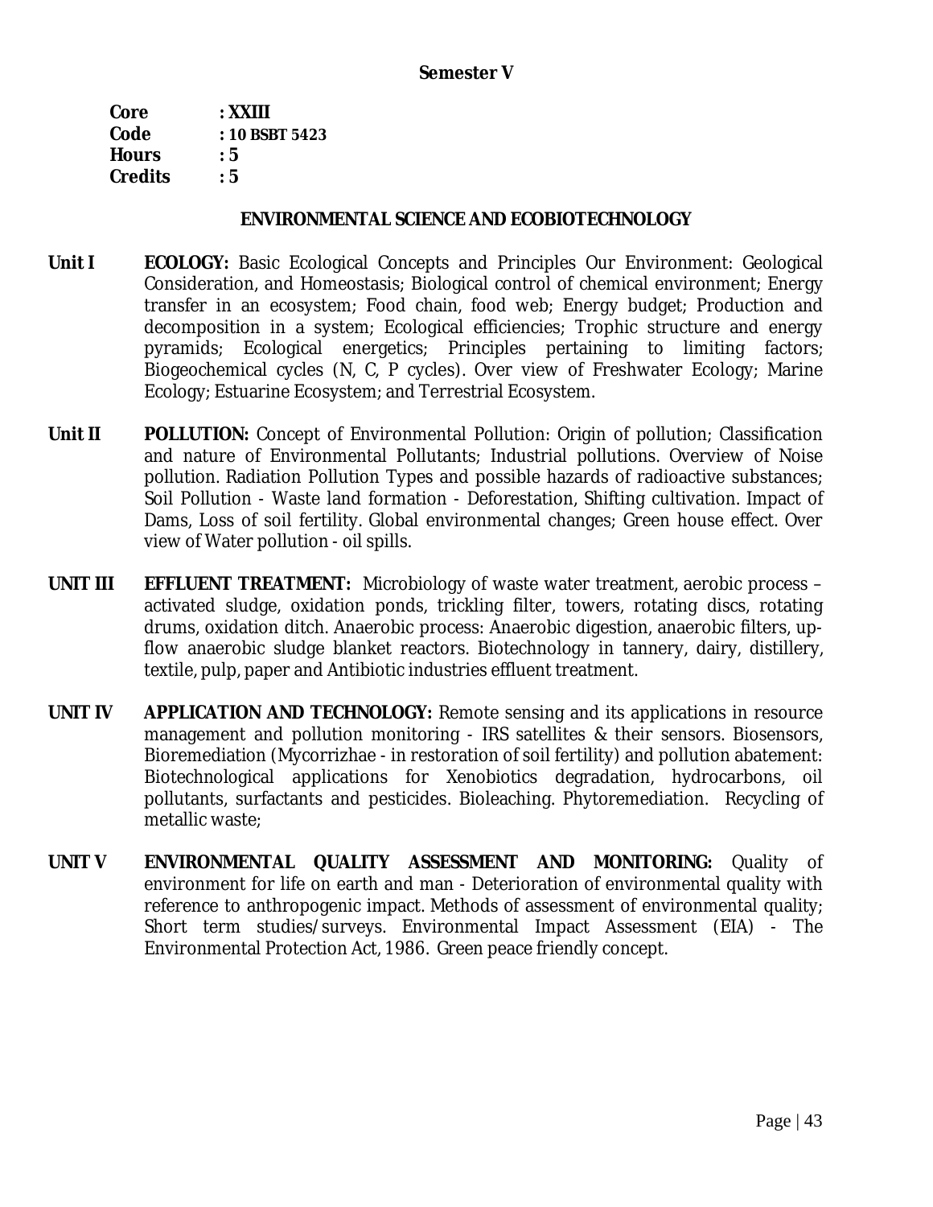**Semester V**

**Core** : **XXIII**
**Code** : **10 BSBT 5423**
**Hours** : **5**
**Credits** : **5**

## ENVIRONMENTAL SCIENCE AND ECOBIOTECHNOLOGY

**Unit I** **ECOLOGY:** Basic Ecological Concepts and Principles Our Environment: Geological Consideration, and Homeostasis; Biological control of chemical environment; Energy transfer in an ecosystem; Food chain, food web; Energy budget; Production and decomposition in a system; Ecological efficiencies; Trophic structure and energy pyramids; Ecological energetics; Principles pertaining to limiting factors; Biogeochemical cycles (N, C, P cycles). Over view of Freshwater Ecology; Marine Ecology; Estuarine Ecosystem; and Terrestrial Ecosystem.

**Unit II** **POLLUTION:** Concept of Environmental Pollution: Origin of pollution; Classification and nature of Environmental Pollutants; Industrial pollutions. Overview of Noise pollution. Radiation Pollution Types and possible hazards of radioactive substances; Soil Pollution - Waste land formation - Deforestation, Shifting cultivation. Impact of Dams, Loss of soil fertility. Global environmental changes; Green house effect. Over view of Water pollution - oil spills.

**UNIT III** **EFFLUENT TREATMENT:** Microbiology of waste water treatment, aerobic process – activated sludge, oxidation ponds, trickling filter, towers, rotating discs, rotating drums, oxidation ditch. Anaerobic process: Anaerobic digestion, anaerobic filters, up-flow anaerobic sludge blanket reactors. Biotechnology in tannery, dairy, distillery, textile, pulp, paper and Antibiotic industries effluent treatment.

**UNIT IV** **APPLICATION AND TECHNOLOGY:** Remote sensing and its applications in resource management and pollution monitoring - IRS satellites & their sensors. Biosensors, Bioremediation (Mycorrizhae - in restoration of soil fertility) and pollution abatement: Biotechnological applications for Xenobiotics degradation, hydrocarbons, oil pollutants, surfactants and pesticides. Bioleaching. Phytoremediation. Recycling of metallic waste;

**UNIT V** **ENVIRONMENTAL QUALITY ASSESSMENT AND MONITORING:** Quality of environment for life on earth and man - Deterioration of environmental quality with reference to anthropogenic impact. Methods of assessment of environmental quality; Short term studies/surveys. Environmental Impact Assessment (EIA) - The Environmental Protection Act, 1986. Green peace friendly concept.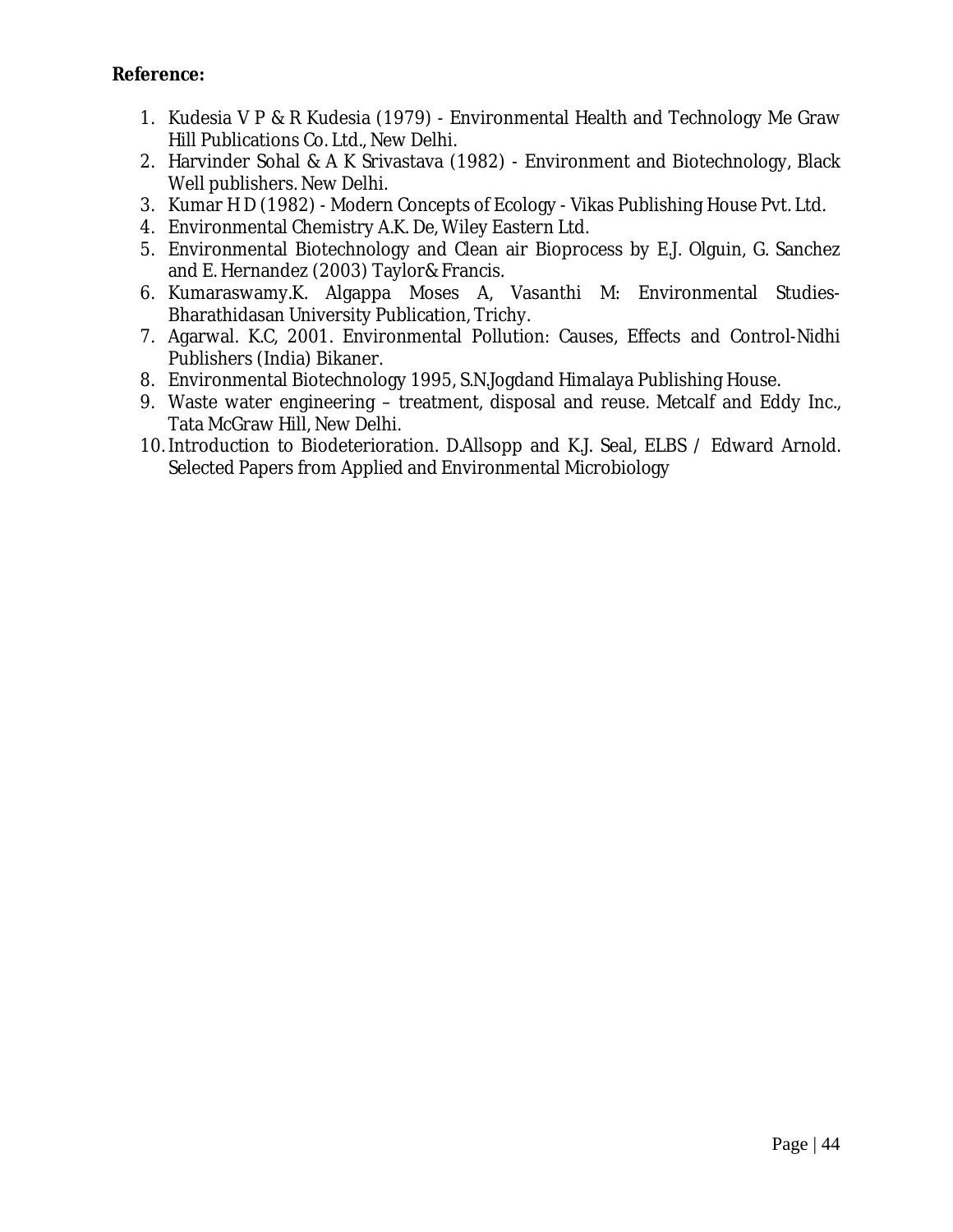**Reference:**

1. Kudesia V P & R Kudesia (1979) - Environmental Health and Technology Me Graw Hill Publications Co. Ltd., New Delhi.
2. Harvinder Sohal & A K Srivastava (1982) - Environment and Biotechnology, Black Well publishers. New Delhi.
3. Kumar H D (1982) - Modern Concepts of Ecology - Vikas Publishing House Pvt. Ltd.
4. Environmental Chemistry A.K. De, Wiley Eastern Ltd.
5. Environmental Biotechnology and Clean air Bioprocess by E.J. Olguin, G. Sanchez and E. Hernandez (2003) Taylor& Francis.
6. Kumaraswamy.K. Algappa Moses A, Vasanthi M: Environmental Studies-Bharathidasan University Publication, Trichy.
7. Agarwal. K.C, 2001. Environmental Pollution: Causes, Effects and Control-Nidhi Publishers (India) Bikaner.
8. Environmental Biotechnology 1995, S.N.Jogdand Himalaya Publishing House.
9. Waste water engineering – treatment, disposal and reuse. Metcalf and Eddy Inc., Tata McGraw Hill, New Delhi.
10. Introduction to Biodeterioration. D.Allsopp and K.J. Seal, ELBS / Edward Arnold. Selected Papers from Applied and Environmental Microbiology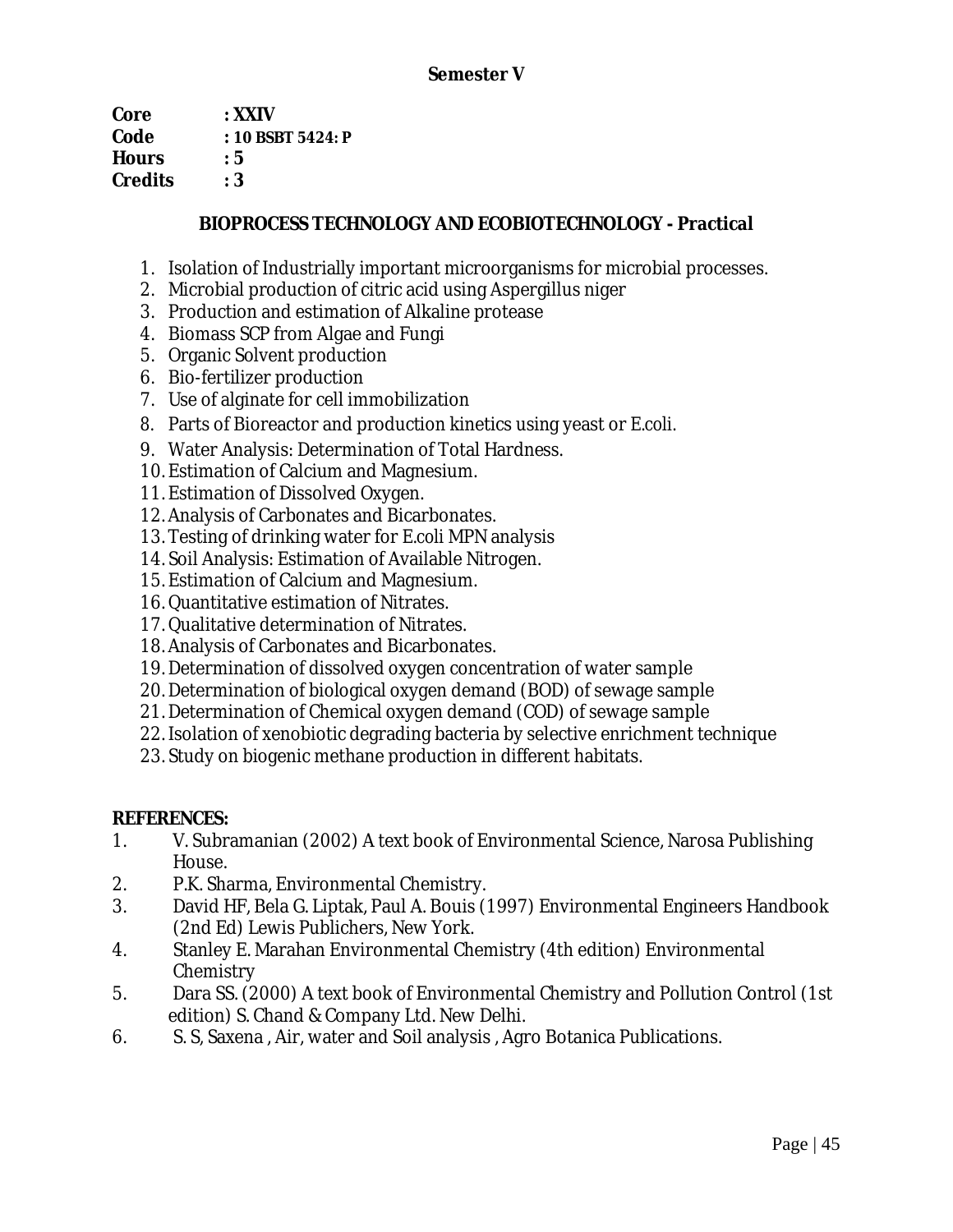## Semester V

**Core** : **XXIV**
**Code** : **10 BSBT 5424: P**
**Hours** : **5**
**Credits** : **3**

### BIOPROCESS TECHNOLOGY AND ECOBIOTECHNOLOGY - Practical

1. Isolation of Industrially important microorganisms for microbial processes.
2. Microbial production of citric acid using Aspergillus niger
3. Production and estimation of Alkaline protease
4. Biomass SCP from Algae and Fungi
5. Organic Solvent production
6. Bio-fertilizer production
7. Use of alginate for cell immobilization
8. Parts of Bioreactor and production kinetics using yeast or E.coli.
9. Water Analysis: Determination of Total Hardness.
10. Estimation of Calcium and Magnesium.
11. Estimation of Dissolved Oxygen.
12. Analysis of Carbonates and Bicarbonates.
13. Testing of drinking water for E.coli MPN analysis
14. Soil Analysis: Estimation of Available Nitrogen.
15. Estimation of Calcium and Magnesium.
16. Quantitative estimation of Nitrates.
17. Qualitative determination of Nitrates.
18. Analysis of Carbonates and Bicarbonates.
19. Determination of dissolved oxygen concentration of water sample
20. Determination of biological oxygen demand (BOD) of sewage sample
21. Determination of Chemical oxygen demand (COD) of sewage sample
22. Isolation of xenobiotic degrading bacteria by selective enrichment technique
23. Study on biogenic methane production in different habitats.

**REFERENCES:**

1. V. Subramanian (2002) A text book of Environmental Science, Narosa Publishing House.
2. P.K. Sharma, Environmental Chemistry.
3. David HF, Bela G. Liptak, Paul A. Bouis (1997) Environmental Engineers Handbook (2nd Ed) Lewis Publichers, New York.
4. Stanley E. Marahan Environmental Chemistry (4th edition) Environmental Chemistry
5. Dara SS. (2000) A text book of Environmental Chemistry and Pollution Control (1st edition) S. Chand & Company Ltd. New Delhi.
6. S. S, Saxena , Air, water and Soil analysis , Agro Botanica Publications.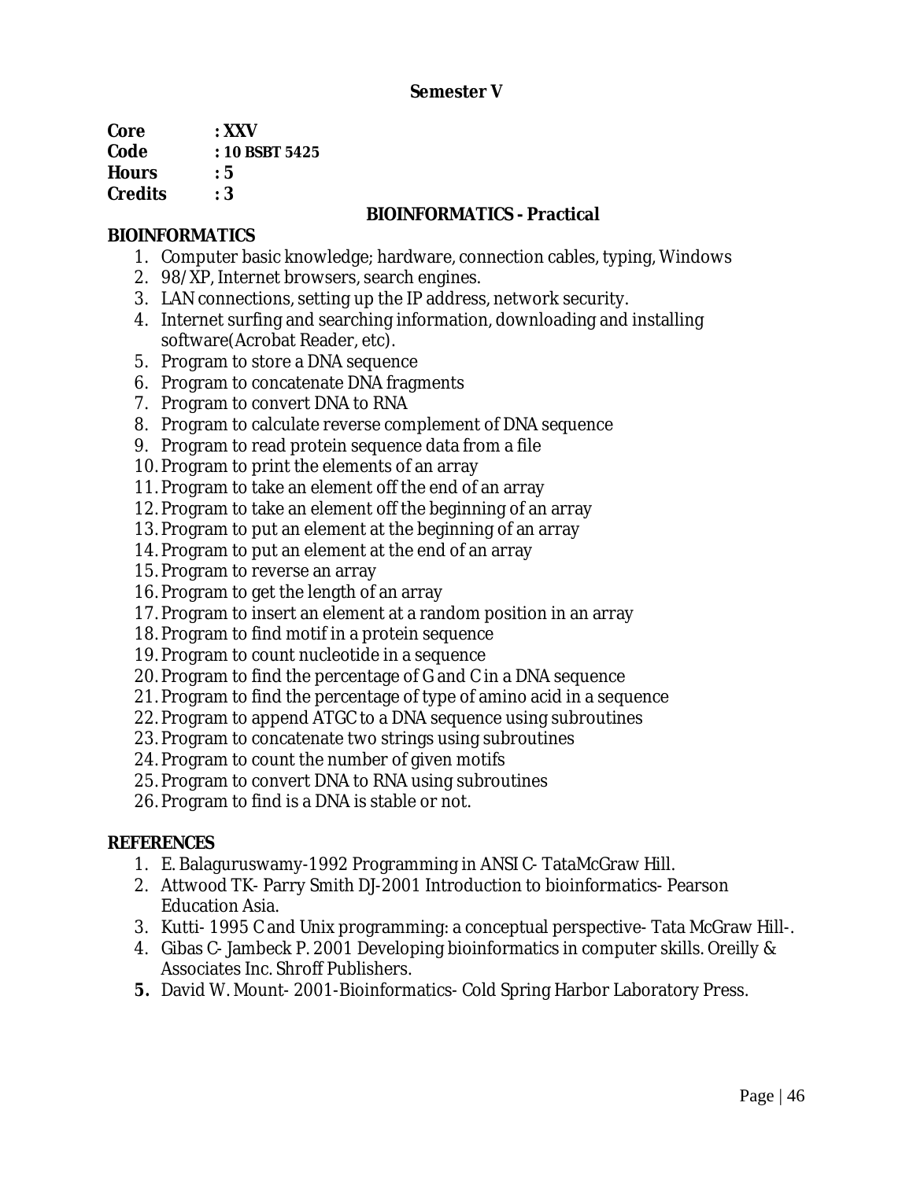**Semester V**

**Core** : **XXV**
**Code** : **10 BSBT 5425**
**Hours** : **5**
**Credits** : **3**

**BIOINFORMATICS - Practical**

**BIOINFORMATICS**

1. Computer basic knowledge; hardware, connection cables, typing, Windows
2. 98/XP, Internet browsers, search engines.
3. LAN connections, setting up the IP address, network security.
4. Internet surfing and searching information, downloading and installing software(Acrobat Reader, etc).
5. Program to store a DNA sequence
6. Program to concatenate DNA fragments
7. Program to convert DNA to RNA
8. Program to calculate reverse complement of DNA sequence
9. Program to read protein sequence data from a file
10. Program to print the elements of an array
11. Program to take an element off the end of an array
12. Program to take an element off the beginning of an array
13. Program to put an element at the beginning of an array
14. Program to put an element at the end of an array
15. Program to reverse an array
16. Program to get the length of an array
17. Program to insert an element at a random position in an array
18. Program to find motif in a protein sequence
19. Program to count nucleotide in a sequence
20. Program to find the percentage of G and C in a DNA sequence
21. Program to find the percentage of type of amino acid in a sequence
22. Program to append ATGC to a DNA sequence using subroutines
23. Program to concatenate two strings using subroutines
24. Program to count the number of given motifs
25. Program to convert DNA to RNA using subroutines
26. Program to find is a DNA is stable or not.

**REFERENCES**

1. E. Balaguruswamy-1992 Programming in ANSI C- TataMcGraw Hill.
2. Attwood TK- Parry Smith DJ-2001 Introduction to bioinformatics- Pearson Education Asia.
3. Kutti- 1995 C and Unix programming: a conceptual perspective- Tata McGraw Hill-.
4. Gibas C- Jambeck P. 2001 Developing bioinformatics in computer skills. Oreilly & Associates Inc. Shroff Publishers.
5. David W. Mount- 2001-Bioinformatics- Cold Spring Harbor Laboratory Press.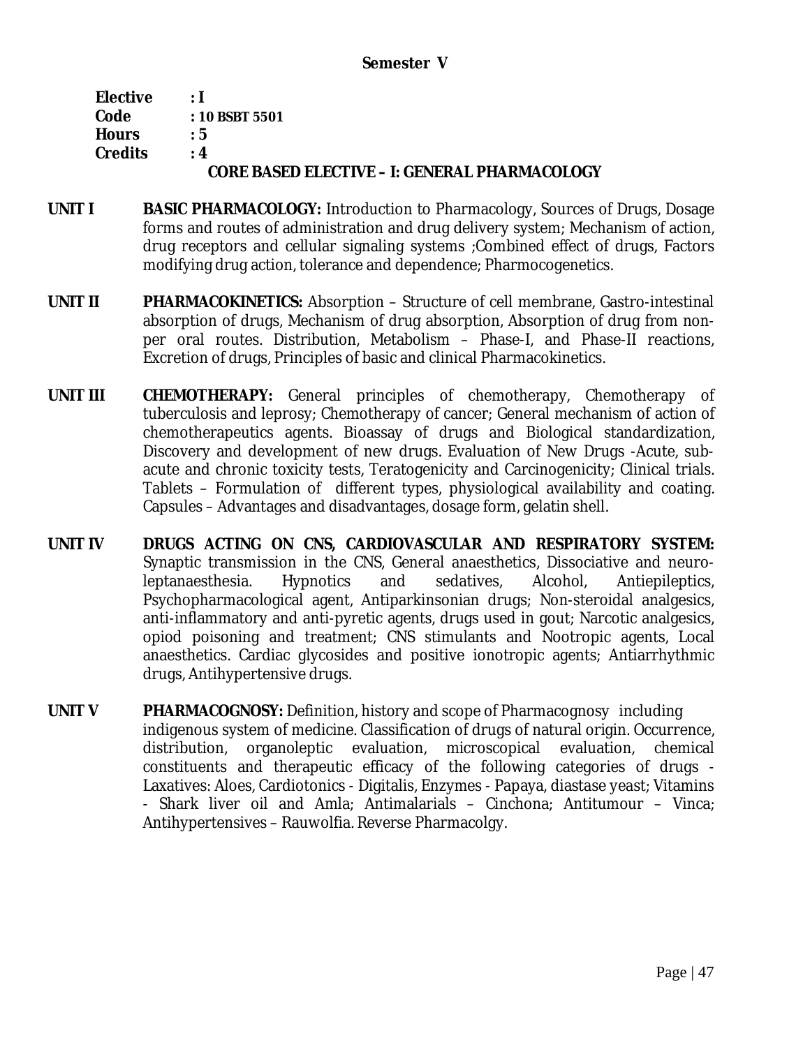**Semester V**

**Elective** **: I**
**Code** **: 10 BSBT 5501**
**Hours** **: 5**
**Credits** **: 4**

## CORE BASED ELECTIVE – I: GENERAL PHARMACOLOGY

**UNIT I** **BASIC PHARMACOLOGY:** Introduction to Pharmacology, Sources of Drugs, Dosage forms and routes of administration and drug delivery system; Mechanism of action, drug receptors and cellular signaling systems ;Combined effect of drugs, Factors modifying drug action, tolerance and dependence; Pharmocogenetics.

**UNIT II** **PHARMACOKINETICS:** Absorption – Structure of cell membrane, Gastro-intestinal absorption of drugs, Mechanism of drug absorption, Absorption of drug from non-per oral routes. Distribution, Metabolism – Phase-I, and Phase-II reactions, Excretion of drugs, Principles of basic and clinical Pharmacokinetics.

**UNIT III** **CHEMOTHERAPY:** General principles of chemotherapy, Chemotherapy of tuberculosis and leprosy; Chemotherapy of cancer; General mechanism of action of chemotherapeutics agents. Bioassay of drugs and Biological standardization, Discovery and development of new drugs. Evaluation of New Drugs -Acute, sub-acute and chronic toxicity tests, Teratogenicity and Carcinogenicity; Clinical trials. Tablets – Formulation of different types, physiological availability and coating. Capsules – Advantages and disadvantages, dosage form, gelatin shell.

**UNIT IV** **DRUGS ACTING ON CNS, CARDIOVASCULAR AND RESPIRATORY SYSTEM:** Synaptic transmission in the CNS, General anaesthetics, Dissociative and neuro-leptanaesthesia. Hypnotics and sedatives, Alcohol, Antiepileptics, Psychopharmacological agent, Antiparkinsonian drugs; Non-steroidal analgesics, anti-inflammatory and anti-pyretic agents, drugs used in gout; Narcotic analgesics, opiod poisoning and treatment; CNS stimulants and Nootropic agents, Local anaesthetics. Cardiac glycosides and positive ionotropic agents; Antiarrhythmic drugs, Antihypertensive drugs.

**UNIT V** **PHARMACOGNOSY:** Definition, history and scope of Pharmacognosy including indigenous system of medicine. Classification of drugs of natural origin. Occurrence, distribution, organoleptic evaluation, microscopical evaluation, chemical constituents and therapeutic efficacy of the following categories of drugs - Laxatives: Aloes, Cardiotonics - Digitalis, Enzymes - Papaya, diastase yeast; Vitamins - Shark liver oil and Amla; Antimalarials – Cinchona; Antitumour – Vinca; Antihypertensives – Rauwolfia. Reverse Pharmacolgy.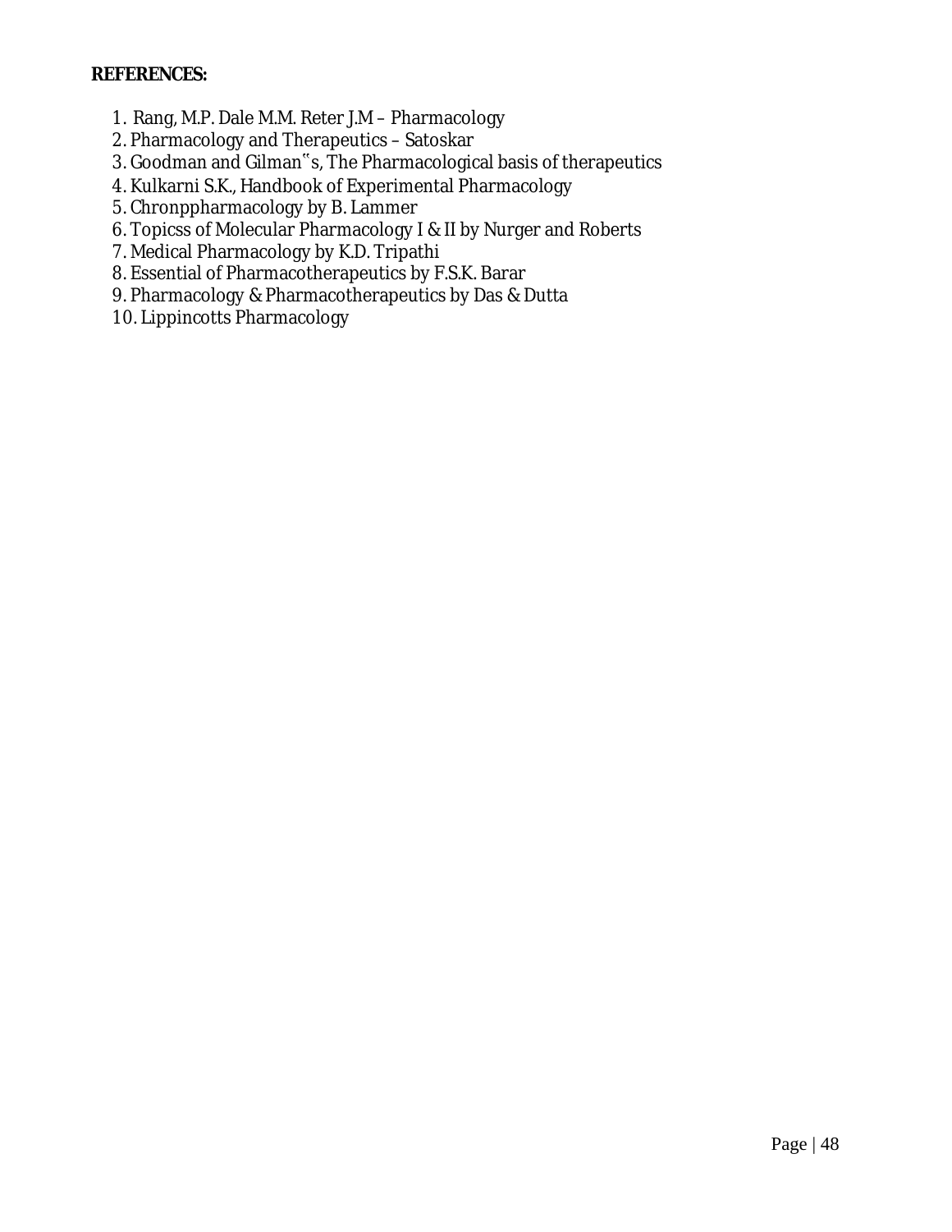**REFERENCES:**

1. Rang, M.P. Dale M.M. Reter J.M – Pharmacology
2. Pharmacology and Therapeutics – Satoskar
3. Goodman and Gilman‟s, The Pharmacological basis of therapeutics
4. Kulkarni S.K., Handbook of Experimental Pharmacology
5. Chronppharmacology by B. Lammer
6. Topicss of Molecular Pharmacology I & II by Nurger and Roberts
7. Medical Pharmacology by K.D. Tripathi
8. Essential of Pharmacotherapeutics by F.S.K. Barar
9. Pharmacology & Pharmacotherapeutics by Das & Dutta
10. Lippincotts Pharmacology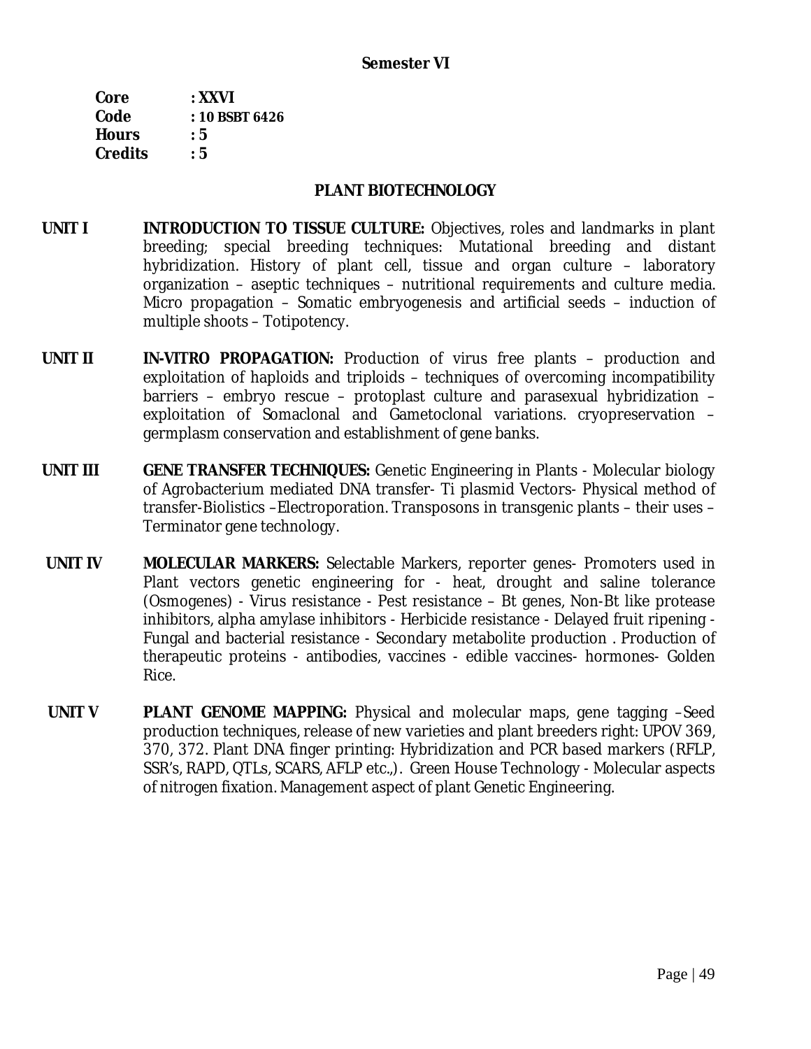**Semester VI**

**Core : XXVI**
**Code : 10 BSBT 6426**
**Hours : 5**
**Credits : 5**

## PLANT BIOTECHNOLOGY

**UNIT I** **INTRODUCTION TO TISSUE CULTURE:** Objectives, roles and landmarks in plant breeding; special breeding techniques: Mutational breeding and distant hybridization. History of plant cell, tissue and organ culture – laboratory organization – aseptic techniques – nutritional requirements and culture media. Micro propagation – Somatic embryogenesis and artificial seeds – induction of multiple shoots – Totipotency.

**UNIT II** **IN-VITRO PROPAGATION:** Production of virus free plants – production and exploitation of haploids and triploids – techniques of overcoming incompatibility barriers – embryo rescue – protoplast culture and parasexual hybridization – exploitation of Somaclonal and Gametoclonal variations. cryopreservation – germplasm conservation and establishment of gene banks.

**UNIT III** **GENE TRANSFER TECHNIQUES:** Genetic Engineering in Plants - Molecular biology of Agrobacterium mediated DNA transfer- Ti plasmid Vectors- Physical method of transfer-Biolistics –Electroporation. Transposons in transgenic plants – their uses – Terminator gene technology.

**UNIT IV** **MOLECULAR MARKERS:** Selectable Markers, reporter genes- Promoters used in Plant vectors genetic engineering for - heat, drought and saline tolerance (Osmogenes) - Virus resistance - Pest resistance – Bt genes, Non-Bt like protease inhibitors, alpha amylase inhibitors - Herbicide resistance - Delayed fruit ripening - Fungal and bacterial resistance - Secondary metabolite production . Production of therapeutic proteins - antibodies, vaccines - edible vaccines- hormones- Golden Rice.

**UNIT V** **PLANT GENOME MAPPING:** Physical and molecular maps, gene tagging –Seed production techniques, release of new varieties and plant breeders right: UPOV 369, 370, 372. Plant DNA finger printing: Hybridization and PCR based markers (RFLP, SSR's, RAPD, QTLs, SCARS, AFLP etc.,). Green House Technology - Molecular aspects of nitrogen fixation. Management aspect of plant Genetic Engineering.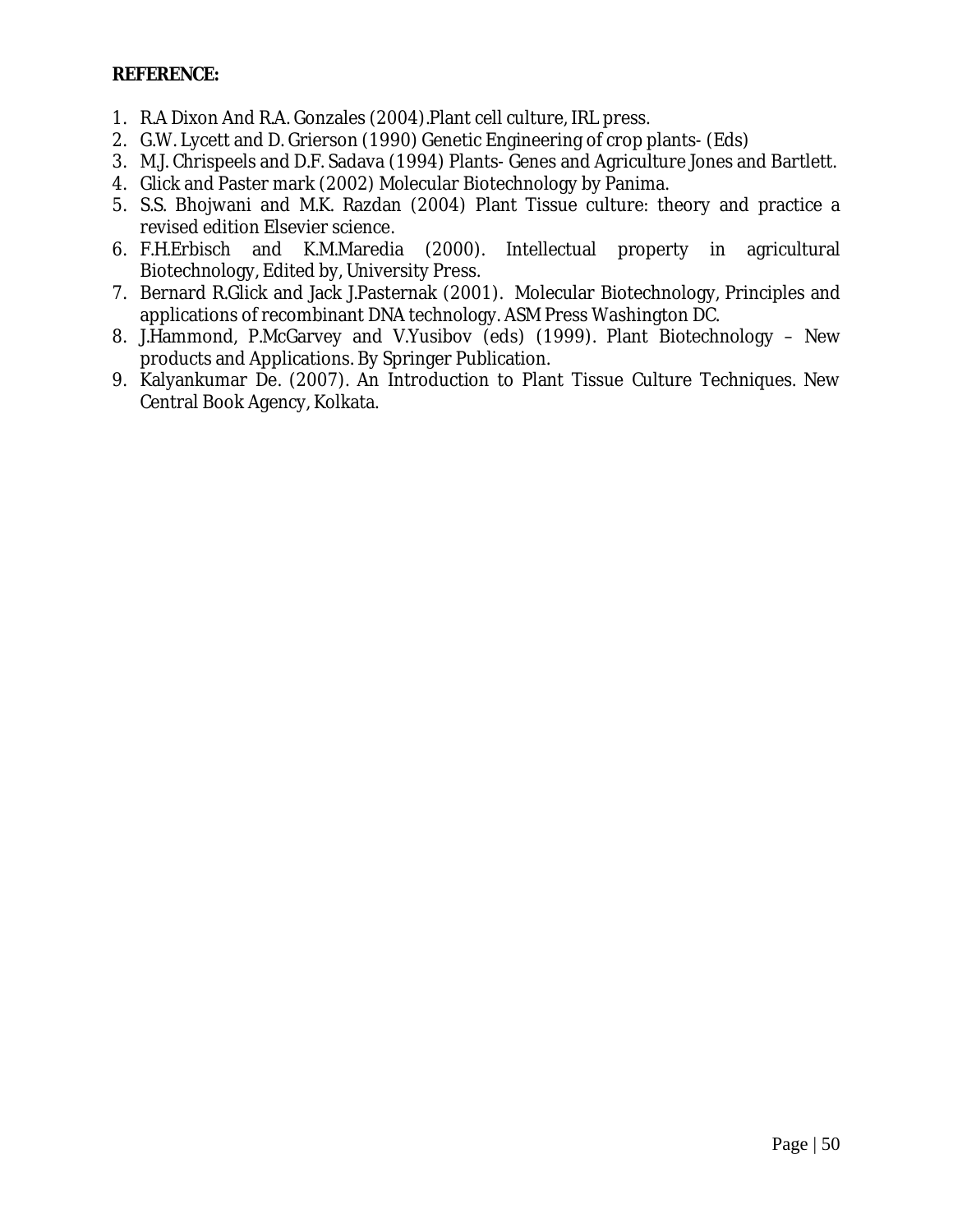**REFERENCE:**

1. R.A Dixon And R.A. Gonzales (2004).Plant cell culture, IRL press.
2. G.W. Lycett and D. Grierson (1990) Genetic Engineering of crop plants- (Eds)
3. M.J. Chrispeels and D.F. Sadava (1994) Plants- Genes and Agriculture Jones and Bartlett.
4. Glick and Paster mark (2002) Molecular Biotechnology by Panima.
5. S.S. Bhojwani and M.K. Razdan (2004) Plant Tissue culture: theory and practice a revised edition Elsevier science.
6. F.H.Erbisch and K.M.Maredia (2000). Intellectual property in agricultural Biotechnology, Edited by, University Press.
7. Bernard R.Glick and Jack J.Pasternak (2001). Molecular Biotechnology, Principles and applications of recombinant DNA technology. ASM Press Washington DC.
8. J.Hammond, P.McGarvey and V.Yusibov (eds) (1999). Plant Biotechnology – New products and Applications. By Springer Publication.
9. Kalyankumar De. (2007). An Introduction to Plant Tissue Culture Techniques. New Central Book Agency, Kolkata.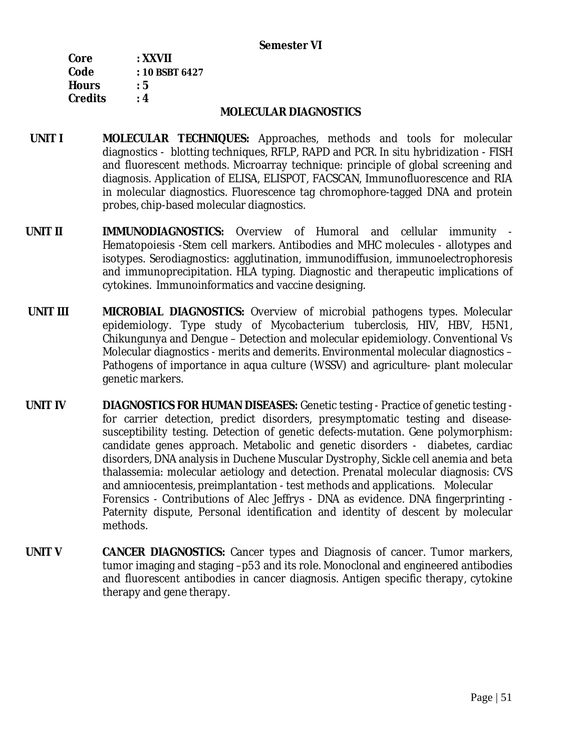**Semester VI**

**Core : XXVII**
**Code : 10 BSBT 6427**
**Hours : 5**
**Credits : 4**

## MOLECULAR DIAGNOSTICS

**UNIT I** **MOLECULAR TECHNIQUES:** Approaches, methods and tools for molecular diagnostics - blotting techniques, RFLP, RAPD and PCR. In situ hybridization - FISH and fluorescent methods. Microarray technique: principle of global screening and diagnosis. Application of ELISA, ELISPOT, FACSCAN, Immunofluorescence and RIA in molecular diagnostics. Fluorescence tag chromophore-tagged DNA and protein probes, chip-based molecular diagnostics.

**UNIT II** **IMMUNODIAGNOSTICS:** Overview of Humoral and cellular immunity - Hematopoiesis -Stem cell markers. Antibodies and MHC molecules - allotypes and isotypes. Serodiagnostics: agglutination, immunodiffusion, immunoelectrophoresis and immunoprecipitation. HLA typing. Diagnostic and therapeutic implications of cytokines. Immunoinformatics and vaccine designing.

**UNIT III** **MICROBIAL DIAGNOSTICS:** Overview of microbial pathogens types. Molecular epidemiology. Type study of *Mycobacterium tuberclosis*, HIV, HBV, H5N1, Chikungunya and Dengue – Detection and molecular epidemiology. Conventional Vs Molecular diagnostics - merits and demerits. Environmental molecular diagnostics – Pathogens of importance in aqua culture (WSSV) and agriculture- plant molecular genetic markers.

**UNIT IV** **DIAGNOSTICS FOR HUMAN DISEASES:** Genetic testing - Practice of genetic testing - for carrier detection, predict disorders, presymptomatic testing and disease-susceptibility testing. Detection of genetic defects-mutation. Gene polymorphism: candidate genes approach. Metabolic and genetic disorders - diabetes, cardiac disorders, DNA analysis in Duchene Muscular Dystrophy, Sickle cell anemia and beta thalassemia: molecular aetiology and detection. Prenatal molecular diagnosis: CVS and amniocentesis, preimplantation - test methods and applications. Molecular Forensics - Contributions of Alec Jeffrys - DNA as evidence. DNA fingerprinting - Paternity dispute, Personal identification and identity of descent by molecular methods.

**UNIT V** **CANCER DIAGNOSTICS:** Cancer types and Diagnosis of cancer. Tumor markers, tumor imaging and staging –p53 and its role. Monoclonal and engineered antibodies and fluorescent antibodies in cancer diagnosis. Antigen specific therapy, cytokine therapy and gene therapy.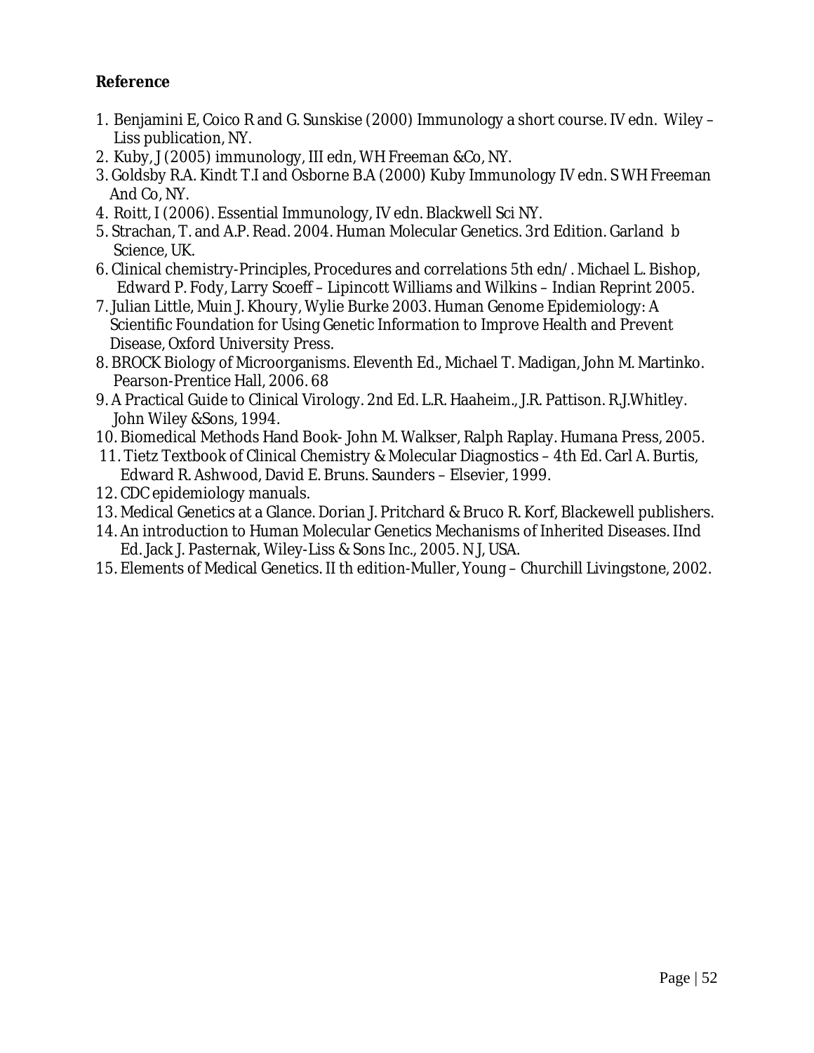**Reference**

1. Benjamini E, Coico R and G. Sunskise (2000) Immunology a short course. IV edn. Wiley – Liss publication, NY.
2. Kuby, J (2005) immunology, III edn, WH Freeman &Co, NY.
3. Goldsby R.A. Kindt T.I and Osborne B.A (2000) Kuby Immunology IV edn. S WH Freeman And Co, NY.
4. Roitt, I (2006). Essential Immunology, IV edn. Blackwell Sci NY.
5. Strachan, T. and A.P. Read. 2004. Human Molecular Genetics. 3rd Edition. Garland b Science, UK.
6. Clinical chemistry-Principles, Procedures and correlations 5th edn/. Michael L. Bishop, Edward P. Fody, Larry Scoeff – Lipincott Williams and Wilkins – Indian Reprint 2005.
7. Julian Little, Muin J. Khoury, Wylie Burke 2003. Human Genome Epidemiology: A Scientific Foundation for Using Genetic Information to Improve Health and Prevent Disease, Oxford University Press.
8. BROCK Biology of Microorganisms. Eleventh Ed., Michael T. Madigan, John M. Martinko. Pearson-Prentice Hall, 2006. 68
9. A Practical Guide to Clinical Virology. 2nd Ed. L.R. Haaheim., J.R. Pattison. R.J.Whitley. John Wiley &Sons, 1994.
10. Biomedical Methods Hand Book- John M. Walkser, Ralph Raplay. Humana Press, 2005.
11. Tietz Textbook of Clinical Chemistry & Molecular Diagnostics – 4th Ed. Carl A. Burtis, Edward R. Ashwood, David E. Bruns. Saunders – Elsevier, 1999.
12. CDC epidemiology manuals.
13. Medical Genetics at a Glance. Dorian J. Pritchard & Bruco R. Korf, Blackewell publishers.
14. An introduction to Human Molecular Genetics Mechanisms of Inherited Diseases. IInd Ed. Jack J. Pasternak, Wiley-Liss & Sons Inc., 2005. N J, USA.
15. Elements of Medical Genetics. II th edition-Muller, Young – Churchill Livingstone, 2002.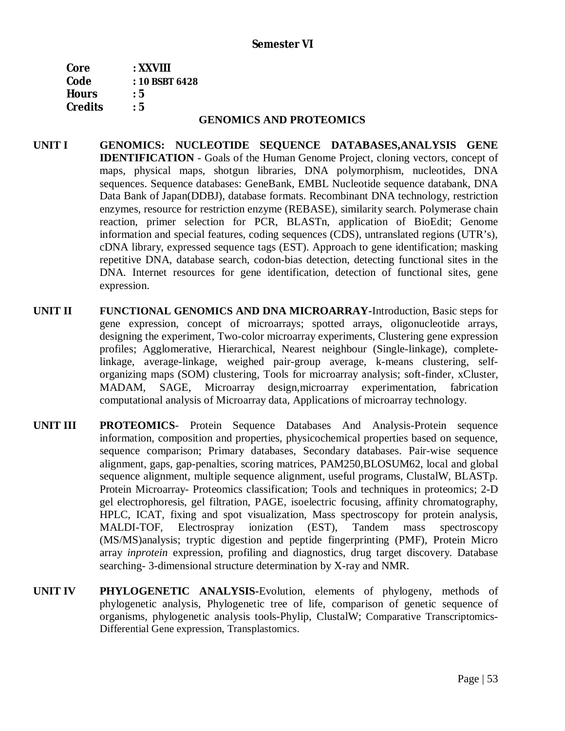## Semester VI

**Core** : **XXVIII**
**Code** : **10 BSBT 6428**
**Hours** : **5**
**Credits** : **5**

### GENOMICS AND PROTEOMICS

**UNIT I** **GENOMICS: NUCLEOTIDE SEQUENCE DATABASES,ANALYSIS GENE IDENTIFICATION** - Goals of the Human Genome Project, cloning vectors, concept of maps, physical maps, shotgun libraries, DNA polymorphism, nucleotides, DNA sequences. Sequence databases: GeneBank, EMBL Nucleotide sequence databank, DNA Data Bank of Japan(DDBJ), database formats. Recombinant DNA technology, restriction enzymes, resource for restriction enzyme (REBASE), similarity search. Polymerase chain reaction, primer selection for PCR, BLASTn, application of BioEdit; Genome information and special features, coding sequences (CDS), untranslated regions (UTR's), cDNA library, expressed sequence tags (EST). Approach to gene identification; masking repetitive DNA, database search, codon-bias detection, detecting functional sites in the DNA. Internet resources for gene identification, detection of functional sites, gene expression.

**UNIT II** **FUNCTIONAL GENOMICS AND DNA MICROARRAY**-Introduction, Basic steps for gene expression, concept of microarrays; spotted arrays, oligonucleotide arrays, designing the experiment, Two-color microarray experiments, Clustering gene expression profiles; Agglomerative, Hierarchical, Nearest neighbour (Single-linkage), complete-linkage, average-linkage, weighed pair-group average, k-means clustering, self-organizing maps (SOM) clustering, Tools for microarray analysis; soft-finder, xCluster, MADAM, SAGE, Microarray design,microarray experimentation, fabrication computational analysis of Microarray data, Applications of microarray technology.

**UNIT III** **PROTEOMICS**- Protein Sequence Databases And Analysis-Protein sequence information, composition and properties, physicochemical properties based on sequence, sequence comparison; Primary databases, Secondary databases. Pair-wise sequence alignment, gaps, gap-penalties, scoring matrices, PAM250,BLOSUM62, local and global sequence alignment, multiple sequence alignment, useful programs, ClustalW, BLASTp. Protein Microarray- Proteomics classification; Tools and techniques in proteomics; 2-D gel electrophoresis, gel filtration, PAGE, isoelectric focusing, affinity chromatography, HPLC, ICAT, fixing and spot visualization, Mass spectroscopy for protein analysis, MALDI-TOF, Electrospray ionization (EST), Tandem mass spectroscopy (MS/MS)analysis; tryptic digestion and peptide fingerprinting (PMF), Protein Micro array *inprotein* expression, profiling and diagnostics, drug target discovery. Database searching- 3-dimensional structure determination by X-ray and NMR.

**UNIT IV** **PHYLOGENETIC ANALYSIS**-Evolution, elements of phylogeny, methods of phylogenetic analysis, Phylogenetic tree of life, comparison of genetic sequence of organisms, phylogenetic analysis tools-Phylip, ClustalW; Comparative Transcriptomics-Differential Gene expression, Transplastomics.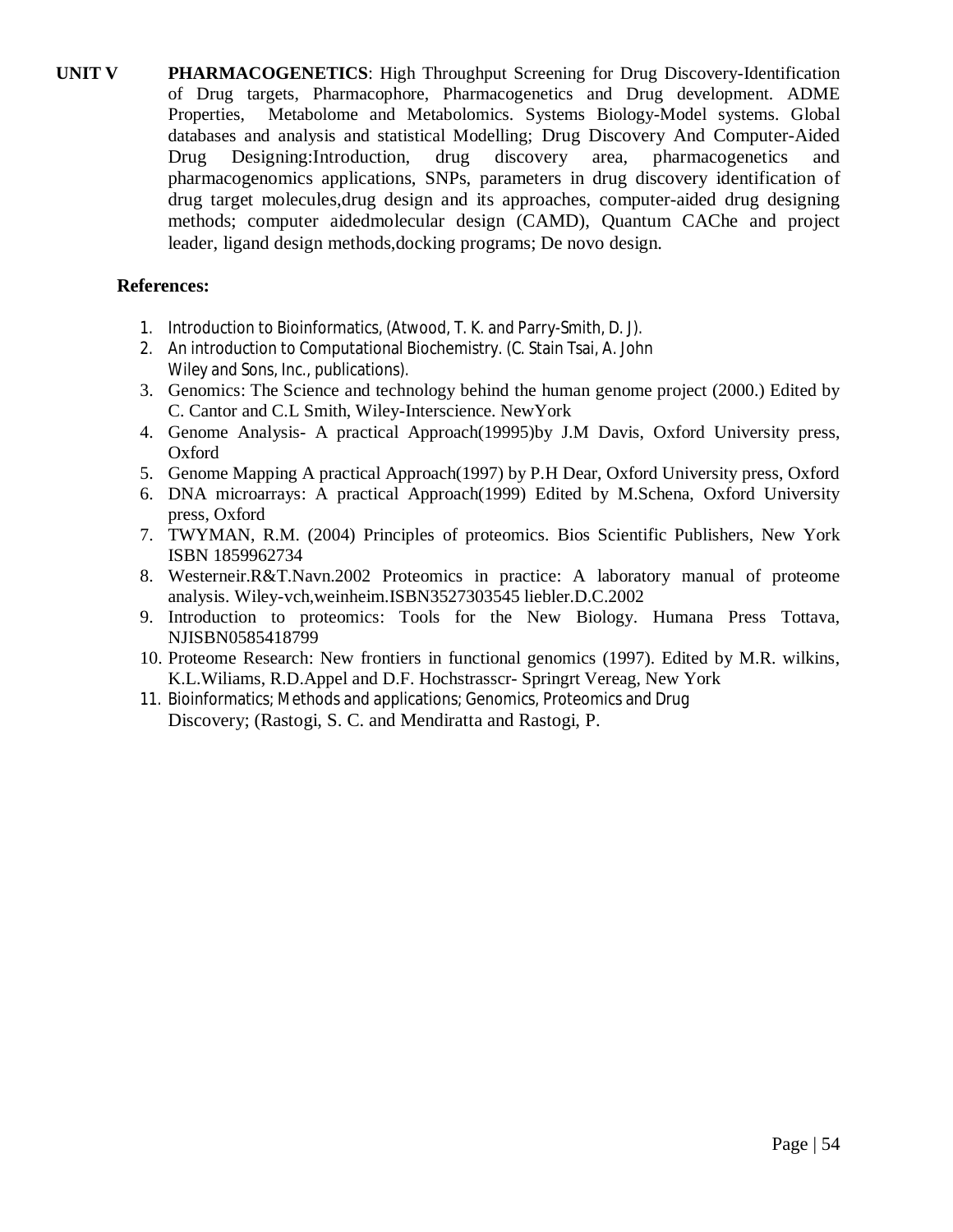**UNIT V** **PHARMACOGENETICS**: High Throughput Screening for Drug Discovery-Identification of Drug targets, Pharmacophore, Pharmacogenetics and Drug development. ADME Properties, Metabolome and Metabolomics. Systems Biology-Model systems. Global databases and analysis and statistical Modelling; Drug Discovery And Computer-Aided Drug Designing:Introduction, drug discovery area, pharmacogenetics and pharmacogenomics applications, SNPs, parameters in drug discovery identification of drug target molecules,drug design and its approaches, computer-aided drug designing methods; computer aidedmolecular design (CAMD), Quantum CAChe and project leader, ligand design methods,docking programs; De novo design.

**References:**

1. Introduction to Bioinformatics, (Atwood, T. K. and Parry-Smith, D. J).
2. An introduction to Computational Biochemistry. (C. Stain Tsai, A. John Wiley and Sons, Inc., publications).
3. Genomics: The Science and technology behind the human genome project (2000.) Edited by C. Cantor and C.L Smith, Wiley-Interscience. NewYork
4. Genome Analysis- A practical Approach(19995)by J.M Davis, Oxford University press, Oxford
5. Genome Mapping A practical Approach(1997) by P.H Dear, Oxford University press, Oxford
6. DNA microarrays: A practical Approach(1999) Edited by M.Schena, Oxford University press, Oxford
7. TWYMAN, R.M. (2004) Principles of proteomics. Bios Scientific Publishers, New York ISBN 1859962734
8. Westerneir.R&T.Navn.2002 Proteomics in practice: A laboratory manual of proteome analysis. Wiley-vch,weinheim.ISBN3527303545 liebler.D.C.2002
9. Introduction to proteomics: Tools for the New Biology. Humana Press Tottava, NJISBN0585418799
10. Proteome Research: New frontiers in functional genomics (1997). Edited by M.R. wilkins, K.L.Wiliams, R.D.Appel and D.F. Hochstrasscr- Springrt Vereag, New York
11. Bioinformatics; Methods and applications; Genomics, Proteomics and Drug Discovery; (Rastogi, S. C. and Mendiratta and Rastogi, P.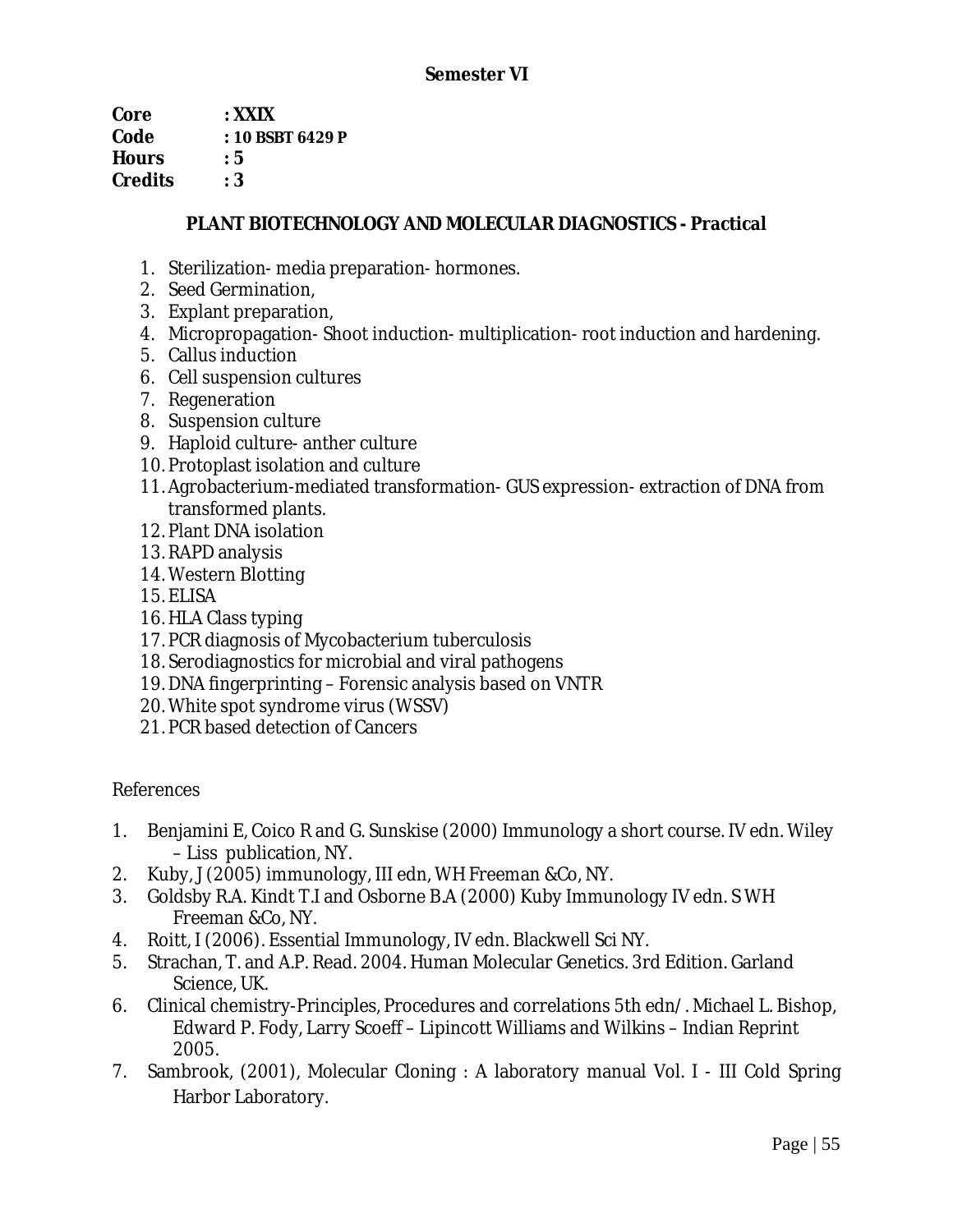## Semester VI

**Core : XXIX**
**Code : 10 BSBT 6429 P**
**Hours : 5**
**Credits : 3**

### PLANT BIOTECHNOLOGY AND MOLECULAR DIAGNOSTICS - Practical

1. Sterilization- media preparation- hormones.
2. Seed Germination,
3. Explant preparation,
4. Micropropagation- Shoot induction- multiplication- root induction and hardening.
5. Callus induction
6. Cell suspension cultures
7. Regeneration
8. Suspension culture
9. Haploid culture- anther culture
10. Protoplast isolation and culture
11. Agrobacterium-mediated transformation- GUS expression- extraction of DNA from transformed plants.
12. Plant DNA isolation
13. RAPD analysis
14. Western Blotting
15. ELISA
16. HLA Class typing
17. PCR diagnosis of Mycobacterium tuberculosis
18. Serodiagnostics for microbial and viral pathogens
19. DNA fingerprinting – Forensic analysis based on VNTR
20. White spot syndrome virus (WSSV)
21. PCR based detection of Cancers

References

1. Benjamini E, Coico R and G. Sunskise (2000) Immunology a short course. IV edn. Wiley – Liss publication, NY.
2. Kuby, J (2005) immunology, III edn, WH Freeman &Co, NY.
3. Goldsby R.A. Kindt T.I and Osborne B.A (2000) Kuby Immunology IV edn. S WH Freeman &Co, NY.
4. Roitt, I (2006). Essential Immunology, IV edn. Blackwell Sci NY.
5. Strachan, T. and A.P. Read. 2004. Human Molecular Genetics. 3rd Edition. Garland Science, UK.
6. Clinical chemistry-Principles, Procedures and correlations 5th edn/. Michael L. Bishop, Edward P. Fody, Larry Scoeff – Lipincott Williams and Wilkins – Indian Reprint 2005.
7. Sambrook, (2001), Molecular Cloning : A laboratory manual Vol. I - III Cold Spring Harbor Laboratory.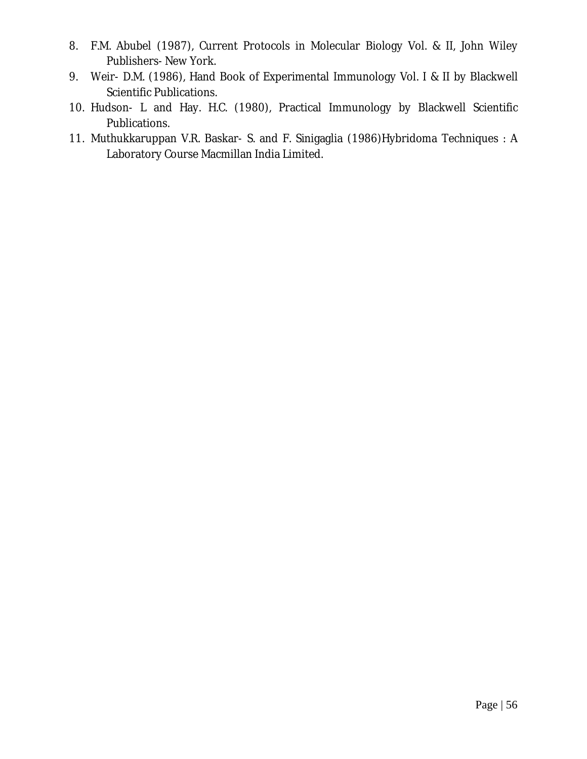8. F.M. Abubel (1987), Current Protocols in Molecular Biology Vol. & II, John Wiley Publishers- New York.
9. Weir- D.M. (1986), Hand Book of Experimental Immunology Vol. I & II by Blackwell Scientific Publications.
10. Hudson- L and Hay. H.C. (1980), Practical Immunology by Blackwell Scientific Publications.
11. Muthukkaruppan V.R. Baskar- S. and F. Sinigaglia (1986)Hybridoma Techniques : A Laboratory Course Macmillan India Limited.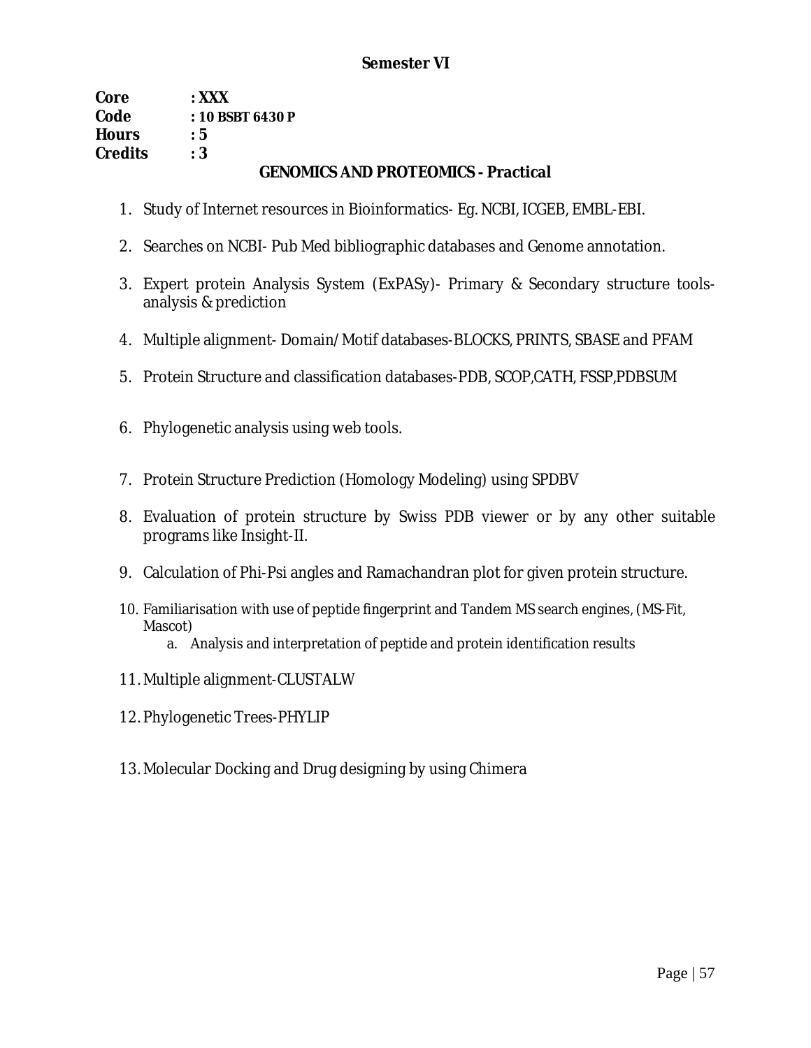## Semester VI

**Core** : **XXX**
**Code** : **10 BSBT 6430 P**
**Hours** : **5**
**Credits** : **3**

### GENOMICS AND PROTEOMICS - Practical

1. Study of Internet resources in Bioinformatics- Eg. NCBI, ICGEB, EMBL-EBI.
2. Searches on NCBI- Pub Med bibliographic databases and Genome annotation.
3. Expert protein Analysis System (ExPASy)- Primary & Secondary structure tools- analysis & prediction
4. Multiple alignment- Domain/Motif databases-BLOCKS, PRINTS, SBASE and PFAM
5. Protein Structure and classification databases-PDB, SCOP,CATH, FSSP,PDBSUM
6. Phylogenetic analysis using web tools.
7. Protein Structure Prediction (Homology Modeling) using SPDBV
8. Evaluation of protein structure by Swiss PDB viewer or by any other suitable programs like Insight-II.
9. Calculation of Phi-Psi angles and Ramachandran plot for given protein structure.
10. Familiarisation with use of peptide fingerprint and Tandem MS search engines, (MS-Fit, Mascot)
    a. Analysis and interpretation of peptide and protein identification results
11. Multiple alignment-CLUSTALW
12. Phylogenetic Trees-PHYLIP
13. Molecular Docking and Drug designing by using Chimera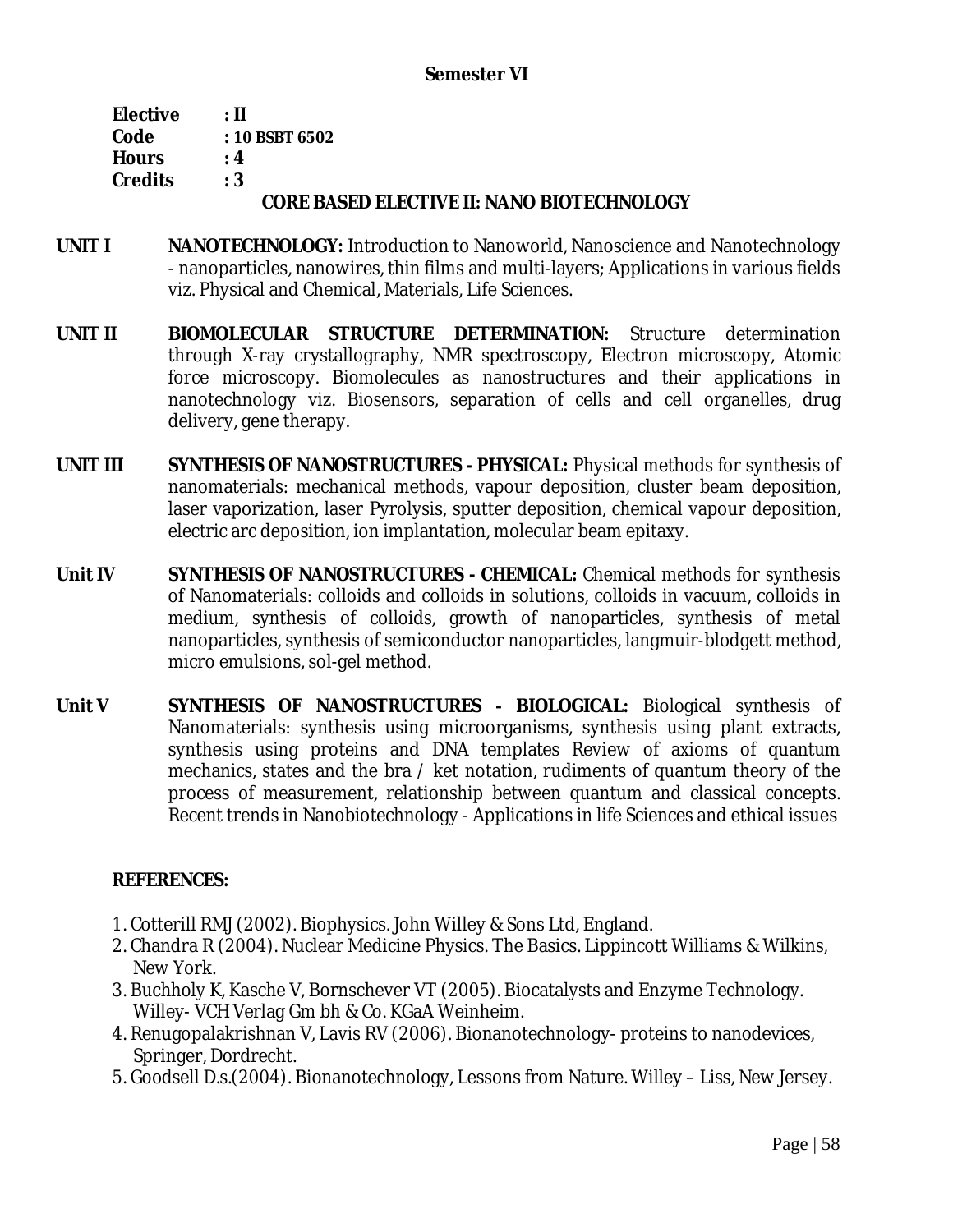## Semester VI

**Elective** : **II**
**Code** : **10 BSBT 6502**
**Hours** : **4**
**Credits** : **3**

### CORE BASED ELECTIVE II: NANO BIOTECHNOLOGY

**UNIT I** **NANOTECHNOLOGY:** Introduction to Nanoworld, Nanoscience and Nanotechnology - nanoparticles, nanowires, thin films and multi-layers; Applications in various fields viz. Physical and Chemical, Materials, Life Sciences.

**UNIT II** **BIOMOLECULAR STRUCTURE DETERMINATION:** Structure determination through X-ray crystallography, NMR spectroscopy, Electron microscopy, Atomic force microscopy. Biomolecules as nanostructures and their applications in nanotechnology viz. Biosensors, separation of cells and cell organelles, drug delivery, gene therapy.

**UNIT III** **SYNTHESIS OF NANOSTRUCTURES - PHYSICAL:** Physical methods for synthesis of nanomaterials: mechanical methods, vapour deposition, cluster beam deposition, laser vaporization, laser Pyrolysis, sputter deposition, chemical vapour deposition, electric arc deposition, ion implantation, molecular beam epitaxy.

**Unit IV** **SYNTHESIS OF NANOSTRUCTURES - CHEMICAL:** Chemical methods for synthesis of Nanomaterials: colloids and colloids in solutions, colloids in vacuum, colloids in medium, synthesis of colloids, growth of nanoparticles, synthesis of metal nanoparticles, synthesis of semiconductor nanoparticles, langmuir-blodgett method, micro emulsions, sol-gel method.

**Unit V** **SYNTHESIS OF NANOSTRUCTURES - BIOLOGICAL:** Biological synthesis of Nanomaterials: synthesis using microorganisms, synthesis using plant extracts, synthesis using proteins and DNA templates Review of axioms of quantum mechanics, states and the bra / ket notation, rudiments of quantum theory of the process of measurement, relationship between quantum and classical concepts. Recent trends in Nanobiotechnology - Applications in life Sciences and ethical issues

**REFERENCES:**

1. Cotterill RMJ (2002). Biophysics. John Willey & Sons Ltd, England.
2. Chandra R (2004). Nuclear Medicine Physics. The Basics. Lippincott Williams & Wilkins, New York.
3. Buchholy K, Kasche V, Bornschever VT (2005). Biocatalysts and Enzyme Technology. Willey- VCH Verlag Gm bh & Co. KGaA Weinheim.
4. Renugopalakrishnan V, Lavis RV (2006). Bionanotechnology- proteins to nanodevices, Springer, Dordrecht.
5. Goodsell D.s.(2004). Bionanotechnology, Lessons from Nature. Willey – Liss, New Jersey.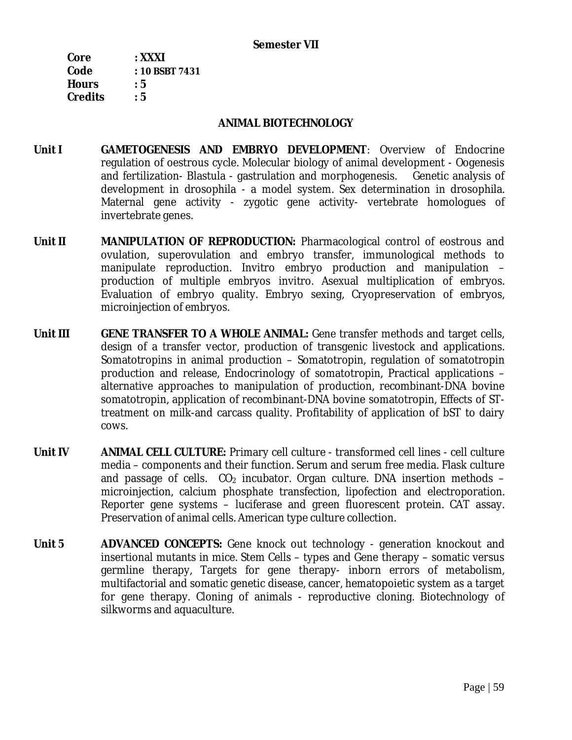**Semester VII**

**Core** : **XXXI**
**Code** : **10 BSBT 7431**
**Hours** : **5**
**Credits** : **5**

## ANIMAL BIOTECHNOLOGY

**Unit I** **GAMETOGENESIS AND EMBRYO DEVELOPMENT**: Overview of Endocrine regulation of oestrous cycle. Molecular biology of animal development - Oogenesis and fertilization- Blastula - gastrulation and morphogenesis. Genetic analysis of development in drosophila - a model system. Sex determination in drosophila. Maternal gene activity - zygotic gene activity- vertebrate homologues of invertebrate genes.

**Unit II** **MANIPULATION OF REPRODUCTION:** Pharmacological control of eostrous and ovulation, superovulation and embryo transfer, immunological methods to manipulate reproduction. Invitro embryo production and manipulation – production of multiple embryos invitro. Asexual multiplication of embryos. Evaluation of embryo quality. Embryo sexing, Cryopreservation of embryos, microinjection of embryos.

**Unit III** **GENE TRANSFER TO A WHOLE ANIMAL:** Gene transfer methods and target cells, design of a transfer vector, production of transgenic livestock and applications. Somatotropins in animal production – Somatotropin, regulation of somatotropin production and release, Endocrinology of somatotropin, Practical applications – alternative approaches to manipulation of production, recombinant-DNA bovine somatotropin, application of recombinant-DNA bovine somatotropin, Effects of ST-treatment on milk-and carcass quality. Profitability of application of bST to dairy cows.

**Unit IV** **ANIMAL CELL CULTURE:** Primary cell culture - transformed cell lines - cell culture media – components and their function. Serum and serum free media. Flask culture and passage of cells. $CO_2$ incubator. Organ culture. DNA insertion methods – microinjection, calcium phosphate transfection, lipofection and electroporation. Reporter gene systems – luciferase and green fluorescent protein. CAT assay. Preservation of animal cells. American type culture collection.

**Unit 5** **ADVANCED CONCEPTS:** Gene knock out technology - generation knockout and insertional mutants in mice. Stem Cells – types and Gene therapy – somatic versus germline therapy, Targets for gene therapy- inborn errors of metabolism, multifactorial and somatic genetic disease, cancer, hematopoietic system as a target for gene therapy. Cloning of animals - reproductive cloning. Biotechnology of silkworms and aquaculture.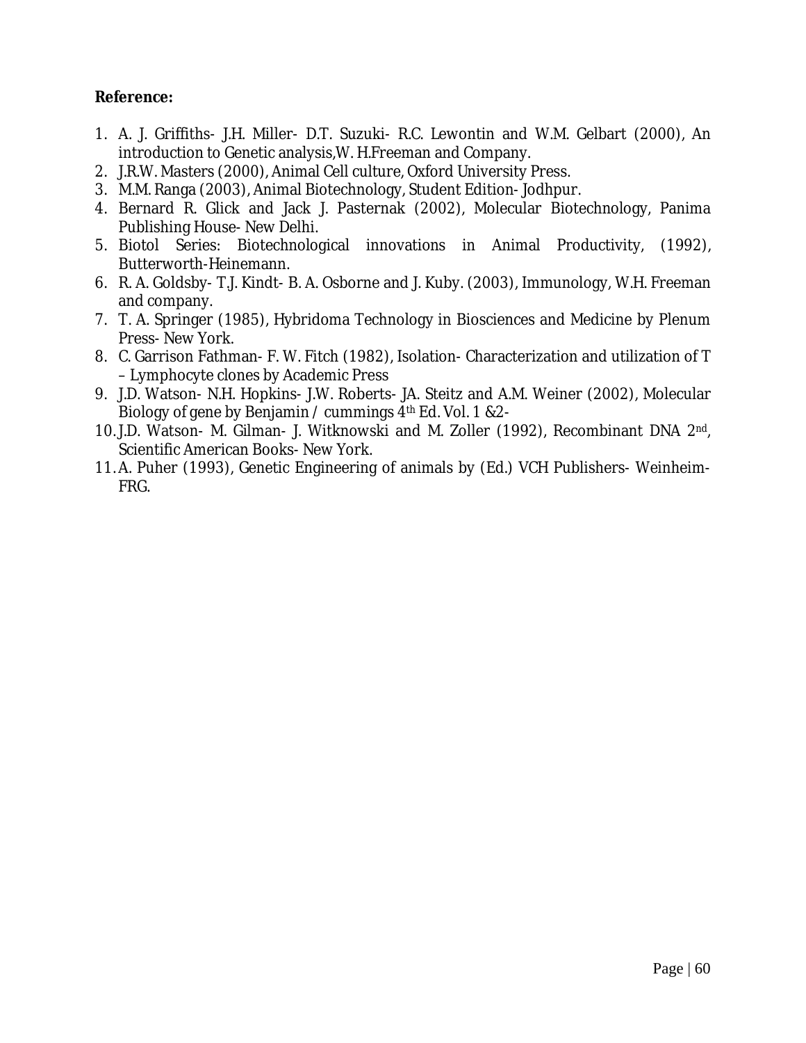**Reference:**

1. A. J. Griffiths- J.H. Miller- D.T. Suzuki- R.C. Lewontin and W.M. Gelbart (2000), An introduction to Genetic analysis,W. H.Freeman and Company.
2. J.R.W. Masters (2000), Animal Cell culture, Oxford University Press.
3. M.M. Ranga (2003), Animal Biotechnology, Student Edition- Jodhpur.
4. Bernard R. Glick and Jack J. Pasternak (2002), Molecular Biotechnology, Panima Publishing House- New Delhi.
5. Biotol Series: Biotechnological innovations in Animal Productivity, (1992), Butterworth-Heinemann.
6. R. A. Goldsby- T.J. Kindt- B. A. Osborne and J. Kuby. (2003), Immunology, W.H. Freeman and company.
7. T. A. Springer (1985), Hybridoma Technology in Biosciences and Medicine by Plenum Press- New York.
8. C. Garrison Fathman- F. W. Fitch (1982), Isolation- Characterization and utilization of T – Lymphocyte clones by Academic Press
9. J.D. Watson- N.H. Hopkins- J.W. Roberts- JA. Steitz and A.M. Weiner (2002), Molecular Biology of gene by Benjamin / cummings 4th Ed. Vol. 1 &2-
10. J.D. Watson- M. Gilman- J. Witknowski and M. Zoller (1992), Recombinant DNA 2nd, Scientific American Books- New York.
11. A. Puher (1993), Genetic Engineering of animals by (Ed.) VCH Publishers- Weinheim-FRG.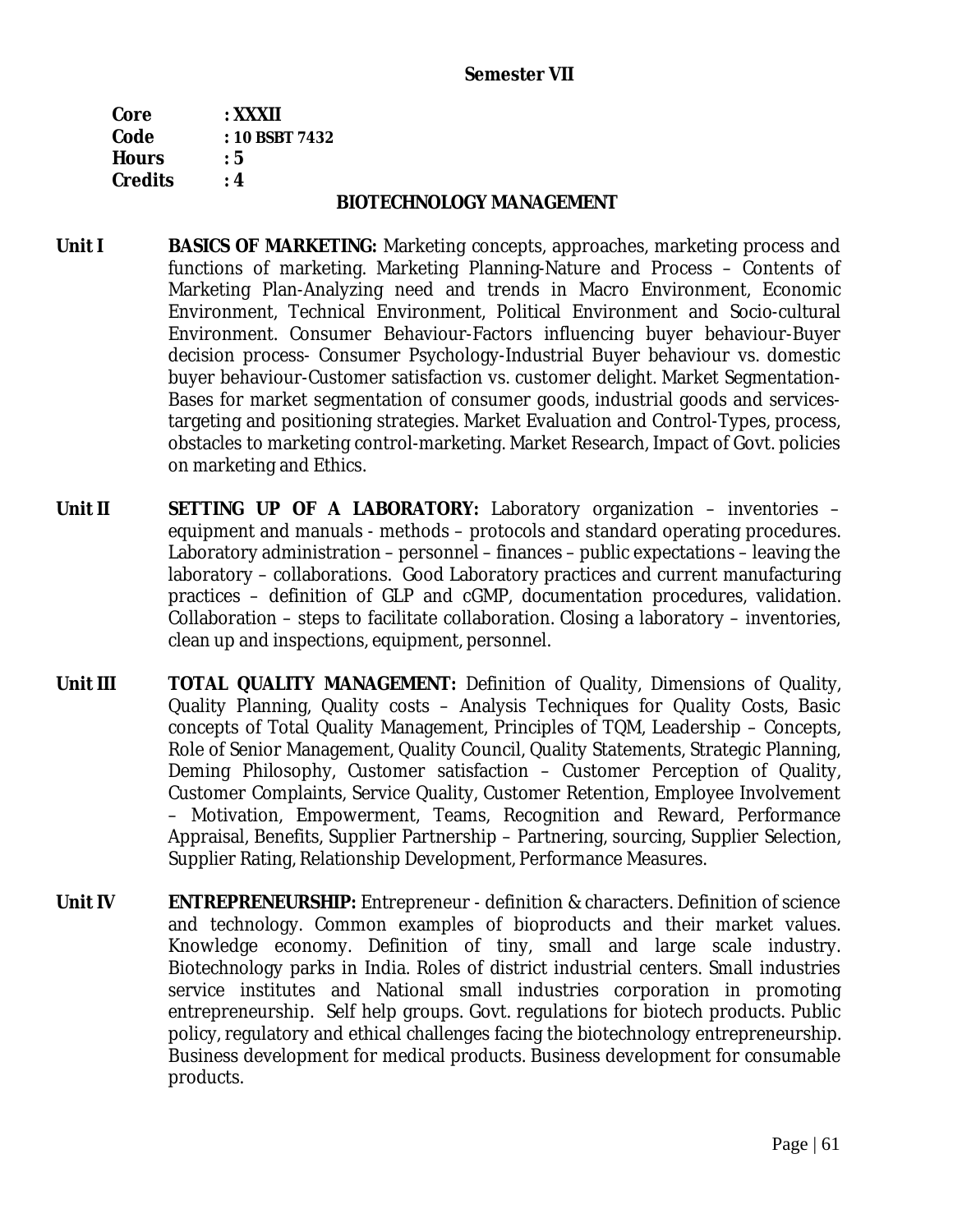**Semester VII**

**Core** : **XXXII**
**Code** : **10 BSBT 7432**
**Hours** : **5**
**Credits** : **4**

## BIOTECHNOLOGY MANAGEMENT

**Unit I** **BASICS OF MARKETING:** Marketing concepts, approaches, marketing process and functions of marketing. Marketing Planning-Nature and Process – Contents of Marketing Plan-Analyzing need and trends in Macro Environment, Economic Environment, Technical Environment, Political Environment and Socio-cultural Environment. Consumer Behaviour-Factors influencing buyer behaviour-Buyer decision process- Consumer Psychology-Industrial Buyer behaviour vs. domestic buyer behaviour-Customer satisfaction vs. customer delight. Market Segmentation-Bases for market segmentation of consumer goods, industrial goods and services-targeting and positioning strategies. Market Evaluation and Control-Types, process, obstacles to marketing control-marketing. Market Research, Impact of Govt. policies on marketing and Ethics.

**Unit II** **SETTING UP OF A LABORATORY:** Laboratory organization – inventories – equipment and manuals - methods – protocols and standard operating procedures. Laboratory administration – personnel – finances – public expectations – leaving the laboratory – collaborations. Good Laboratory practices and current manufacturing practices – definition of GLP and cGMP, documentation procedures, validation. Collaboration – steps to facilitate collaboration. Closing a laboratory – inventories, clean up and inspections, equipment, personnel.

**Unit III** **TOTAL QUALITY MANAGEMENT:** Definition of Quality, Dimensions of Quality, Quality Planning, Quality costs – Analysis Techniques for Quality Costs, Basic concepts of Total Quality Management, Principles of TQM, Leadership – Concepts, Role of Senior Management, Quality Council, Quality Statements, Strategic Planning, Deming Philosophy, Customer satisfaction – Customer Perception of Quality, Customer Complaints, Service Quality, Customer Retention, Employee Involvement – Motivation, Empowerment, Teams, Recognition and Reward, Performance Appraisal, Benefits, Supplier Partnership – Partnering, sourcing, Supplier Selection, Supplier Rating, Relationship Development, Performance Measures.

**Unit IV** **ENTREPRENEURSHIP:** Entrepreneur - definition & characters. Definition of science and technology. Common examples of bioproducts and their market values. Knowledge economy. Definition of tiny, small and large scale industry. Biotechnology parks in India. Roles of district industrial centers. Small industries service institutes and National small industries corporation in promoting entrepreneurship. Self help groups. Govt. regulations for biotech products. Public policy, regulatory and ethical challenges facing the biotechnology entrepreneurship. Business development for medical products. Business development for consumable products.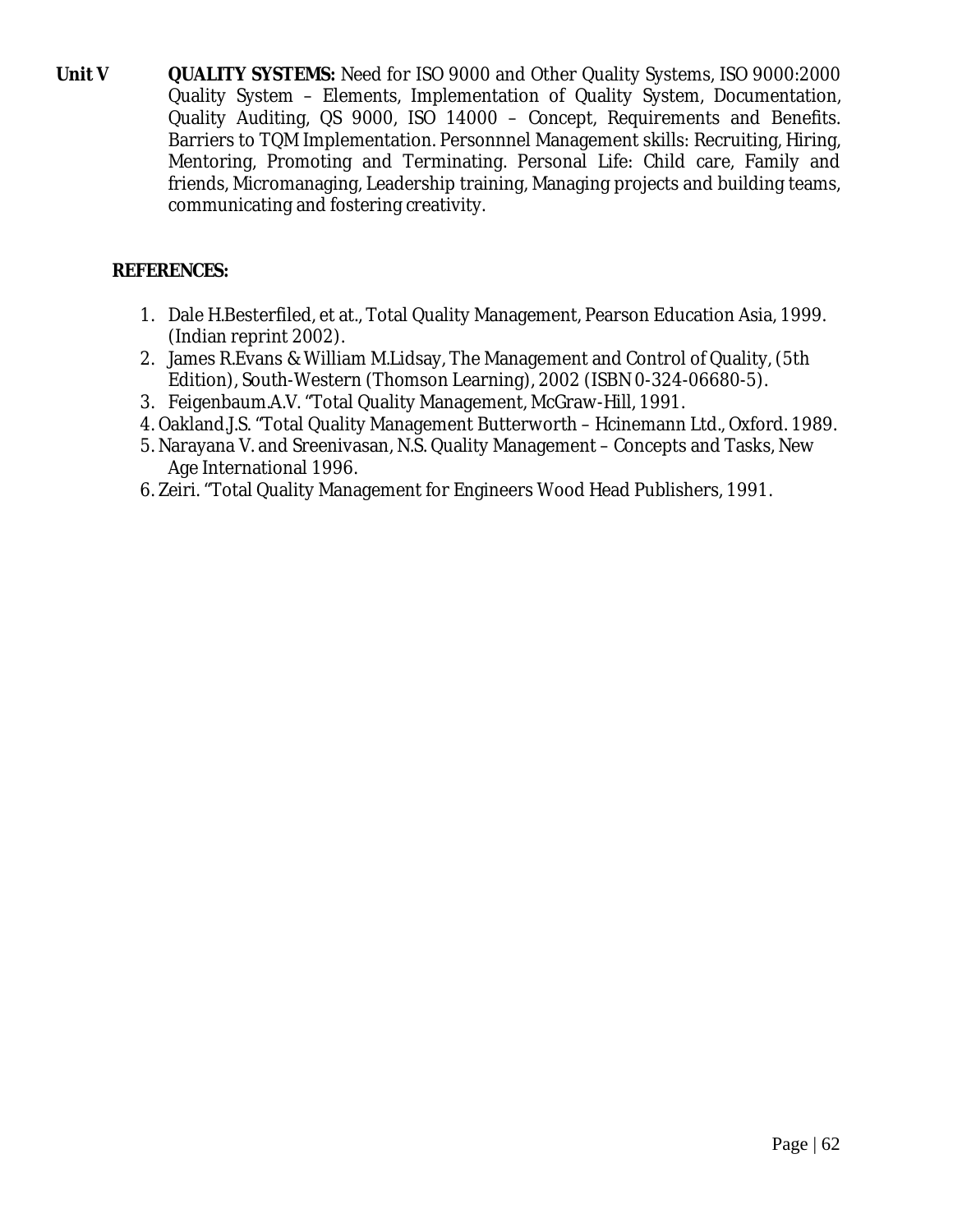**Unit V** **QUALITY SYSTEMS:** Need for ISO 9000 and Other Quality Systems, ISO 9000:2000 Quality System – Elements, Implementation of Quality System, Documentation, Quality Auditing, QS 9000, ISO 14000 – Concept, Requirements and Benefits. Barriers to TQM Implementation. Personnnel Management skills: Recruiting, Hiring, Mentoring, Promoting and Terminating. Personal Life: Child care, Family and friends, Micromanaging, Leadership training, Managing projects and building teams, communicating and fostering creativity.

**REFERENCES:**

1. Dale H.Besterfiled, et at., Total Quality Management, Pearson Education Asia, 1999. (Indian reprint 2002).
2. James R.Evans & William M.Lidsay, The Management and Control of Quality, (5th Edition), South-Western (Thomson Learning), 2002 (ISBN 0-324-06680-5).
3. Feigenbaum.A.V. "Total Quality Management, McGraw-Hill, 1991.
4. Oakland.J.S. "Total Quality Management Butterworth – Hcinemann Ltd., Oxford. 1989.
5. Narayana V. and Sreenivasan, N.S. Quality Management – Concepts and Tasks, New Age International 1996.
6. Zeiri. "Total Quality Management for Engineers Wood Head Publishers, 1991.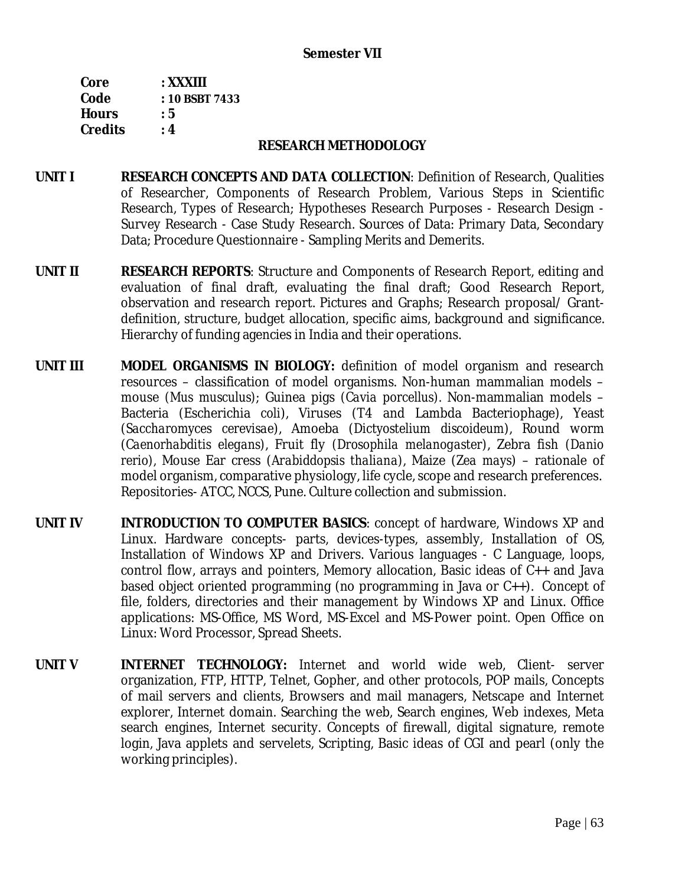**Semester VII**

**Core : XXXIII**
**Code : 10 BSBT 7433**
**Hours : 5**
**Credits : 4**

## RESEARCH METHODOLOGY

**UNIT I** **RESEARCH CONCEPTS AND DATA COLLECTION**: Definition of Research, Qualities of Researcher, Components of Research Problem, Various Steps in Scientific Research, Types of Research; Hypotheses Research Purposes - Research Design - Survey Research - Case Study Research. Sources of Data: Primary Data, Secondary Data; Procedure Questionnaire - Sampling Merits and Demerits.

**UNIT II** **RESEARCH REPORTS**: Structure and Components of Research Report, editing and evaluation of final draft, evaluating the final draft; Good Research Report, observation and research report. Pictures and Graphs; Research proposal/ Grant-definition, structure, budget allocation, specific aims, background and significance. Hierarchy of funding agencies in India and their operations.

**UNIT III** **MODEL ORGANISMS IN BIOLOGY:** definition of model organism and research resources – classification of model organisms. Non-human mammalian models – mouse (*Mus musculus*); Guinea pigs (*Cavia porcellus*). Non-mammalian models – Bacteria (*Escherichia coli*), Viruses (T4 and Lambda Bacteriophage), Yeast (*Saccharomyces cerevisae*), Amoeba (*Dictyostelium discoideum*), Round worm (*Caenorhabditis elegans*), Fruit fly (*Drosophila melanogaster*), Zebra fish (*Danio rerio*), Mouse Ear cress (*Arabiddopsis thaliana*), Maize (*Zea mays*) – rationale of model organism, comparative physiology, life cycle, scope and research preferences. Repositories- ATCC, NCCS, Pune. Culture collection and submission.

**UNIT IV** **INTRODUCTION TO COMPUTER BASICS**: concept of hardware, Windows XP and Linux. Hardware concepts- parts, devices-types, assembly, Installation of OS, Installation of Windows XP and Drivers. Various languages - C Language, loops, control flow, arrays and pointers, Memory allocation, Basic ideas of C++ and Java based object oriented programming (no programming in Java or C++). Concept of file, folders, directories and their management by Windows XP and Linux. Office applications: MS-Office, MS Word, MS-Excel and MS-Power point. Open Office on Linux: Word Processor, Spread Sheets.

**UNIT V** **INTERNET TECHNOLOGY:** Internet and world wide web, Client- server organization, FTP, HTTP, Telnet, Gopher, and other protocols, POP mails, Concepts of mail servers and clients, Browsers and mail managers, Netscape and Internet explorer, Internet domain. Searching the web, Search engines, Web indexes, Meta search engines, Internet security. Concepts of firewall, digital signature, remote login, Java applets and servelets, Scripting, Basic ideas of CGI and pearl (only the working principles).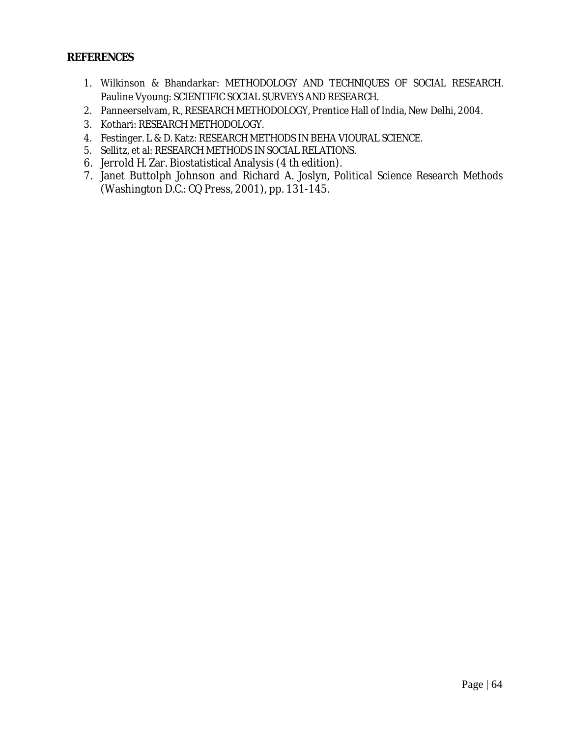**REFERENCES**

1. Wilkinson & Bhandarkar: METHODOLOGY AND TECHNIQUES OF SOCIAL RESEARCH. Pauline Vyoung: SCIENTIFIC SOCIAL SURVEYS AND RESEARCH.
2. Panneerselvam, R., RESEARCH METHODOLOGY, Prentice Hall of India, New Delhi, 2004.
3. Kothari: RESEARCH METHODOLOGY.
4. Festinger. L & D. Katz: RESEARCH METHODS IN BEHA VIOURAL SCIENCE.
5. Sellitz, et al: RESEARCH METHODS IN SOCIAL RELATIONS.
6. Jerrold H. Zar. Biostatistical Analysis (4 th edition).
7. Janet Buttolph Johnson and Richard A. Joslyn, *Political Science Research Methods* (Washington D.C.: CQ Press, 2001), pp. 131-145.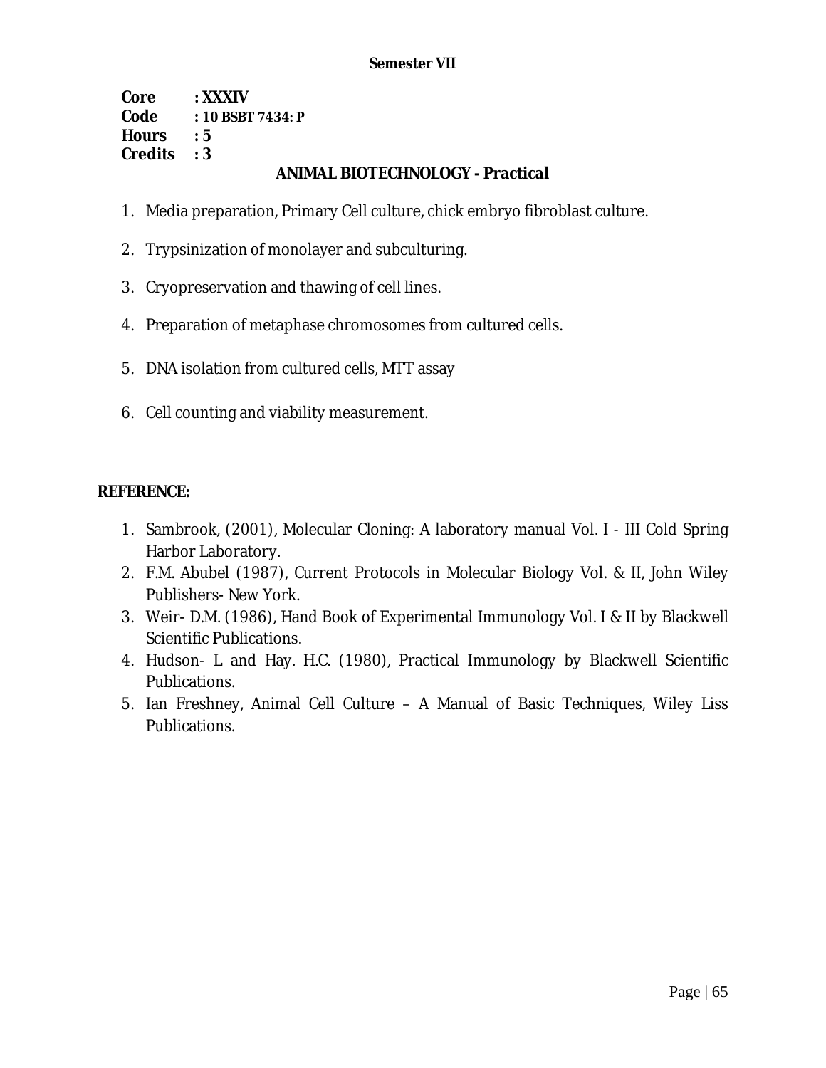**Semester VII**

**Core : XXXIV**
**Code : 10 BSBT 7434: P**
**Hours : 5**
**Credits : 3**

## ANIMAL BIOTECHNOLOGY - Practical

1. Media preparation, Primary Cell culture, chick embryo fibroblast culture.
2. Trypsinization of monolayer and subculturing.
3. Cryopreservation and thawing of cell lines.
4. Preparation of metaphase chromosomes from cultured cells.
5. DNA isolation from cultured cells, MTT assay
6. Cell counting and viability measurement.

**REFERENCE:**

1. Sambrook, (2001), Molecular Cloning: A laboratory manual Vol. I - III Cold Spring Harbor Laboratory.
2. F.M. Abubel (1987), Current Protocols in Molecular Biology Vol. & II, John Wiley Publishers- New York.
3. Weir- D.M. (1986), Hand Book of Experimental Immunology Vol. I & II by Blackwell Scientific Publications.
4. Hudson- L and Hay. H.C. (1980), Practical Immunology by Blackwell Scientific Publications.
5. Ian Freshney, Animal Cell Culture – A Manual of Basic Techniques, Wiley Liss Publications.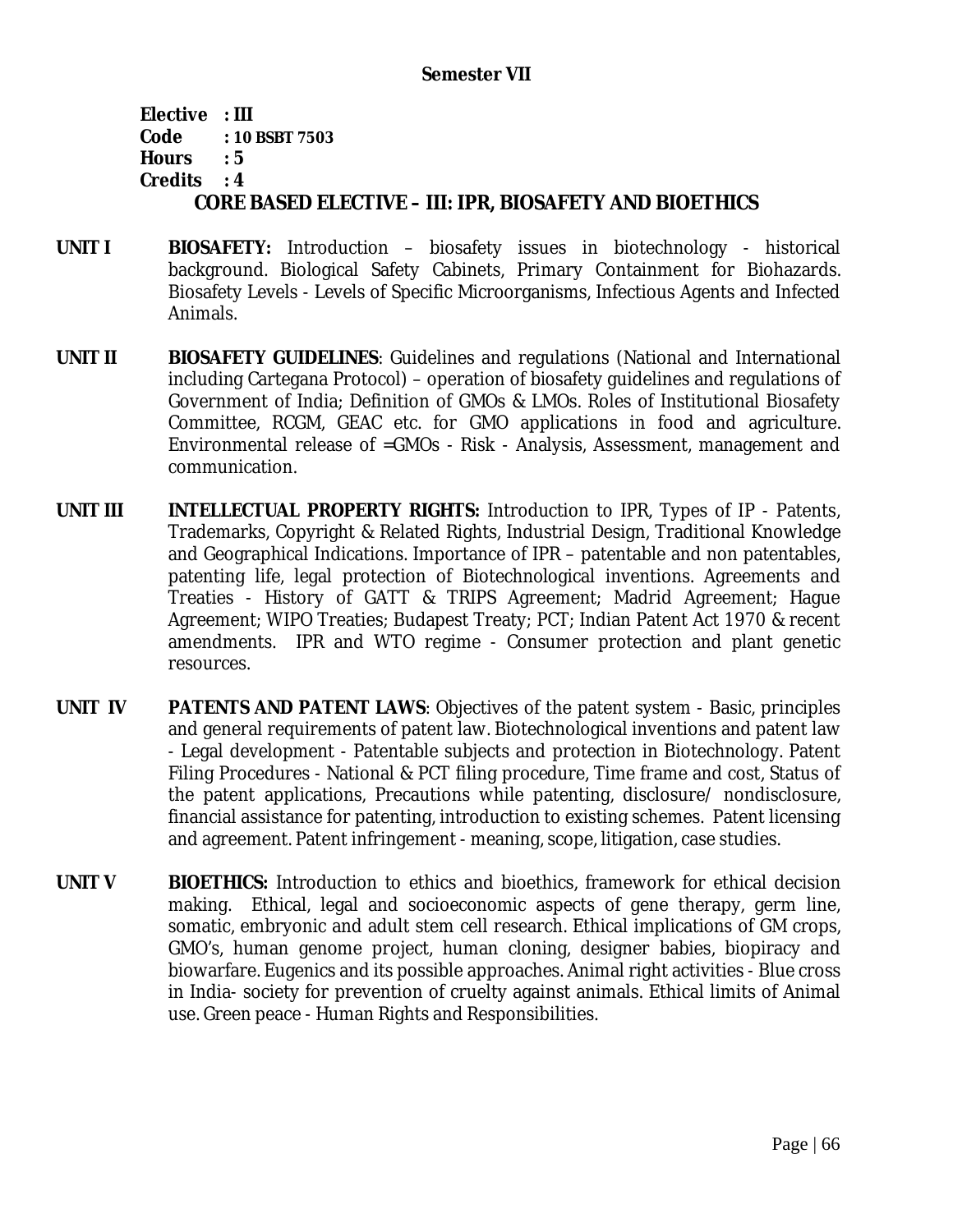**Semester VII**

**Elective : III**
**Code : 10 BSBT 7503**
**Hours : 5**
**Credits : 4**

## CORE BASED ELECTIVE – III: IPR, BIOSAFETY AND BIOETHICS

**UNIT I** **BIOSAFETY:** Introduction – biosafety issues in biotechnology - historical background. Biological Safety Cabinets, Primary Containment for Biohazards. Biosafety Levels - Levels of Specific Microorganisms, Infectious Agents and Infected Animals.

**UNIT II** **BIOSAFETY GUIDELINES**: Guidelines and regulations (National and International including Cartegana Protocol) – operation of biosafety guidelines and regulations of Government of India; Definition of GMOs & LMOs. Roles of Institutional Biosafety Committee, RCGM, GEAC etc. for GMO applications in food and agriculture. Environmental release of =GMOs - Risk - Analysis, Assessment, management and communication.

**UNIT III** **INTELLECTUAL PROPERTY RIGHTS:** Introduction to IPR, Types of IP - Patents, Trademarks, Copyright & Related Rights, Industrial Design, Traditional Knowledge and Geographical Indications. Importance of IPR – patentable and non patentables, patenting life, legal protection of Biotechnological inventions. Agreements and Treaties - History of GATT & TRIPS Agreement; Madrid Agreement; Hague Agreement; WIPO Treaties; Budapest Treaty; PCT; Indian Patent Act 1970 & recent amendments. IPR and WTO regime - Consumer protection and plant genetic resources.

**UNIT IV** **PATENTS AND PATENT LAWS**: Objectives of the patent system - Basic, principles and general requirements of patent law. Biotechnological inventions and patent law - Legal development - Patentable subjects and protection in Biotechnology. Patent Filing Procedures - National & PCT filing procedure, Time frame and cost, Status of the patent applications, Precautions while patenting, disclosure/ nondisclosure, financial assistance for patenting, introduction to existing schemes. Patent licensing and agreement. Patent infringement - meaning, scope, litigation, case studies.

**UNIT V** **BIOETHICS:** Introduction to ethics and bioethics, framework for ethical decision making. Ethical, legal and socioeconomic aspects of gene therapy, germ line, somatic, embryonic and adult stem cell research. Ethical implications of GM crops, GMO's, human genome project, human cloning, designer babies, biopiracy and biowarfare. Eugenics and its possible approaches. Animal right activities - Blue cross in India- society for prevention of cruelty against animals. Ethical limits of Animal use. Green peace - Human Rights and Responsibilities.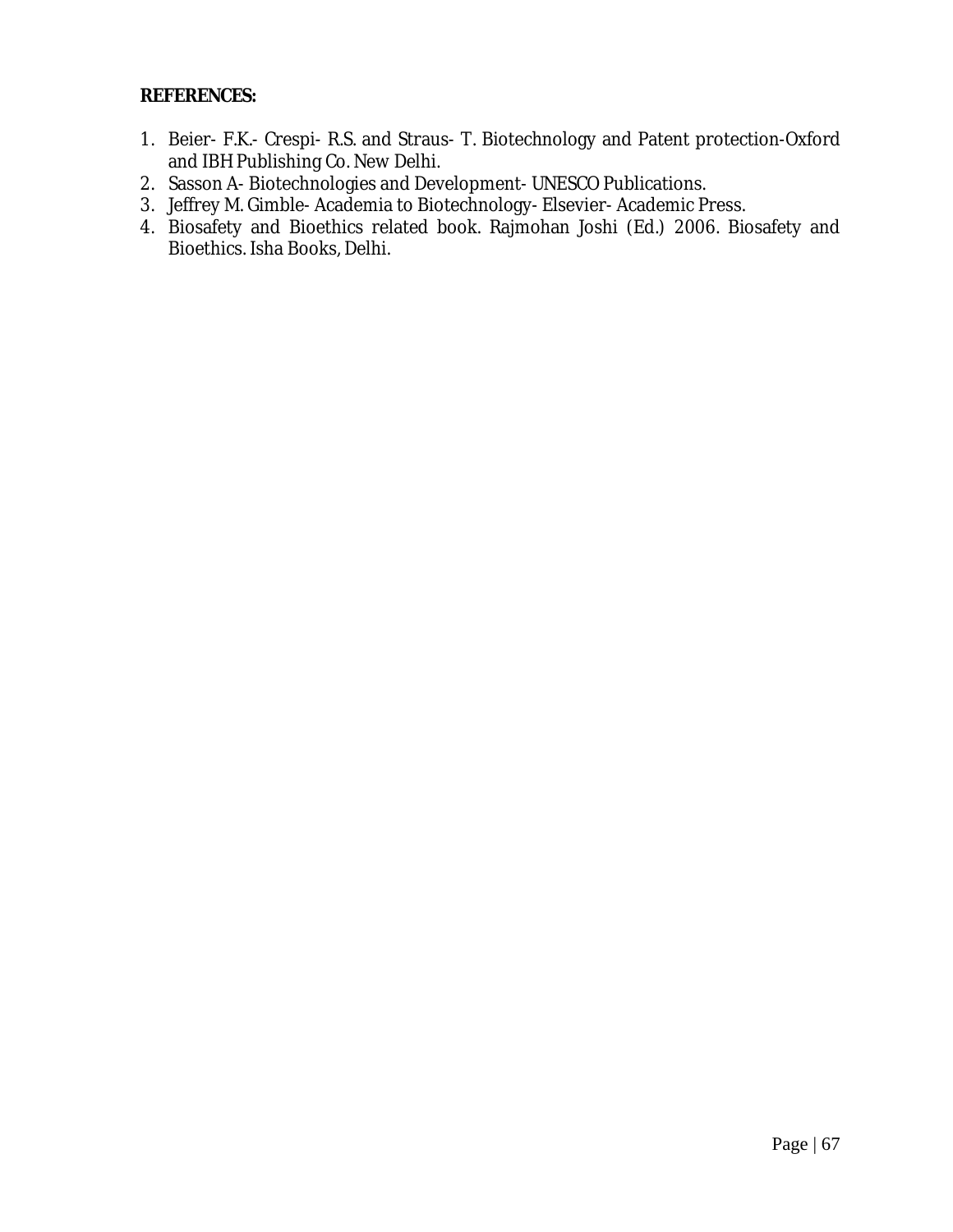**REFERENCES:**

1. Beier- F.K.- Crespi- R.S. and Straus- T. Biotechnology and Patent protection-Oxford and IBH Publishing Co. New Delhi.
2. Sasson A- Biotechnologies and Development- UNESCO Publications.
3. Jeffrey M. Gimble- Academia to Biotechnology- Elsevier- Academic Press.
4. Biosafety and Bioethics related book. Rajmohan Joshi (Ed.) 2006. Biosafety and Bioethics. Isha Books, Delhi.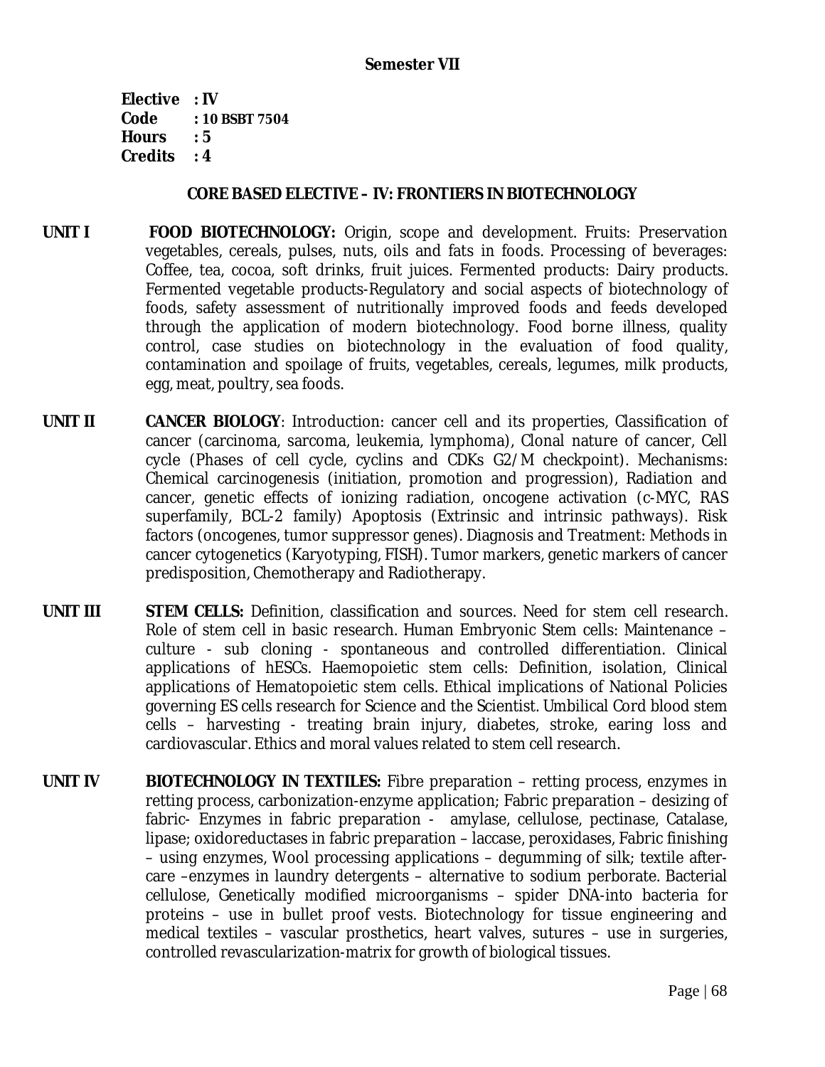**Semester VII**

**Elective : IV**
**Code : 10 BSBT 7504**
**Hours : 5**
**Credits : 4**

## CORE BASED ELECTIVE – IV: FRONTIERS IN BIOTECHNOLOGY

**UNIT I** **FOOD BIOTECHNOLOGY:** Origin, scope and development. Fruits: Preservation vegetables, cereals, pulses, nuts, oils and fats in foods. Processing of beverages: Coffee, tea, cocoa, soft drinks, fruit juices. Fermented products: Dairy products. Fermented vegetable products-Regulatory and social aspects of biotechnology of foods, safety assessment of nutritionally improved foods and feeds developed through the application of modern biotechnology. Food borne illness, quality control, case studies on biotechnology in the evaluation of food quality, contamination and spoilage of fruits, vegetables, cereals, legumes, milk products, egg, meat, poultry, sea foods.

**UNIT II** **CANCER BIOLOGY**: Introduction: cancer cell and its properties, Classification of cancer (carcinoma, sarcoma, leukemia, lymphoma), Clonal nature of cancer, Cell cycle (Phases of cell cycle, cyclins and CDKs G2/M checkpoint). Mechanisms: Chemical carcinogenesis (initiation, promotion and progression), Radiation and cancer, genetic effects of ionizing radiation, oncogene activation (c-MYC, RAS superfamily, BCL-2 family) Apoptosis (Extrinsic and intrinsic pathways). Risk factors (oncogenes, tumor suppressor genes). Diagnosis and Treatment: Methods in cancer cytogenetics (Karyotyping, FISH). Tumor markers, genetic markers of cancer predisposition, Chemotherapy and Radiotherapy.

**UNIT III** **STEM CELLS:** Definition, classification and sources. Need for stem cell research. Role of stem cell in basic research. Human Embryonic Stem cells: Maintenance – culture - sub cloning - spontaneous and controlled differentiation. Clinical applications of hESCs. Haemopoietic stem cells: Definition, isolation, Clinical applications of Hematopoietic stem cells. Ethical implications of National Policies governing ES cells research for Science and the Scientist. Umbilical Cord blood stem cells – harvesting - treating brain injury, diabetes, stroke, earing loss and cardiovascular. Ethics and moral values related to stem cell research.

**UNIT IV** **BIOTECHNOLOGY IN TEXTILES:** Fibre preparation – retting process, enzymes in retting process, carbonization-enzyme application; Fabric preparation – desizing of fabric- Enzymes in fabric preparation - amylase, cellulose, pectinase, Catalase, lipase; oxidoreductases in fabric preparation – laccase, peroxidases, Fabric finishing – using enzymes, Wool processing applications – degumming of silk; textile after-care –enzymes in laundry detergents – alternative to sodium perborate. Bacterial cellulose, Genetically modified microorganisms – spider DNA-into bacteria for proteins – use in bullet proof vests. Biotechnology for tissue engineering and medical textiles – vascular prosthetics, heart valves, sutures – use in surgeries, controlled revascularization-matrix for growth of biological tissues.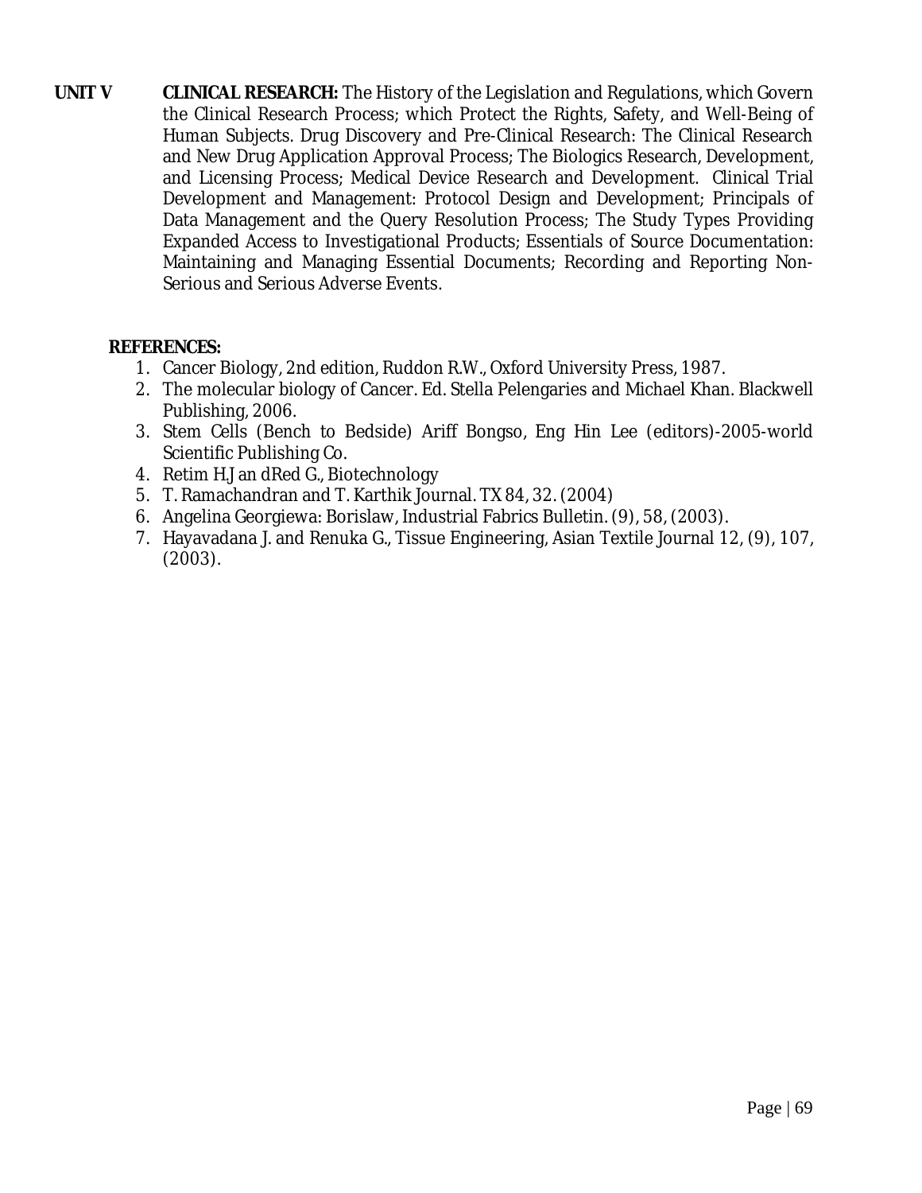**UNIT V** **CLINICAL RESEARCH:** The History of the Legislation and Regulations, which Govern the Clinical Research Process; which Protect the Rights, Safety, and Well-Being of Human Subjects. Drug Discovery and Pre-Clinical Research: The Clinical Research and New Drug Application Approval Process; The Biologics Research, Development, and Licensing Process; Medical Device Research and Development. Clinical Trial Development and Management: Protocol Design and Development; Principals of Data Management and the Query Resolution Process; The Study Types Providing Expanded Access to Investigational Products; Essentials of Source Documentation: Maintaining and Managing Essential Documents; Recording and Reporting Non-Serious and Serious Adverse Events.

**REFERENCES:**

1. Cancer Biology, 2nd edition, Ruddon R.W., Oxford University Press, 1987.
2. The molecular biology of Cancer. Ed. Stella Pelengaries and Michael Khan. Blackwell Publishing, 2006.
3. Stem Cells (Bench to Bedside) Ariff Bongso, Eng Hin Lee (editors)-2005-world Scientific Publishing Co.
4. Retim H,J an dRed G., Biotechnology
5. T. Ramachandran and T. Karthik Journal. TX 84, 32. (2004)
6. Angelina Georgiewa: Borislaw, Industrial Fabrics Bulletin. (9), 58, (2003).
7. Hayavadana J. and Renuka G., Tissue Engineering, Asian Textile Journal 12, (9), 107, (2003).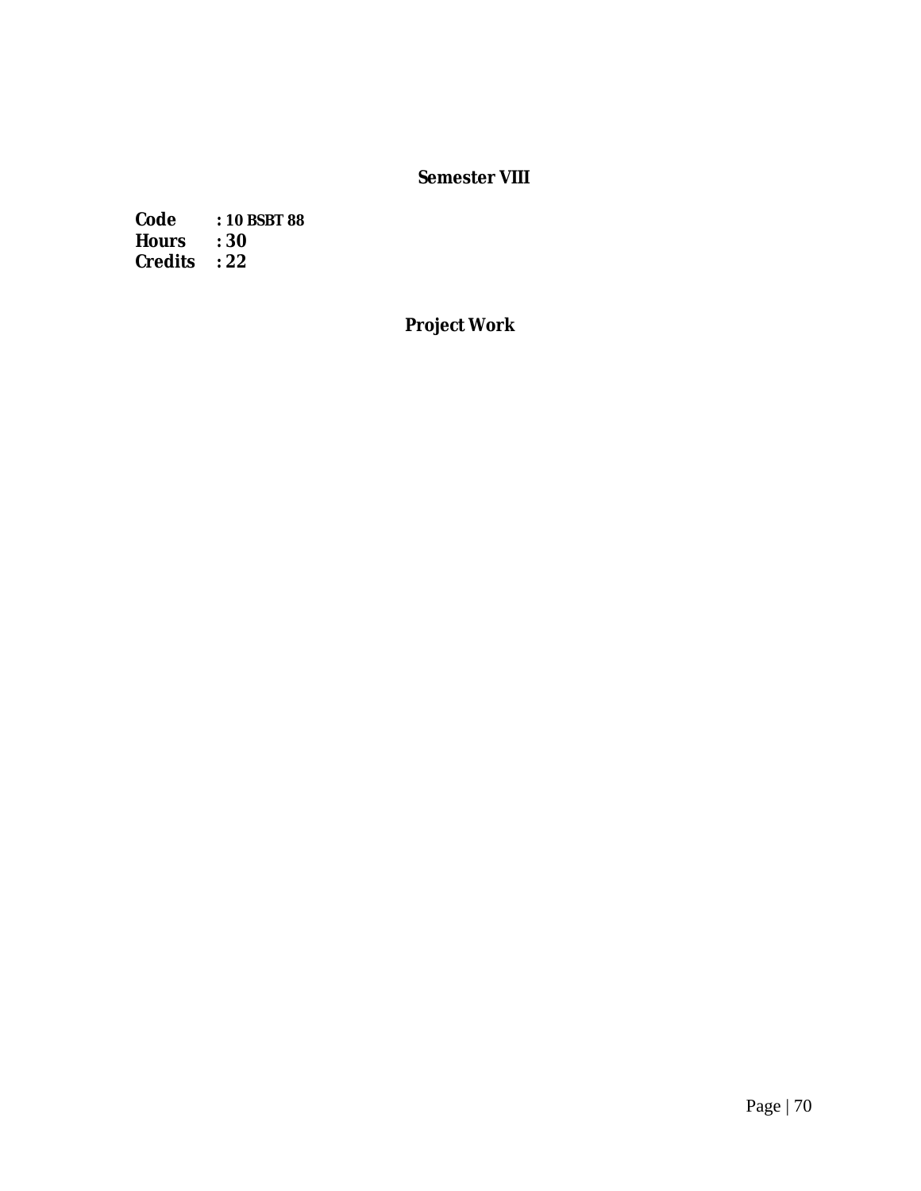## Semester VIII

**Code : 10 BSBT 88**
**Hours : 30**
**Credits : 22**

## Project Work